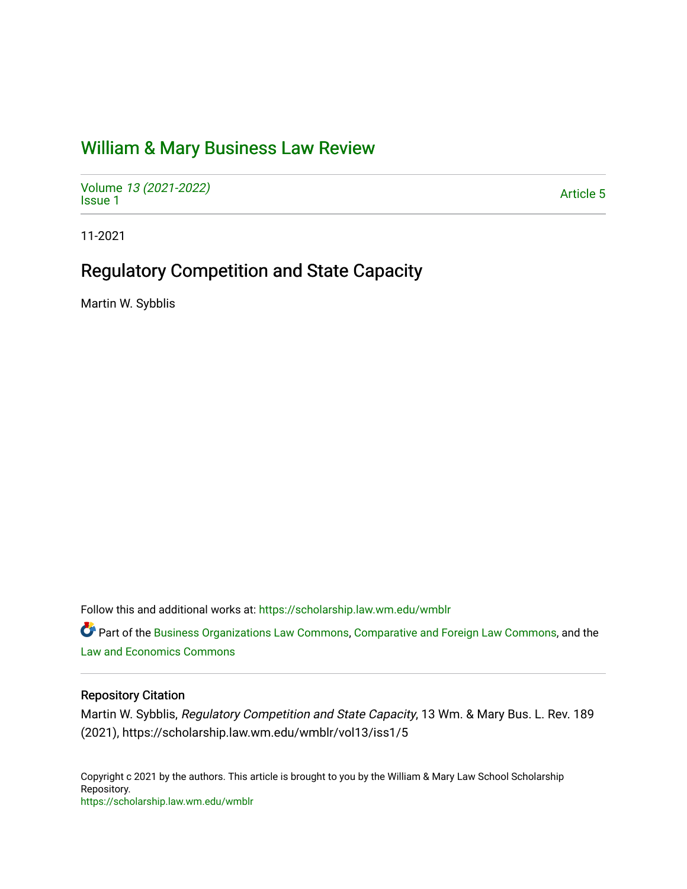# William & Mary Business Law Review

Volume 13 (2021-2022)
Issue 1

Article 5

11-2021

## Regulatory Competition and State Capacity

Martin W. Sybblis

Follow this and additional works at: https://scholarship.law.wm.edu/wmblr

Part of the Business Organizations Law Commons, Comparative and Foreign Law Commons, and the Law and Economics Commons

### Repository Citation

Martin W. Sybblis, *Regulatory Competition and State Capacity*, 13 Wm. & Mary Bus. L. Rev. 189 (2021), https://scholarship.law.wm.edu/wmblr/vol13/iss1/5

Copyright c 2021 by the authors. This article is brought to you by the William & Mary Law School Scholarship Repository.
https://scholarship.law.wm.edu/wmblr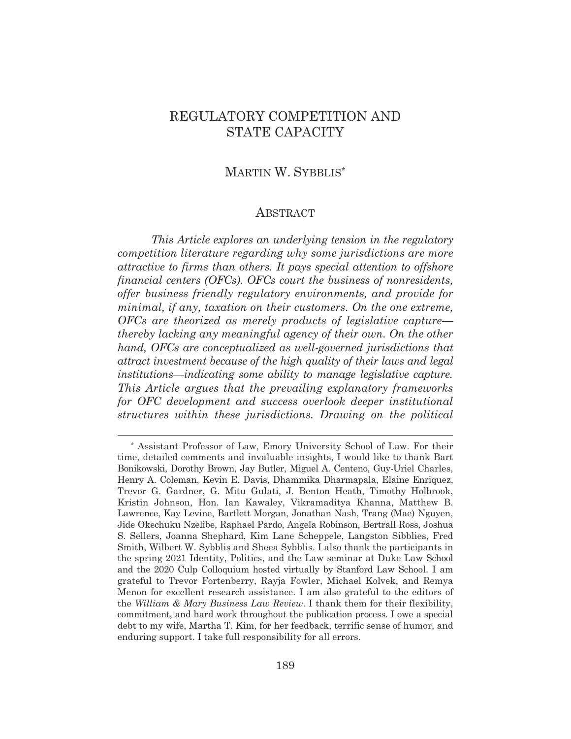# REGULATORY COMPETITION AND STATE CAPACITY

MARTIN W. SYBBLIS*

## ABSTRACT

*This Article explores an underlying tension in the regulatory competition literature regarding why some jurisdictions are more attractive to firms than others. It pays special attention to offshore financial centers (OFCs). OFCs court the business of nonresidents, offer business friendly regulatory environments, and provide for minimal, if any, taxation on their customers. On the one extreme, OFCs are theorized as merely products of legislative capture—thereby lacking any meaningful agency of their own. On the other hand, OFCs are conceptualized as well-governed jurisdictions that attract investment because of the high quality of their laws and legal institutions—indicating some ability to manage legislative capture. This Article argues that the prevailing explanatory frameworks for OFC development and success overlook deeper institutional structures within these jurisdictions. Drawing on the political*

---

\* Assistant Professor of Law, Emory University School of Law. For their time, detailed comments and invaluable insights, I would like to thank Bart Bonikowski, Dorothy Brown, Jay Butler, Miguel A. Centeno, Guy-Uriel Charles, Henry A. Coleman, Kevin E. Davis, Dhammika Dharmapala, Elaine Enriquez, Trevor G. Gardner, G. Mitu Gulati, J. Benton Heath, Timothy Holbrook, Kristin Johnson, Hon. Ian Kawaley, Vikramaditya Khanna, Matthew B. Lawrence, Kay Levine, Bartlett Morgan, Jonathan Nash, Trang (Mae) Nguyen, Jide Okechuku Nzelibe, Raphael Pardo, Angela Robinson, Bertrall Ross, Joshua S. Sellers, Joanna Shephard, Kim Lane Scheppele, Langston Sibblies, Fred Smith, Wilbert W. Sybblis and Sheea Sybblis. I also thank the participants in the spring 2021 Identity, Politics, and the Law seminar at Duke Law School and the 2020 Culp Colloquium hosted virtually by Stanford Law School. I am grateful to Trevor Fortenberry, Rayja Fowler, Michael Kolvek, and Remya Menon for excellent research assistance. I am also grateful to the editors of the *William & Mary Business Law Review*. I thank them for their flexibility, commitment, and hard work throughout the publication process. I owe a special debt to my wife, Martha T. Kim, for her feedback, terrific sense of humor, and enduring support. I take full responsibility for all errors.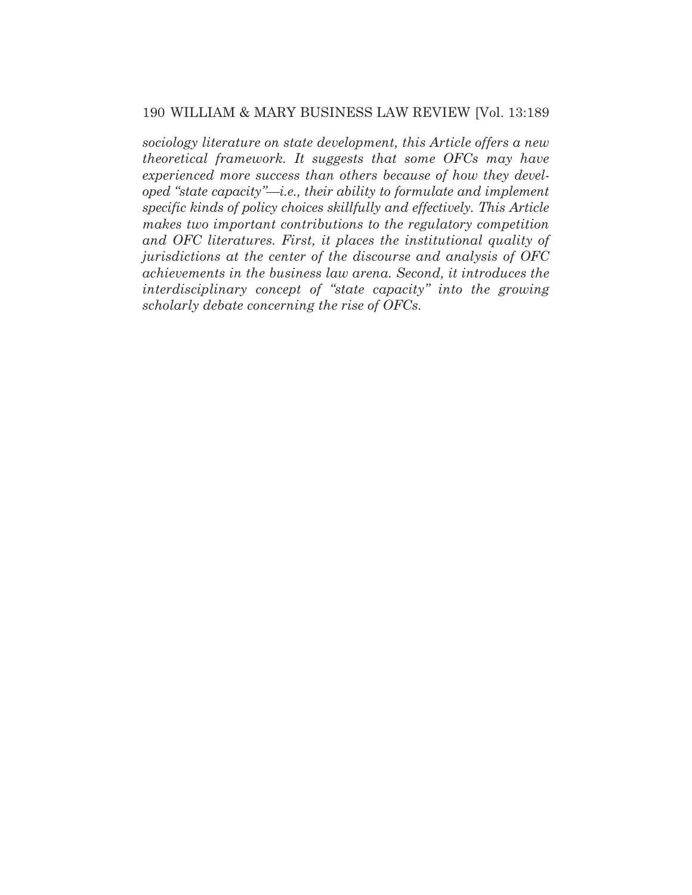*sociology literature on state development, this Article offers a new theoretical framework. It suggests that some OFCs may have experienced more success than others because of how they developed "state capacity"—i.e., their ability to formulate and implement specific kinds of policy choices skillfully and effectively. This Article makes two important contributions to the regulatory competition and OFC literatures. First, it places the institutional quality of jurisdictions at the center of the discourse and analysis of OFC achievements in the business law arena. Second, it introduces the interdisciplinary concept of "state capacity" into the growing scholarly debate concerning the rise of OFCs.*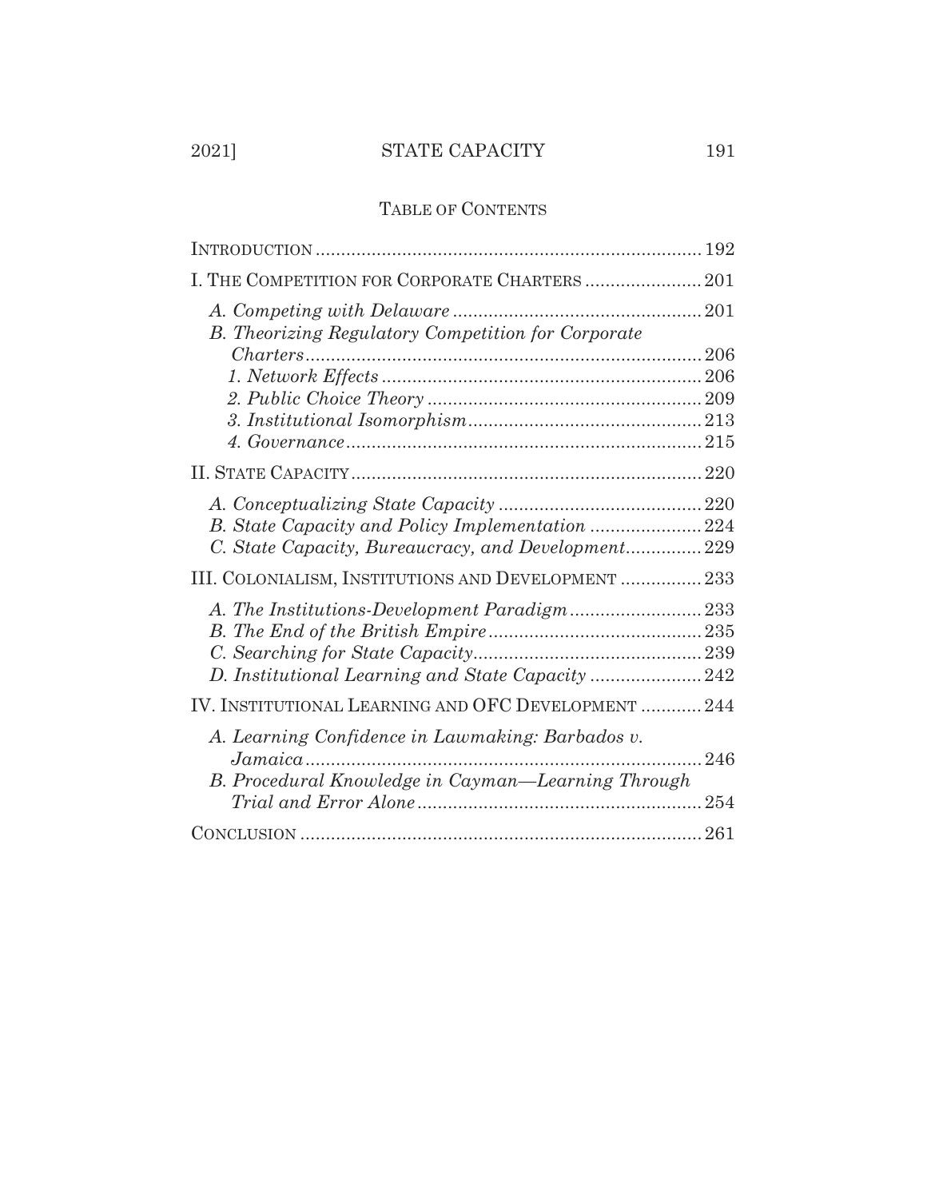## TABLE OF CONTENTS

INTRODUCTION ........................................................................... 192

I. THE COMPETITION FOR CORPORATE CHARTERS ....................... 201

- *A. Competing with Delaware* ................................................ 201
- *B. Theorizing Regulatory Competition for Corporate Charters* ............................................................................. 206
  - *1. Network Effects* .............................................................. 206
  - *2. Public Choice Theory* ..................................................... 209
  - *3. Institutional Isomorphism* ............................................. 213
  - *4. Governance* ..................................................................... 215

II. STATE CAPACITY ..................................................................... 220

- *A. Conceptualizing State Capacity* ....................................... 220
- *B. State Capacity and Policy Implementation* ...................... 224
- *C. State Capacity, Bureaucracy, and Development* ............... 229

III. COLONIALISM, INSTITUTIONS AND DEVELOPMENT ................ 233

- *A. The Institutions-Development Paradigm* .......................... 233
- *B. The End of the British Empire* .......................................... 235
- *C. Searching for State Capacity* ............................................ 239
- *D. Institutional Learning and State Capacity* ...................... 242

IV. INSTITUTIONAL LEARNING AND OFC DEVELOPMENT ............ 244

- *A. Learning Confidence in Lawmaking: Barbados v. Jamaica* ............................................................................. 246
- *B. Procedural Knowledge in Cayman—Learning Through Trial and Error Alone* ........................................................ 254

CONCLUSION .............................................................................. 261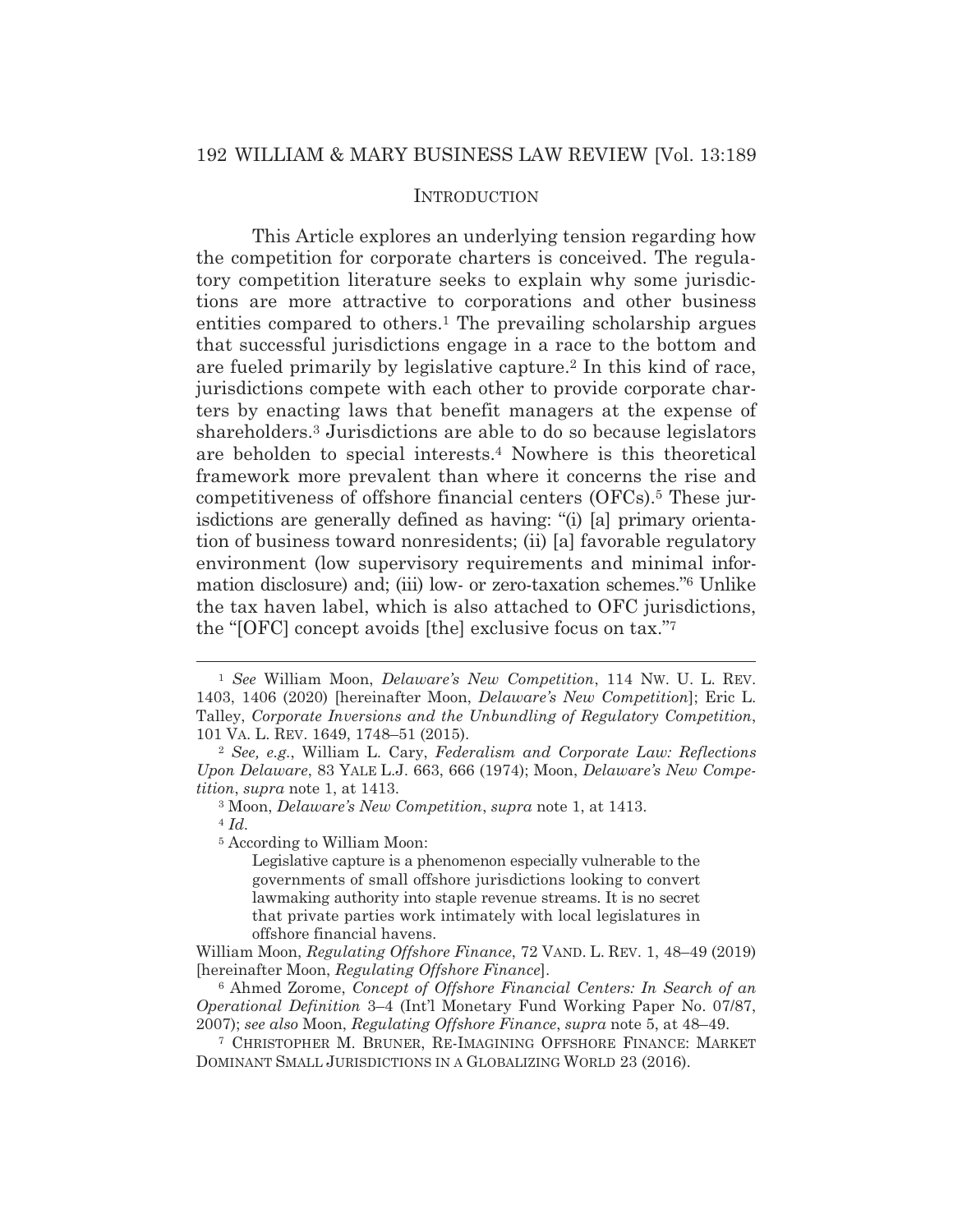## INTRODUCTION

This Article explores an underlying tension regarding how the competition for corporate charters is conceived. The regulatory competition literature seeks to explain why some jurisdictions are more attractive to corporations and other business entities compared to others.[1] The prevailing scholarship argues that successful jurisdictions engage in a race to the bottom and are fueled primarily by legislative capture.[2] In this kind of race, jurisdictions compete with each other to provide corporate charters by enacting laws that benefit managers at the expense of shareholders.[3] Jurisdictions are able to do so because legislators are beholden to special interests.[4] Nowhere is this theoretical framework more prevalent than where it concerns the rise and competitiveness of offshore financial centers (OFCs).[5] These jurisdictions are generally defined as having: "(i) [a] primary orientation of business toward nonresidents; (ii) [a] favorable regulatory environment (low supervisory requirements and minimal information disclosure) and; (iii) low- or zero-taxation schemes."[6] Unlike the tax haven label, which is also attached to OFC jurisdictions, the "[OFC] concept avoids [the] exclusive focus on tax."[7]

---

[1] *See* William Moon, *Delaware's New Competition*, 114 NW. U. L. REV. 1403, 1406 (2020) [hereinafter Moon, *Delaware's New Competition*]; Eric L. Talley, *Corporate Inversions and the Unbundling of Regulatory Competition*, 101 VA. L. REV. 1649, 1748–51 (2015).

[2] *See, e.g.*, William L. Cary, *Federalism and Corporate Law: Reflections Upon Delaware*, 83 YALE L.J. 663, 666 (1974); Moon, *Delaware's New Competition*, *supra* note 1, at 1413.

[3] Moon, *Delaware's New Competition*, *supra* note 1, at 1413.

[4] *Id.*

[5] According to William Moon:

> Legislative capture is a phenomenon especially vulnerable to the governments of small offshore jurisdictions looking to convert lawmaking authority into staple revenue streams. It is no secret that private parties work intimately with local legislatures in offshore financial havens.

William Moon, *Regulating Offshore Finance*, 72 VAND. L. REV. 1, 48–49 (2019) [hereinafter Moon, *Regulating Offshore Finance*].

[6] Ahmed Zorome, *Concept of Offshore Financial Centers: In Search of an Operational Definition* 3–4 (Int'l Monetary Fund Working Paper No. 07/87, 2007); *see also* Moon, *Regulating Offshore Finance*, *supra* note 5, at 48–49.

[7] CHRISTOPHER M. BRUNER, RE-IMAGINING OFFSHORE FINANCE: MARKET DOMINANT SMALL JURISDICTIONS IN A GLOBALIZING WORLD 23 (2016).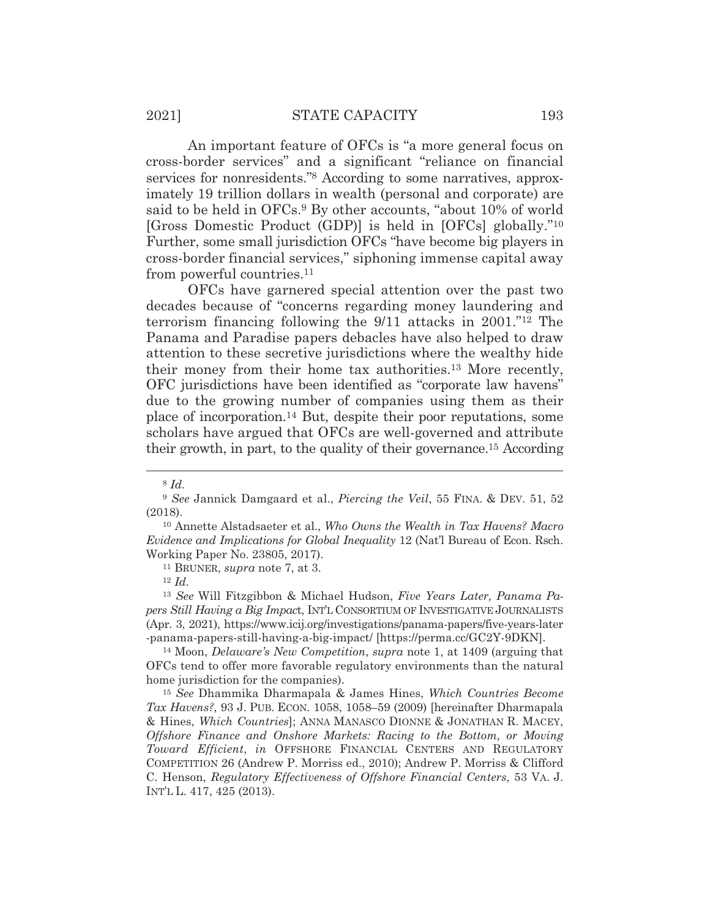An important feature of OFCs is "a more general focus on cross-border services" and a significant "reliance on financial services for nonresidents."[8] According to some narratives, approximately 19 trillion dollars in wealth (personal and corporate) are said to be held in OFCs.[9] By other accounts, "about 10% of world [Gross Domestic Product (GDP)] is held in [OFCs] globally."[10] Further, some small jurisdiction OFCs "have become big players in cross-border financial services," siphoning immense capital away from powerful countries.[11]

OFCs have garnered special attention over the past two decades because of "concerns regarding money laundering and terrorism financing following the 9/11 attacks in 2001."[12] The Panama and Paradise papers debacles have also helped to draw attention to these secretive jurisdictions where the wealthy hide their money from their home tax authorities.[13] More recently, OFC jurisdictions have been identified as "corporate law havens" due to the growing number of companies using them as their place of incorporation.[14] But, despite their poor reputations, some scholars have argued that OFCs are well-governed and attribute their growth, in part, to the quality of their governance.[15] According

---

[8] *Id.*

[9] *See* Jannick Damgaard et al., *Piercing the Veil*, 55 FINA. & DEV. 51, 52 (2018).

[10] Annette Alstadsaeter et al., *Who Owns the Wealth in Tax Havens? Macro Evidence and Implications for Global Inequality* 12 (Nat'l Bureau of Econ. Rsch. Working Paper No. 23805, 2017).

[11] BRUNER, *supra* note 7, at 3.

[12] *Id.*

[13] *See* Will Fitzgibbon & Michael Hudson, *Five Years Later, Panama Papers Still Having a Big Impact*, INT'L CONSORTIUM OF INVESTIGATIVE JOURNALISTS (Apr. 3, 2021), https://www.icij.org/investigations/panama-papers/five-years-later-panama-papers-still-having-a-big-impact/ [https://perma.cc/GC2Y-9DKN].

[14] Moon, *Delaware's New Competition*, *supra* note 1, at 1409 (arguing that OFCs tend to offer more favorable regulatory environments than the natural home jurisdiction for the companies).

[15] *See* Dhammika Dharmapala & James Hines, *Which Countries Become Tax Havens?*, 93 J. PUB. ECON. 1058, 1058–59 (2009) [hereinafter Dharmapala & Hines, *Which Countries*]; ANNA MANASCO DIONNE & JONATHAN R. MACEY, *Offshore Finance and Onshore Markets: Racing to the Bottom, or Moving Toward Efficient*, *in* OFFSHORE FINANCIAL CENTERS AND REGULATORY COMPETITION 26 (Andrew P. Morriss ed., 2010); Andrew P. Morriss & Clifford C. Henson, *Regulatory Effectiveness of Offshore Financial Centers*, 53 VA. J. INT'L L. 417, 425 (2013).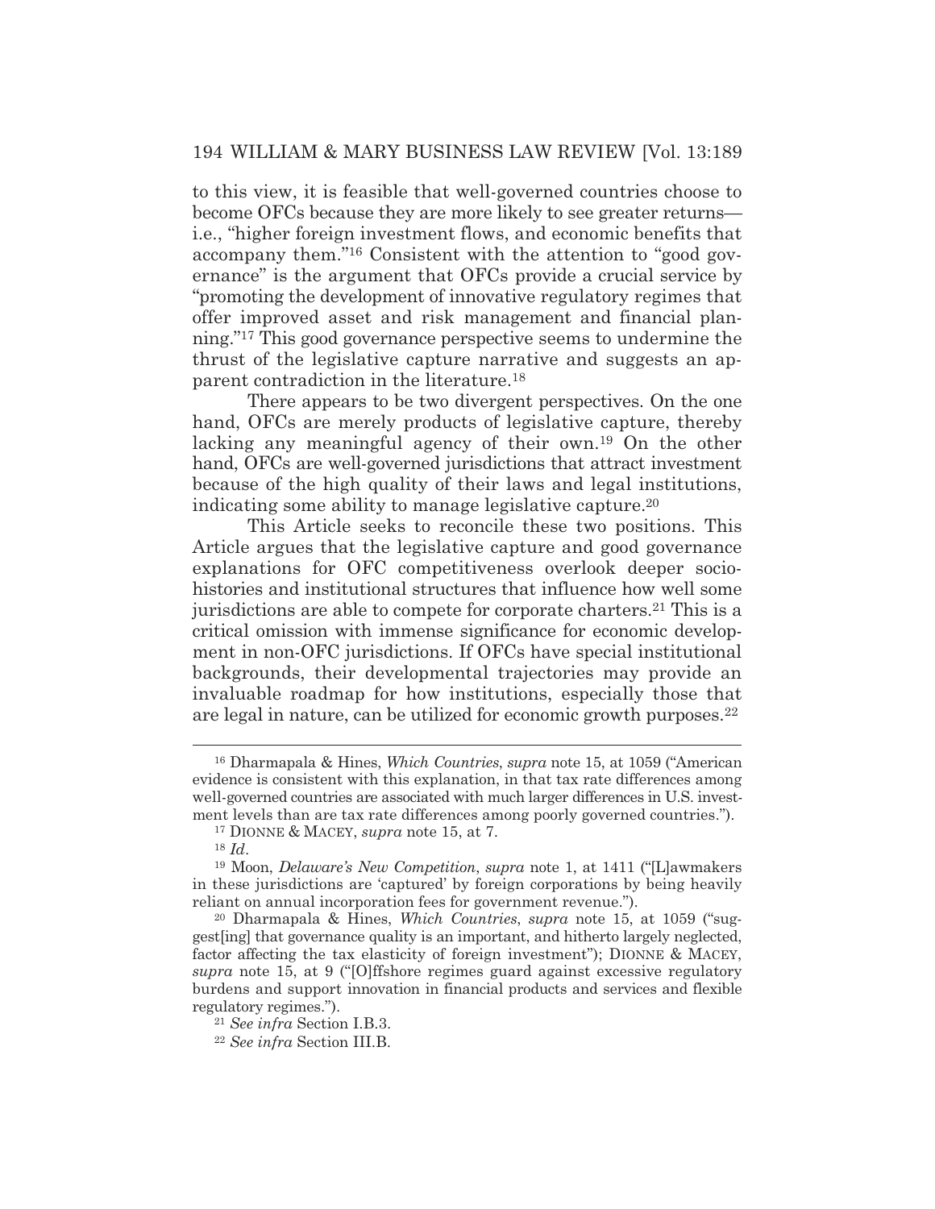to this view, it is feasible that well-governed countries choose to become OFCs because they are more likely to see greater returns—i.e., "higher foreign investment flows, and economic benefits that accompany them."[16] Consistent with the attention to "good governance" is the argument that OFCs provide a crucial service by "promoting the development of innovative regulatory regimes that offer improved asset and risk management and financial planning."[17] This good governance perspective seems to undermine the thrust of the legislative capture narrative and suggests an apparent contradiction in the literature.[18]

There appears to be two divergent perspectives. On the one hand, OFCs are merely products of legislative capture, thereby lacking any meaningful agency of their own.[19] On the other hand, OFCs are well-governed jurisdictions that attract investment because of the high quality of their laws and legal institutions, indicating some ability to manage legislative capture.[20]

This Article seeks to reconcile these two positions. This Article argues that the legislative capture and good governance explanations for OFC competitiveness overlook deeper socio-histories and institutional structures that influence how well some jurisdictions are able to compete for corporate charters.[21] This is a critical omission with immense significance for economic development in non-OFC jurisdictions. If OFCs have special institutional backgrounds, their developmental trajectories may provide an invaluable roadmap for how institutions, especially those that are legal in nature, can be utilized for economic growth purposes.[22]

---

[16] Dharmapala & Hines, *Which Countries*, *supra* note 15, at 1059 ("American evidence is consistent with this explanation, in that tax rate differences among well-governed countries are associated with much larger differences in U.S. investment levels than are tax rate differences among poorly governed countries.").

[17] DIONNE & MACEY, *supra* note 15, at 7.

[18] *Id*.

[19] Moon, *Delaware's New Competition*, *supra* note 1, at 1411 ("[L]awmakers in these jurisdictions are 'captured' by foreign corporations by being heavily reliant on annual incorporation fees for government revenue.").

[20] Dharmapala & Hines, *Which Countries*, *supra* note 15, at 1059 ("suggest[ing] that governance quality is an important, and hitherto largely neglected, factor affecting the tax elasticity of foreign investment"); DIONNE & MACEY, *supra* note 15, at 9 ("[O]ffshore regimes guard against excessive regulatory burdens and support innovation in financial products and services and flexible regulatory regimes.").

[21] *See infra* Section I.B.3.

[22] *See infra* Section III.B.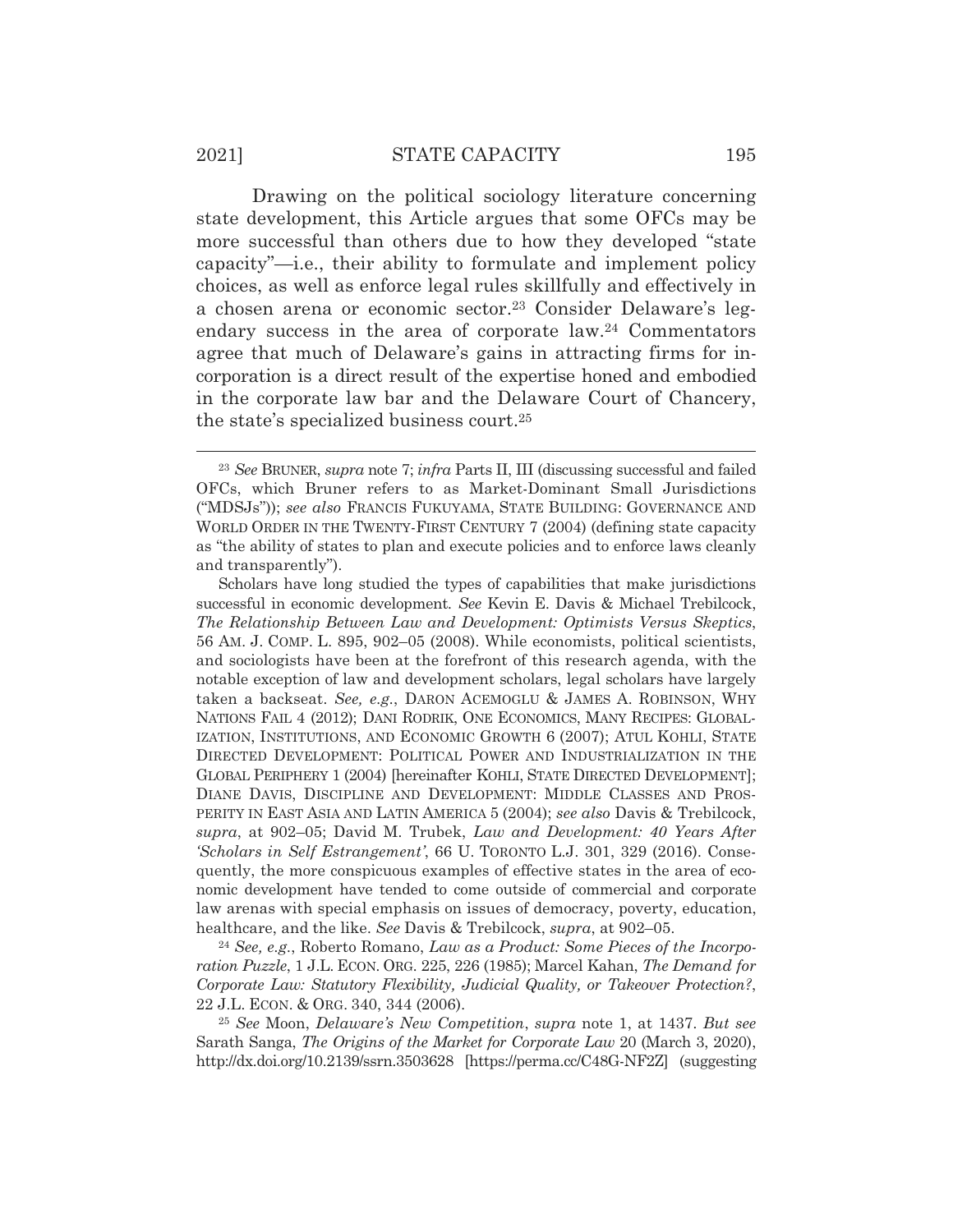Drawing on the political sociology literature concerning state development, this Article argues that some OFCs may be more successful than others due to how they developed "state capacity"—i.e., their ability to formulate and implement policy choices, as well as enforce legal rules skillfully and effectively in a chosen arena or economic sector.[23] Consider Delaware's legendary success in the area of corporate law.[24] Commentators agree that much of Delaware's gains in attracting firms for incorporation is a direct result of the expertise honed and embodied in the corporate law bar and the Delaware Court of Chancery, the state's specialized business court.[25]

---

[23] *See* BRUNER, *supra* note 7; *infra* Parts II, III (discussing successful and failed OFCs, which Bruner refers to as Market-Dominant Small Jurisdictions ("MDSJs")); *see also* FRANCIS FUKUYAMA, STATE BUILDING: GOVERNANCE AND WORLD ORDER IN THE TWENTY-FIRST CENTURY 7 (2004) (defining state capacity as "the ability of states to plan and execute policies and to enforce laws cleanly and transparently").

Scholars have long studied the types of capabilities that make jurisdictions successful in economic development. *See* Kevin E. Davis & Michael Trebilcock, *The Relationship Between Law and Development: Optimists Versus Skeptics*, 56 AM. J. COMP. L. 895, 902–05 (2008). While economists, political scientists, and sociologists have been at the forefront of this research agenda, with the notable exception of law and development scholars, legal scholars have largely taken a backseat. *See, e.g.*, DARON ACEMOGLU & JAMES A. ROBINSON, WHY NATIONS FAIL 4 (2012); DANI RODRIK, ONE ECONOMICS, MANY RECIPES: GLOBALIZATION, INSTITUTIONS, AND ECONOMIC GROWTH 6 (2007); ATUL KOHLI, STATE DIRECTED DEVELOPMENT: POLITICAL POWER AND INDUSTRIALIZATION IN THE GLOBAL PERIPHERY 1 (2004) [hereinafter KOHLI, STATE DIRECTED DEVELOPMENT]; DIANE DAVIS, DISCIPLINE AND DEVELOPMENT: MIDDLE CLASSES AND PROSPERITY IN EAST ASIA AND LATIN AMERICA 5 (2004); *see also* Davis & Trebilcock, *supra*, at 902–05; David M. Trubek, *Law and Development: 40 Years After 'Scholars in Self Estrangement'*, 66 U. TORONTO L.J. 301, 329 (2016). Consequently, the more conspicuous examples of effective states in the area of economic development have tended to come outside of commercial and corporate law arenas with special emphasis on issues of democracy, poverty, education, healthcare, and the like. *See* Davis & Trebilcock, *supra*, at 902–05.

[24] *See, e.g.*, Roberto Romano, *Law as a Product: Some Pieces of the Incorporation Puzzle*, 1 J.L. ECON. ORG. 225, 226 (1985); Marcel Kahan, *The Demand for Corporate Law: Statutory Flexibility, Judicial Quality, or Takeover Protection?*, 22 J.L. ECON. & ORG. 340, 344 (2006).

[25] *See* Moon, *Delaware's New Competition*, *supra* note 1, at 1437. *But see* Sarath Sanga, *The Origins of the Market for Corporate Law* 20 (March 3, 2020), http://dx.doi.org/10.2139/ssrn.3503628 [https://perma.cc/C48G-NF2Z] (suggesting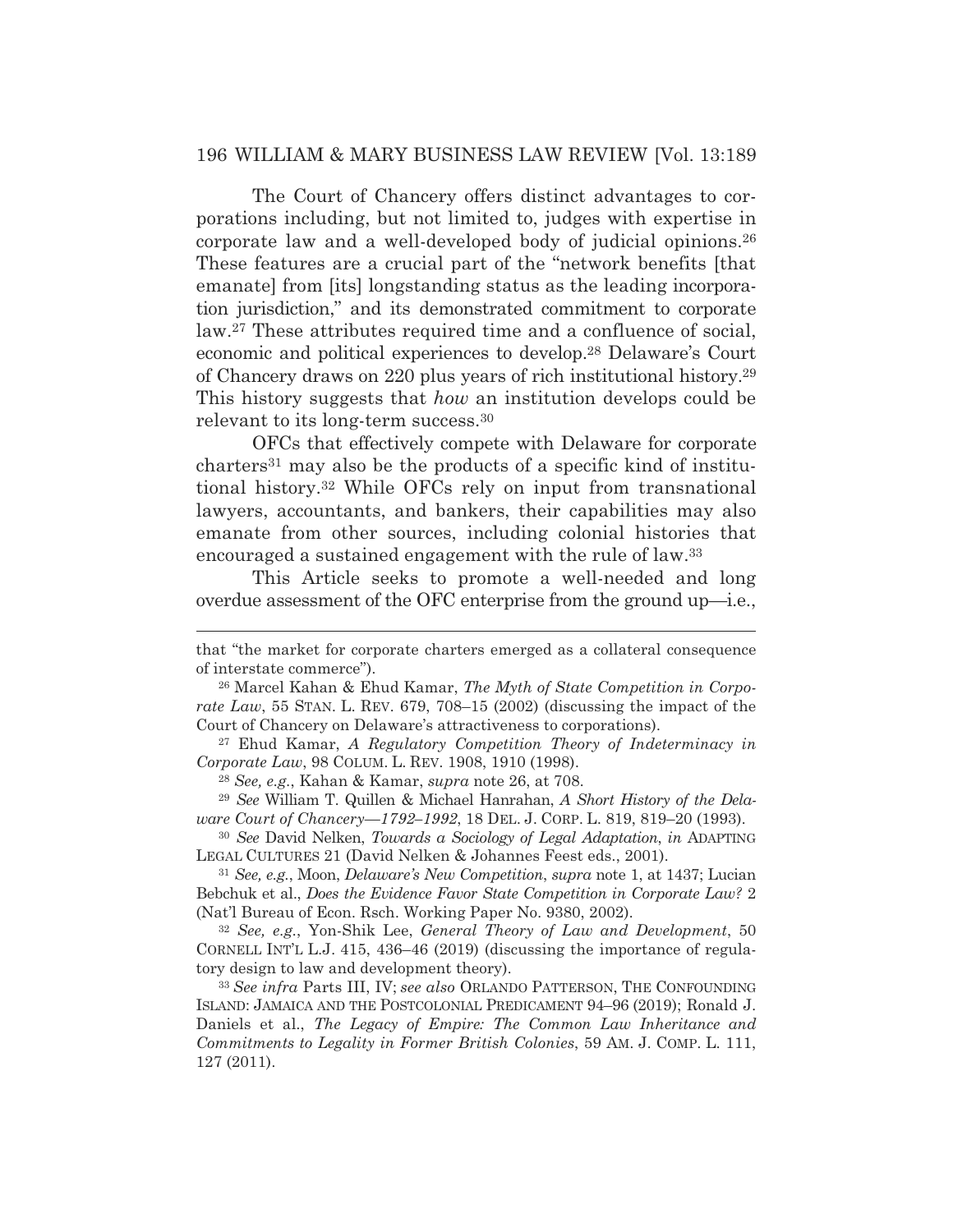The Court of Chancery offers distinct advantages to corporations including, but not limited to, judges with expertise in corporate law and a well-developed body of judicial opinions.[26] These features are a crucial part of the "network benefits [that emanate] from [its] longstanding status as the leading incorporation jurisdiction," and its demonstrated commitment to corporate law.[27] These attributes required time and a confluence of social, economic and political experiences to develop.[28] Delaware's Court of Chancery draws on 220 plus years of rich institutional history.[29] This history suggests that *how* an institution develops could be relevant to its long-term success.[30]

OFCs that effectively compete with Delaware for corporate charters[31] may also be the products of a specific kind of institutional history.[32] While OFCs rely on input from transnational lawyers, accountants, and bankers, their capabilities may also emanate from other sources, including colonial histories that encouraged a sustained engagement with the rule of law.[33]

This Article seeks to promote a well-needed and long overdue assessment of the OFC enterprise from the ground up—i.e.,

---

that "the market for corporate charters emerged as a collateral consequence of interstate commerce").

[26] Marcel Kahan & Ehud Kamar, *The Myth of State Competition in Corporate Law*, 55 STAN. L. REV. 679, 708–15 (2002) (discussing the impact of the Court of Chancery on Delaware's attractiveness to corporations).

[27] Ehud Kamar, *A Regulatory Competition Theory of Indeterminacy in Corporate Law*, 98 COLUM. L. REV. 1908, 1910 (1998).

[28] *See, e.g.*, Kahan & Kamar, *supra* note 26, at 708.

[29] *See* William T. Quillen & Michael Hanrahan, *A Short History of the Delaware Court of Chancery—1792–1992*, 18 DEL. J. CORP. L. 819, 819–20 (1993).

[30] *See* David Nelken, *Towards a Sociology of Legal Adaptation*, *in* ADAPTING LEGAL CULTURES 21 (David Nelken & Johannes Feest eds., 2001).

[31] *See, e.g.*, Moon, *Delaware's New Competition*, *supra* note 1, at 1437; Lucian Bebchuk et al., *Does the Evidence Favor State Competition in Corporate Law?* 2 (Nat'l Bureau of Econ. Rsch. Working Paper No. 9380, 2002).

[32] *See, e.g.*, Yon-Shik Lee, *General Theory of Law and Development*, 50 CORNELL INT'L L.J. 415, 436–46 (2019) (discussing the importance of regulatory design to law and development theory).

[33] *See infra* Parts III, IV; *see also* ORLANDO PATTERSON, THE CONFOUNDING ISLAND: JAMAICA AND THE POSTCOLONIAL PREDICAMENT 94–96 (2019); Ronald J. Daniels et al., *The Legacy of Empire: The Common Law Inheritance and Commitments to Legality in Former British Colonies*, 59 AM. J. COMP. L. 111, 127 (2011).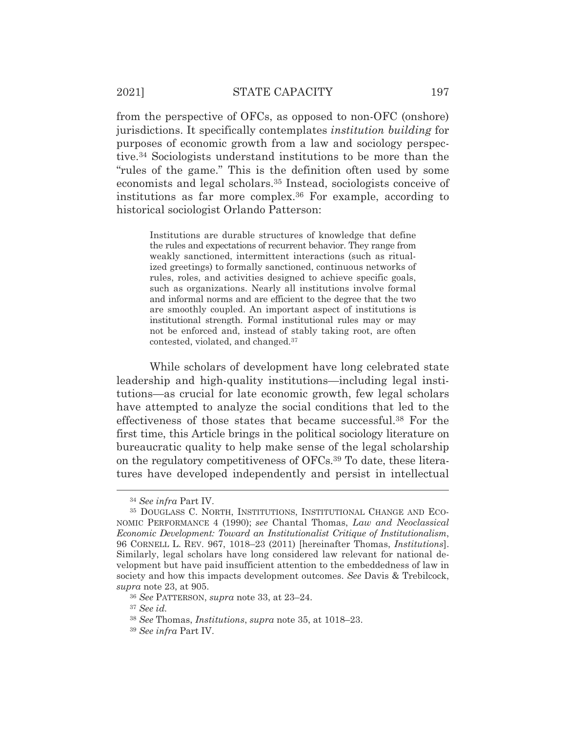from the perspective of OFCs, as opposed to non-OFC (onshore) jurisdictions. It specifically contemplates *institution building* for purposes of economic growth from a law and sociology perspective.[34] Sociologists understand institutions to be more than the "rules of the game." This is the definition often used by some economists and legal scholars.[35] Instead, sociologists conceive of institutions as far more complex.[36] For example, according to historical sociologist Orlando Patterson:

> Institutions are durable structures of knowledge that define the rules and expectations of recurrent behavior. They range from weakly sanctioned, intermittent interactions (such as ritualized greetings) to formally sanctioned, continuous networks of rules, roles, and activities designed to achieve specific goals, such as organizations. Nearly all institutions involve formal and informal norms and are efficient to the degree that the two are smoothly coupled. An important aspect of institutions is institutional strength. Formal institutional rules may or may not be enforced and, instead of stably taking root, are often contested, violated, and changed.[37]

While scholars of development have long celebrated state leadership and high-quality institutions—including legal institutions—as crucial for late economic growth, few legal scholars have attempted to analyze the social conditions that led to the effectiveness of those states that became successful.[38] For the first time, this Article brings in the political sociology literature on bureaucratic quality to help make sense of the legal scholarship on the regulatory competitiveness of OFCs.[39] To date, these literatures have developed independently and persist in intellectual

---

[34] *See infra* Part IV.

[35] DOUGLASS C. NORTH, INSTITUTIONS, INSTITUTIONAL CHANGE AND ECONOMIC PERFORMANCE 4 (1990); *see* Chantal Thomas, *Law and Neoclassical Economic Development: Toward an Institutionalist Critique of Institutionalism*, 96 CORNELL L. REV. 967, 1018–23 (2011) [hereinafter Thomas, *Institutions*]. Similarly, legal scholars have long considered law relevant for national development but have paid insufficient attention to the embeddedness of law in society and how this impacts development outcomes. *See* Davis & Trebilcock, *supra* note 23, at 905.

[36] *See* PATTERSON, *supra* note 33, at 23–24.

[37] *See id.*

[38] *See* Thomas, *Institutions*, *supra* note 35, at 1018–23.

[39] *See infra* Part IV.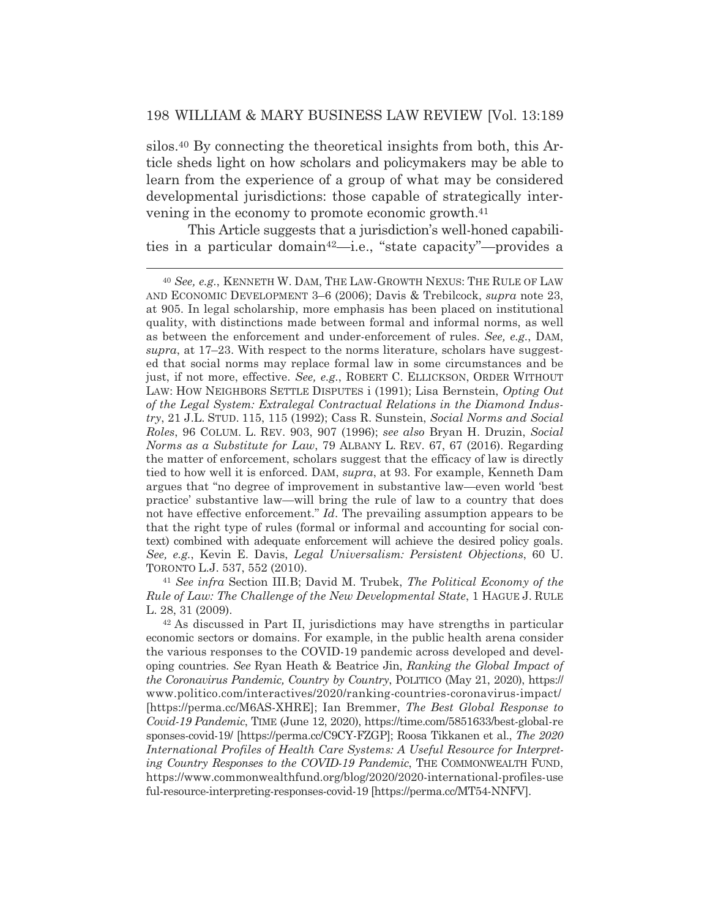silos.[40] By connecting the theoretical insights from both, this Article sheds light on how scholars and policymakers may be able to learn from the experience of a group of what may be considered developmental jurisdictions: those capable of strategically intervening in the economy to promote economic growth.[41]

This Article suggests that a jurisdiction's well-honed capabilities in a particular domain[42]—i.e., "state capacity"—provides a

---

[40] *See, e.g.*, KENNETH W. DAM, THE LAW-GROWTH NEXUS: THE RULE OF LAW AND ECONOMIC DEVELOPMENT 3–6 (2006); Davis & Trebilcock, *supra* note 23, at 905. In legal scholarship, more emphasis has been placed on institutional quality, with distinctions made between formal and informal norms, as well as between the enforcement and under-enforcement of rules. *See, e.g.*, DAM, *supra*, at 17–23. With respect to the norms literature, scholars have suggested that social norms may replace formal law in some circumstances and be just, if not more, effective. *See, e.g.*, ROBERT C. ELLICKSON, ORDER WITHOUT LAW: HOW NEIGHBORS SETTLE DISPUTES i (1991); Lisa Bernstein, *Opting Out of the Legal System: Extralegal Contractual Relations in the Diamond Industry*, 21 J.L. STUD. 115, 115 (1992); Cass R. Sunstein, *Social Norms and Social Roles*, 96 COLUM. L. REV. 903, 907 (1996); *see also* Bryan H. Druzin, *Social Norms as a Substitute for Law*, 79 ALBANY L. REV. 67, 67 (2016). Regarding the matter of enforcement, scholars suggest that the efficacy of law is directly tied to how well it is enforced. DAM, *supra*, at 93. For example, Kenneth Dam argues that "no degree of improvement in substantive law—even world 'best practice' substantive law—will bring the rule of law to a country that does not have effective enforcement." *Id*. The prevailing assumption appears to be that the right type of rules (formal or informal and accounting for social context) combined with adequate enforcement will achieve the desired policy goals. *See, e.g.*, Kevin E. Davis, *Legal Universalism: Persistent Objections*, 60 U. TORONTO L.J. 537, 552 (2010).

[41] *See infra* Section III.B; David M. Trubek, *The Political Economy of the Rule of Law: The Challenge of the New Developmental State*, 1 HAGUE J. RULE L. 28, 31 (2009).

[42] As discussed in Part II, jurisdictions may have strengths in particular economic sectors or domains. For example, in the public health arena consider the various responses to the COVID-19 pandemic across developed and developing countries. *See* Ryan Heath & Beatrice Jin, *Ranking the Global Impact of the Coronavirus Pandemic, Country by Country*, POLITICO (May 21, 2020), https://www.politico.com/interactives/2020/ranking-countries-coronavirus-impact/ [https://perma.cc/M6AS-XHRE]; Ian Bremmer, *The Best Global Response to Covid-19 Pandemic*, TIME (June 12, 2020), https://time.com/5851633/best-global-responses-covid-19/ [https://perma.cc/C9CY-FZGP]; Roosa Tikkanen et al., *The 2020 International Profiles of Health Care Systems: A Useful Resource for Interpreting Country Responses to the COVID-19 Pandemic*, THE COMMONWEALTH FUND, https://www.commonwealthfund.org/blog/2020/2020-international-profiles-useful-resource-interpreting-responses-covid-19 [https://perma.cc/MT54-NNFV].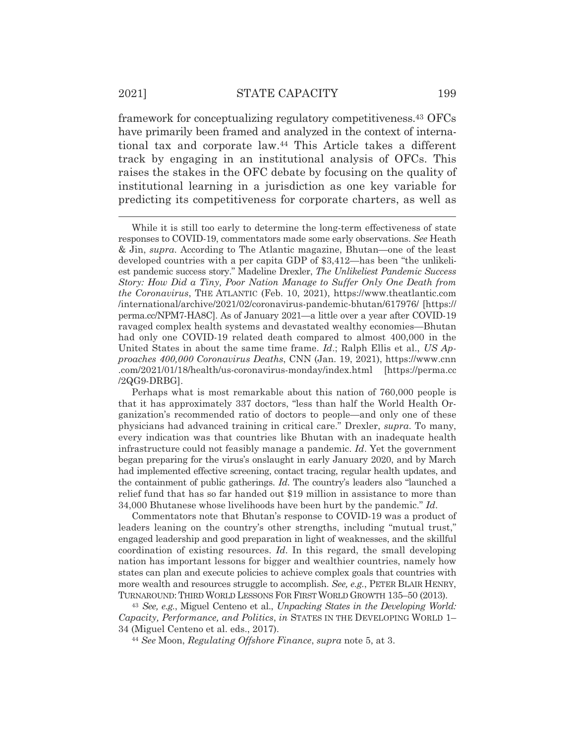framework for conceptualizing regulatory competitiveness.[43] OFCs have primarily been framed and analyzed in the context of international tax and corporate law.[44] This Article takes a different track by engaging in an institutional analysis of OFCs. This raises the stakes in the OFC debate by focusing on the quality of institutional learning in a jurisdiction as one key variable for predicting its competitiveness for corporate charters, as well as

---

While it is still too early to determine the long-term effectiveness of state responses to COVID-19, commentators made some early observations. *See* Heath & Jin, *supra*. According to The Atlantic magazine, Bhutan—one of the least developed countries with a per capita GDP of $3,412—has been "the unlikeliest pandemic success story." Madeline Drexler, *The Unlikeliest Pandemic Success Story: How Did a Tiny, Poor Nation Manage to Suffer Only One Death from the Coronavirus*, THE ATLANTIC (Feb. 10, 2021), https://www.theatlantic.com/international/archive/2021/02/coronavirus-pandemic-bhutan/617976/ [https://perma.cc/NPM7-HA8C]. As of January 2021—a little over a year after COVID-19 ravaged complex health systems and devastated wealthy economies—Bhutan had only one COVID-19 related death compared to almost 400,000 in the United States in about the same time frame. *Id*.; Ralph Ellis et al., *US Approaches 400,000 Coronavirus Deaths*, CNN (Jan. 19, 2021), https://www.cnn.com/2021/01/18/health/us-coronavirus-monday/index.html [https://perma.cc/2QG9-DRBG].

Perhaps what is most remarkable about this nation of 760,000 people is that it has approximately 337 doctors, "less than half the World Health Organization's recommended ratio of doctors to people—and only one of these physicians had advanced training in critical care." Drexler, *supra*. To many, every indication was that countries like Bhutan with an inadequate health infrastructure could not feasibly manage a pandemic. *Id*. Yet the government began preparing for the virus's onslaught in early January 2020, and by March had implemented effective screening, contact tracing, regular health updates, and the containment of public gatherings. *Id*. The country's leaders also "launched a relief fund that has so far handed out $19 million in assistance to more than 34,000 Bhutanese whose livelihoods have been hurt by the pandemic." *Id*.

Commentators note that Bhutan's response to COVID-19 was a product of leaders leaning on the country's other strengths, including "mutual trust," engaged leadership and good preparation in light of weaknesses, and the skillful coordination of existing resources. *Id*. In this regard, the small developing nation has important lessons for bigger and wealthier countries, namely how states can plan and execute policies to achieve complex goals that countries with more wealth and resources struggle to accomplish. *See, e.g.*, PETER BLAIR HENRY, TURNAROUND: THIRD WORLD LESSONS FOR FIRST WORLD GROWTH 135–50 (2013).

[43] *See, e.g.*, Miguel Centeno et al., *Unpacking States in the Developing World: Capacity, Performance, and Politics*, *in* STATES IN THE DEVELOPING WORLD 1–34 (Miguel Centeno et al. eds., 2017).

[44] *See* Moon, *Regulating Offshore Finance*, *supra* note 5, at 3.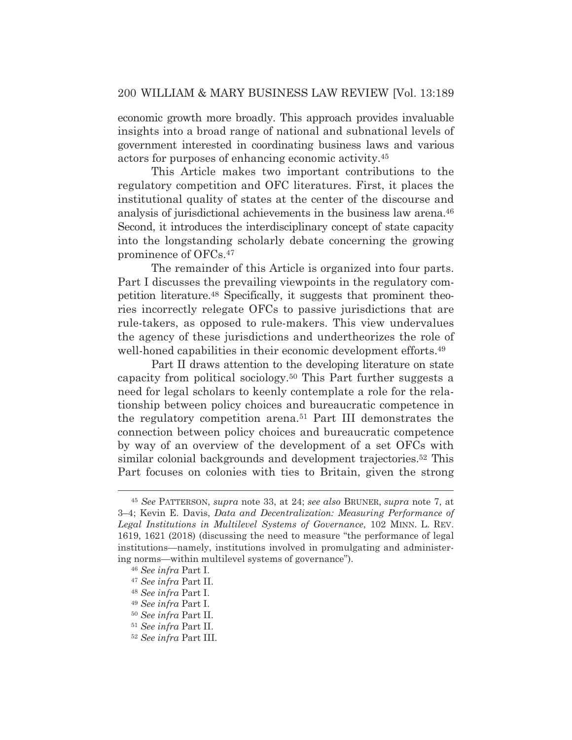economic growth more broadly. This approach provides invaluable insights into a broad range of national and subnational levels of government interested in coordinating business laws and various actors for purposes of enhancing economic activity.[45]

This Article makes two important contributions to the regulatory competition and OFC literatures. First, it places the institutional quality of states at the center of the discourse and analysis of jurisdictional achievements in the business law arena.[46] Second, it introduces the interdisciplinary concept of state capacity into the longstanding scholarly debate concerning the growing prominence of OFCs.[47]

The remainder of this Article is organized into four parts. Part I discusses the prevailing viewpoints in the regulatory competition literature.[48] Specifically, it suggests that prominent theories incorrectly relegate OFCs to passive jurisdictions that are rule-takers, as opposed to rule-makers. This view undervalues the agency of these jurisdictions and undertheorizes the role of well-honed capabilities in their economic development efforts.[49]

Part II draws attention to the developing literature on state capacity from political sociology.[50] This Part further suggests a need for legal scholars to keenly contemplate a role for the relationship between policy choices and bureaucratic competence in the regulatory competition arena.[51] Part III demonstrates the connection between policy choices and bureaucratic competence by way of an overview of the development of a set OFCs with similar colonial backgrounds and development trajectories.[52] This Part focuses on colonies with ties to Britain, given the strong

---

[45] *See* PATTERSON, *supra* note 33, at 24; *see also* BRUNER, *supra* note 7, at 3–4; Kevin E. Davis, *Data and Decentralization: Measuring Performance of Legal Institutions in Multilevel Systems of Governance*, 102 MINN. L. REV. 1619, 1621 (2018) (discussing the need to measure "the performance of legal institutions—namely, institutions involved in promulgating and administering norms—within multilevel systems of governance").

[46] *See infra* Part I.

[47] *See infra* Part II.

[48] *See infra* Part I.

[49] *See infra* Part I.

[50] *See infra* Part II.

[51] *See infra* Part II.

[52] *See infra* Part III.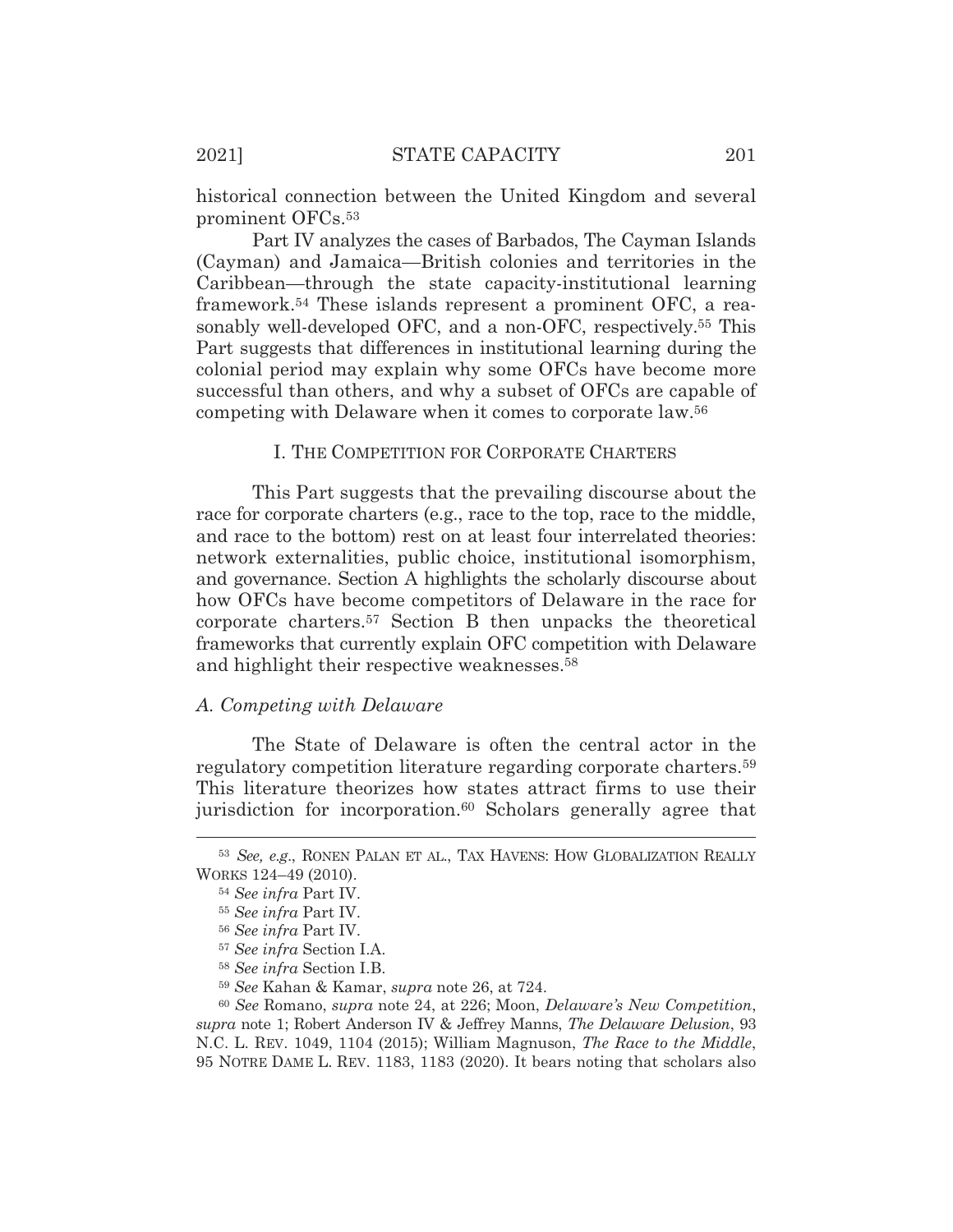historical connection between the United Kingdom and several prominent OFCs.[53]

Part IV analyzes the cases of Barbados, The Cayman Islands (Cayman) and Jamaica—British colonies and territories in the Caribbean—through the state capacity-institutional learning framework.[54] These islands represent a prominent OFC, a reasonably well-developed OFC, and a non-OFC, respectively.[55] This Part suggests that differences in institutional learning during the colonial period may explain why some OFCs have become more successful than others, and why a subset of OFCs are capable of competing with Delaware when it comes to corporate law.[56]

## I. THE COMPETITION FOR CORPORATE CHARTERS

This Part suggests that the prevailing discourse about the race for corporate charters (e.g., race to the top, race to the middle, and race to the bottom) rest on at least four interrelated theories: network externalities, public choice, institutional isomorphism, and governance. Section A highlights the scholarly discourse about how OFCs have become competitors of Delaware in the race for corporate charters.[57] Section B then unpacks the theoretical frameworks that currently explain OFC competition with Delaware and highlight their respective weaknesses.[58]

### *A. Competing with Delaware*

The State of Delaware is often the central actor in the regulatory competition literature regarding corporate charters.[59] This literature theorizes how states attract firms to use their jurisdiction for incorporation.[60] Scholars generally agree that

---

[53] *See, e.g.*, RONEN PALAN ET AL., TAX HAVENS: HOW GLOBALIZATION REALLY WORKS 124–49 (2010).

[54] *See infra* Part IV.

[55] *See infra* Part IV.

[56] *See infra* Part IV.

[57] *See infra* Section I.A.

[58] *See infra* Section I.B.

[59] *See* Kahan & Kamar, *supra* note 26, at 724.

[60] *See* Romano, *supra* note 24, at 226; Moon, *Delaware's New Competition*, *supra* note 1; Robert Anderson IV & Jeffrey Manns, *The Delaware Delusion*, 93 N.C. L. REV. 1049, 1104 (2015); William Magnuson, *The Race to the Middle*, 95 NOTRE DAME L. REV. 1183, 1183 (2020). It bears noting that scholars also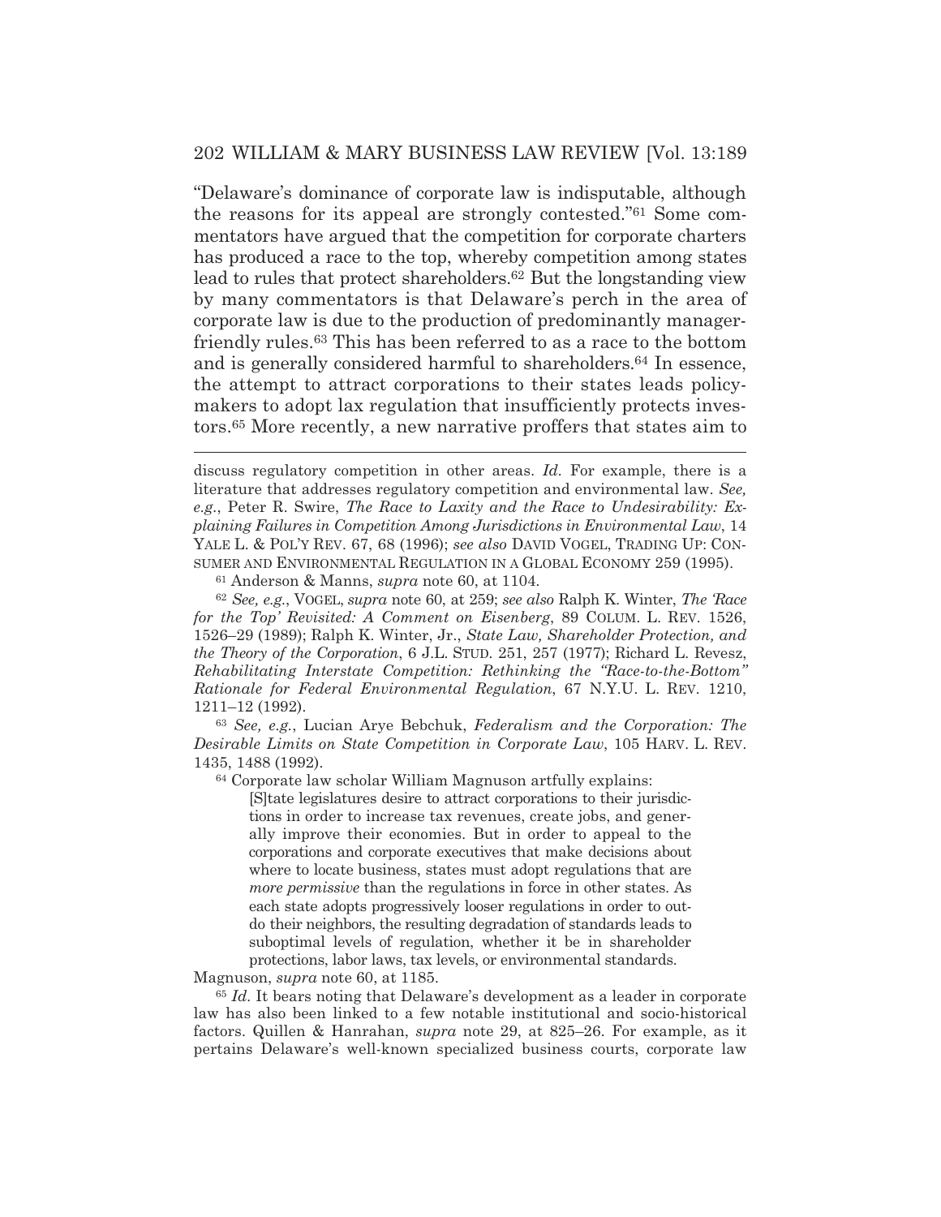"Delaware's dominance of corporate law is indisputable, although the reasons for its appeal are strongly contested."[61] Some commentators have argued that the competition for corporate charters has produced a race to the top, whereby competition among states lead to rules that protect shareholders.[62] But the longstanding view by many commentators is that Delaware's perch in the area of corporate law is due to the production of predominantly manager-friendly rules.[63] This has been referred to as a race to the bottom and is generally considered harmful to shareholders.[64] In essence, the attempt to attract corporations to their states leads policymakers to adopt lax regulation that insufficiently protects investors.[65] More recently, a new narrative proffers that states aim to

---

discuss regulatory competition in other areas. *Id.* For example, there is a literature that addresses regulatory competition and environmental law. *See, e.g.*, Peter R. Swire, *The Race to Laxity and the Race to Undesirability: Explaining Failures in Competition Among Jurisdictions in Environmental Law*, 14 YALE L. & POL'Y REV. 67, 68 (1996); *see also* DAVID VOGEL, TRADING UP: CONSUMER AND ENVIRONMENTAL REGULATION IN A GLOBAL ECONOMY 259 (1995).

[61] Anderson & Manns, *supra* note 60, at 1104.

[62] *See, e.g.*, VOGEL, *supra* note 60, at 259; *see also* Ralph K. Winter, *The 'Race for the Top' Revisited: A Comment on Eisenberg*, 89 COLUM. L. REV. 1526, 1526–29 (1989); Ralph K. Winter, Jr., *State Law, Shareholder Protection, and the Theory of the Corporation*, 6 J.L. STUD. 251, 257 (1977); Richard L. Revesz, *Rehabilitating Interstate Competition: Rethinking the "Race-to-the-Bottom" Rationale for Federal Environmental Regulation*, 67 N.Y.U. L. REV. 1210, 1211–12 (1992).

[63] *See, e.g.*, Lucian Arye Bebchuk, *Federalism and the Corporation: The Desirable Limits on State Competition in Corporate Law*, 105 HARV. L. REV. 1435, 1488 (1992).

[64] Corporate law scholar William Magnuson artfully explains:

> [S]tate legislatures desire to attract corporations to their jurisdictions in order to increase tax revenues, create jobs, and generally improve their economies. But in order to appeal to the corporations and corporate executives that make decisions about where to locate business, states must adopt regulations that are *more permissive* than the regulations in force in other states. As each state adopts progressively looser regulations in order to outdo their neighbors, the resulting degradation of standards leads to suboptimal levels of regulation, whether it be in shareholder protections, labor laws, tax levels, or environmental standards.

Magnuson, *supra* note 60, at 1185.

[65] *Id.* It bears noting that Delaware's development as a leader in corporate law has also been linked to a few notable institutional and socio-historical factors. Quillen & Hanrahan, *supra* note 29, at 825–26. For example, as it pertains Delaware's well-known specialized business courts, corporate law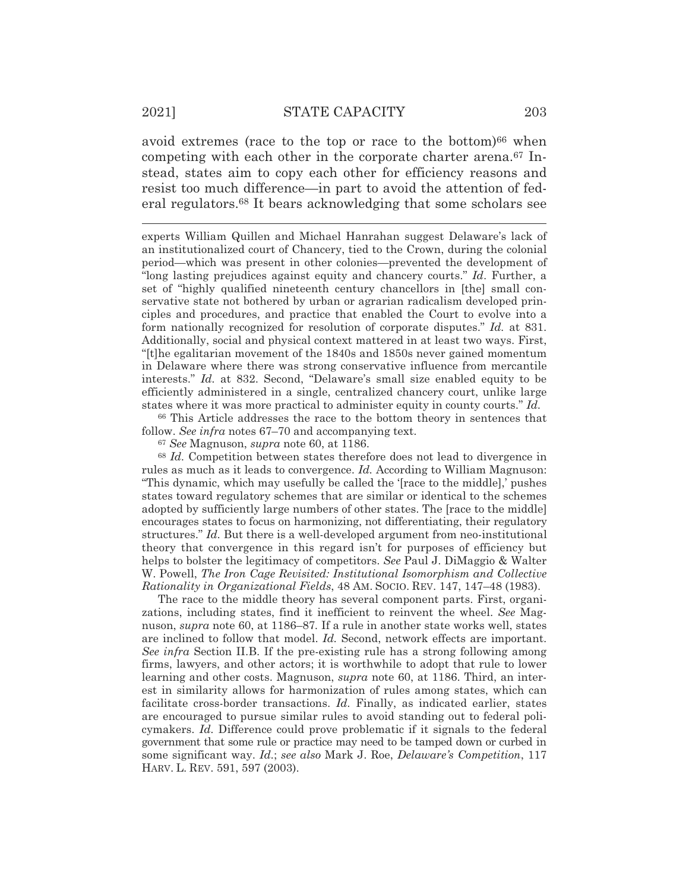avoid extremes (race to the top or race to the bottom)[66] when competing with each other in the corporate charter arena.[67] Instead, states aim to copy each other for efficiency reasons and resist too much difference—in part to avoid the attention of federal regulators.[68] It bears acknowledging that some scholars see

experts William Quillen and Michael Hanrahan suggest Delaware's lack of an institutionalized court of Chancery, tied to the Crown, during the colonial period—which was present in other colonies—prevented the development of "long lasting prejudices against equity and chancery courts." *Id.* Further, a set of "highly qualified nineteenth century chancellors in [the] small conservative state not bothered by urban or agrarian radicalism developed principles and procedures, and practice that enabled the Court to evolve into a form nationally recognized for resolution of corporate disputes." *Id.* at 831. Additionally, social and physical context mattered in at least two ways. First, "[t]he egalitarian movement of the 1840s and 1850s never gained momentum in Delaware where there was strong conservative influence from mercantile interests." *Id.* at 832. Second, "Delaware's small size enabled equity to be efficiently administered in a single, centralized chancery court, unlike large states where it was more practical to administer equity in county courts." *Id.*

[66] This Article addresses the race to the bottom theory in sentences that follow. *See infra* notes 67–70 and accompanying text.

[67] *See* Magnuson, *supra* note 60, at 1186.

[68] *Id.* Competition between states therefore does not lead to divergence in rules as much as it leads to convergence. *Id.* According to William Magnuson: "This dynamic, which may usefully be called the '[race to the middle],' pushes states toward regulatory schemes that are similar or identical to the schemes adopted by sufficiently large numbers of other states. The [race to the middle] encourages states to focus on harmonizing, not differentiating, their regulatory structures." *Id.* But there is a well-developed argument from neo-institutional theory that convergence in this regard isn't for purposes of efficiency but helps to bolster the legitimacy of competitors. *See* Paul J. DiMaggio & Walter W. Powell, *The Iron Cage Revisited: Institutional Isomorphism and Collective Rationality in Organizational Fields*, 48 AM. SOCIO. REV. 147, 147–48 (1983).

The race to the middle theory has several component parts. First, organizations, including states, find it inefficient to reinvent the wheel. *See* Magnuson, *supra* note 60, at 1186–87. If a rule in another state works well, states are inclined to follow that model. *Id.* Second, network effects are important. *See infra* Section II.B. If the pre-existing rule has a strong following among firms, lawyers, and other actors; it is worthwhile to adopt that rule to lower learning and other costs. Magnuson, *supra* note 60, at 1186. Third, an interest in similarity allows for harmonization of rules among states, which can facilitate cross-border transactions. *Id.* Finally, as indicated earlier, states are encouraged to pursue similar rules to avoid standing out to federal policymakers. *Id.* Difference could prove problematic if it signals to the federal government that some rule or practice may need to be tamped down or curbed in some significant way. *Id.*; *see also* Mark J. Roe, *Delaware's Competition*, 117 HARV. L. REV. 591, 597 (2003).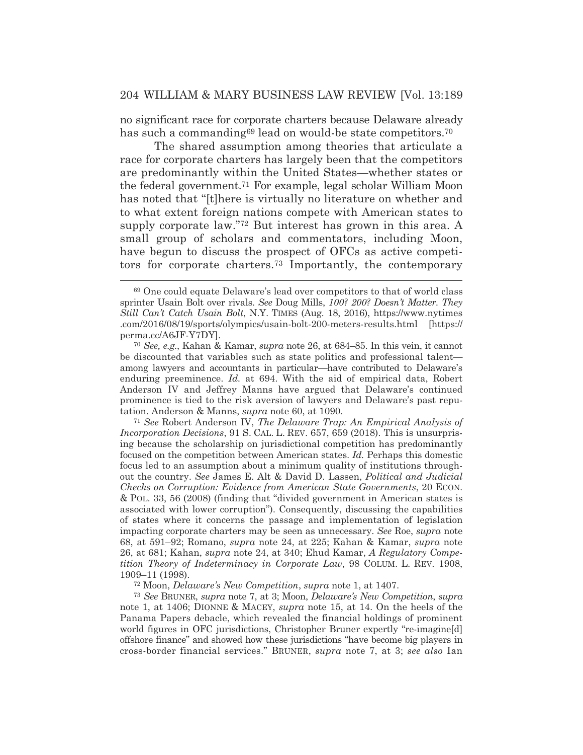no significant race for corporate charters because Delaware already has such a commanding[69] lead on would-be state competitors.[70]

The shared assumption among theories that articulate a race for corporate charters has largely been that the competitors are predominantly within the United States—whether states or the federal government.[71] For example, legal scholar William Moon has noted that "[t]here is virtually no literature on whether and to what extent foreign nations compete with American states to supply corporate law."[72] But interest has grown in this area. A small group of scholars and commentators, including Moon, have begun to discuss the prospect of OFCs as active competitors for corporate charters.[73] Importantly, the contemporary

---

[69] One could equate Delaware's lead over competitors to that of world class sprinter Usain Bolt over rivals. *See* Doug Mills, *100? 200? Doesn't Matter. They Still Can't Catch Usain Bolt*, N.Y. TIMES (Aug. 18, 2016), https://www.nytimes.com/2016/08/19/sports/olympics/usain-bolt-200-meters-results.html [https://perma.cc/A6JF-Y7DY].

[70] *See, e.g.*, Kahan & Kamar, *supra* note 26, at 684–85. In this vein, it cannot be discounted that variables such as state politics and professional talent—among lawyers and accountants in particular—have contributed to Delaware's enduring preeminence. *Id.* at 694. With the aid of empirical data, Robert Anderson IV and Jeffrey Manns have argued that Delaware's continued prominence is tied to the risk aversion of lawyers and Delaware's past reputation. Anderson & Manns, *supra* note 60, at 1090.

[71] *See* Robert Anderson IV, *The Delaware Trap: An Empirical Analysis of Incorporation Decisions*, 91 S. CAL. L. REV. 657, 659 (2018). This is unsurprising because the scholarship on jurisdictional competition has predominantly focused on the competition between American states. *Id.* Perhaps this domestic focus led to an assumption about a minimum quality of institutions throughout the country. *See* James E. Alt & David D. Lassen, *Political and Judicial Checks on Corruption: Evidence from American State Governments*, 20 ECON. & POL. 33, 56 (2008) (finding that "divided government in American states is associated with lower corruption"). Consequently, discussing the capabilities of states where it concerns the passage and implementation of legislation impacting corporate charters may be seen as unnecessary. *See* Roe, *supra* note 68, at 591–92; Romano, *supra* note 24, at 225; Kahan & Kamar, *supra* note 26, at 681; Kahan, *supra* note 24, at 340; Ehud Kamar, *A Regulatory Competition Theory of Indeterminacy in Corporate Law*, 98 COLUM. L. REV. 1908, 1909–11 (1998).

[72] Moon, *Delaware's New Competition*, *supra* note 1, at 1407.

[73] *See* BRUNER, *supra* note 7, at 3; Moon, *Delaware's New Competition*, *supra* note 1, at 1406; DIONNE & MACEY, *supra* note 15, at 14. On the heels of the Panama Papers debacle, which revealed the financial holdings of prominent world figures in OFC jurisdictions, Christopher Bruner expertly "re-imagine[d] offshore finance" and showed how these jurisdictions "have become big players in cross-border financial services." BRUNER, *supra* note 7, at 3; *see also* Ian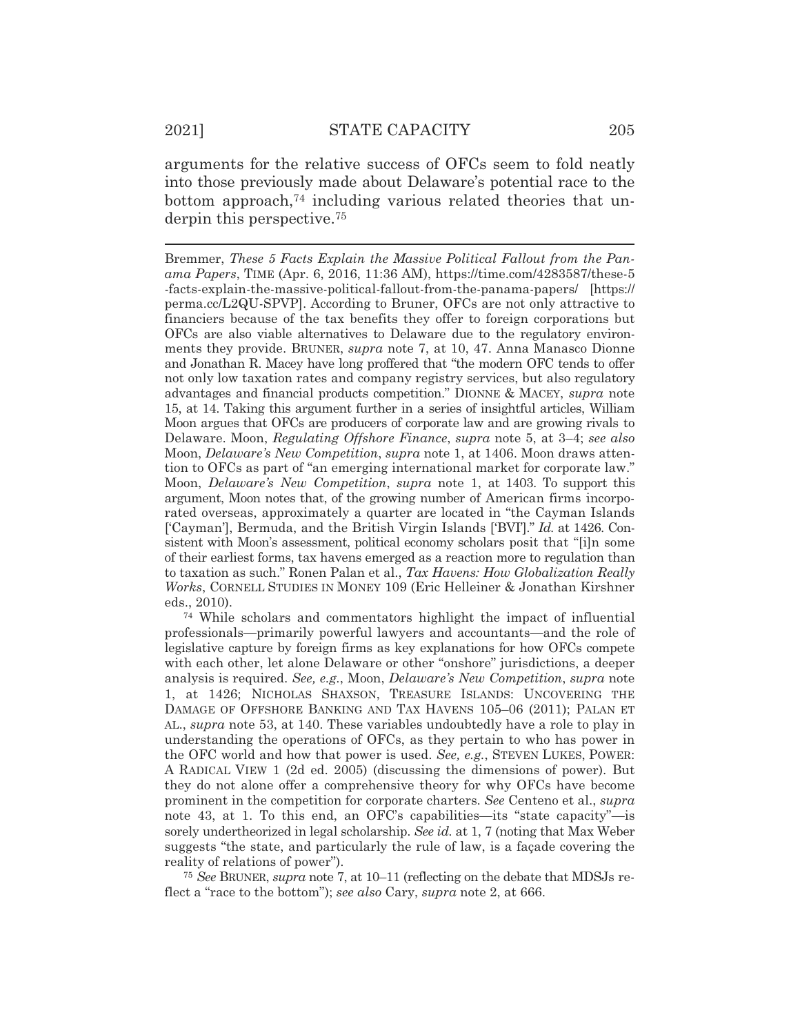arguments for the relative success of OFCs seem to fold neatly into those previously made about Delaware's potential race to the bottom approach,[74] including various related theories that underpin this perspective.[75]

---

Bremmer, *These 5 Facts Explain the Massive Political Fallout from the Panama Papers*, TIME (Apr. 6, 2016, 11:36 AM), https://time.com/4283587/these-5-facts-explain-the-massive-political-fallout-from-the-panama-papers/ [https://perma.cc/L2QU-SPVP]. According to Bruner, OFCs are not only attractive to financiers because of the tax benefits they offer to foreign corporations but OFCs are also viable alternatives to Delaware due to the regulatory environments they provide. BRUNER, *supra* note 7, at 10, 47. Anna Manasco Dionne and Jonathan R. Macey have long proffered that "the modern OFC tends to offer not only low taxation rates and company registry services, but also regulatory advantages and financial products competition." DIONNE & MACEY, *supra* note 15, at 14. Taking this argument further in a series of insightful articles, William Moon argues that OFCs are producers of corporate law and are growing rivals to Delaware. Moon, *Regulating Offshore Finance*, *supra* note 5, at 3–4; *see also* Moon, *Delaware's New Competition*, *supra* note 1, at 1406. Moon draws attention to OFCs as part of "an emerging international market for corporate law." Moon, *Delaware's New Competition*, *supra* note 1, at 1403. To support this argument, Moon notes that, of the growing number of American firms incorporated overseas, approximately a quarter are located in "the Cayman Islands ['Cayman'], Bermuda, and the British Virgin Islands ['BVI']." *Id.* at 1426. Consistent with Moon's assessment, political economy scholars posit that "[i]n some of their earliest forms, tax havens emerged as a reaction more to regulation than to taxation as such." Ronen Palan et al., *Tax Havens: How Globalization Really Works*, CORNELL STUDIES IN MONEY 109 (Eric Helleiner & Jonathan Kirshner eds., 2010).

[74] While scholars and commentators highlight the impact of influential professionals—primarily powerful lawyers and accountants—and the role of legislative capture by foreign firms as key explanations for how OFCs compete with each other, let alone Delaware or other "onshore" jurisdictions, a deeper analysis is required. *See, e.g.*, Moon, *Delaware's New Competition*, *supra* note 1, at 1426; NICHOLAS SHAXSON, TREASURE ISLANDS: UNCOVERING THE DAMAGE OF OFFSHORE BANKING AND TAX HAVENS 105–06 (2011); PALAN ET AL., *supra* note 53, at 140. These variables undoubtedly have a role to play in understanding the operations of OFCs, as they pertain to who has power in the OFC world and how that power is used. *See, e.g.*, STEVEN LUKES, POWER: A RADICAL VIEW 1 (2d ed. 2005) (discussing the dimensions of power). But they do not alone offer a comprehensive theory for why OFCs have become prominent in the competition for corporate charters. *See* Centeno et al., *supra* note 43, at 1. To this end, an OFC's capabilities—its "state capacity"—is sorely undertheorized in legal scholarship. *See id.* at 1, 7 (noting that Max Weber suggests "the state, and particularly the rule of law, is a façade covering the reality of relations of power").

[75] *See* BRUNER, *supra* note 7, at 10–11 (reflecting on the debate that MDSJs reflect a "race to the bottom"); *see also* Cary, *supra* note 2, at 666.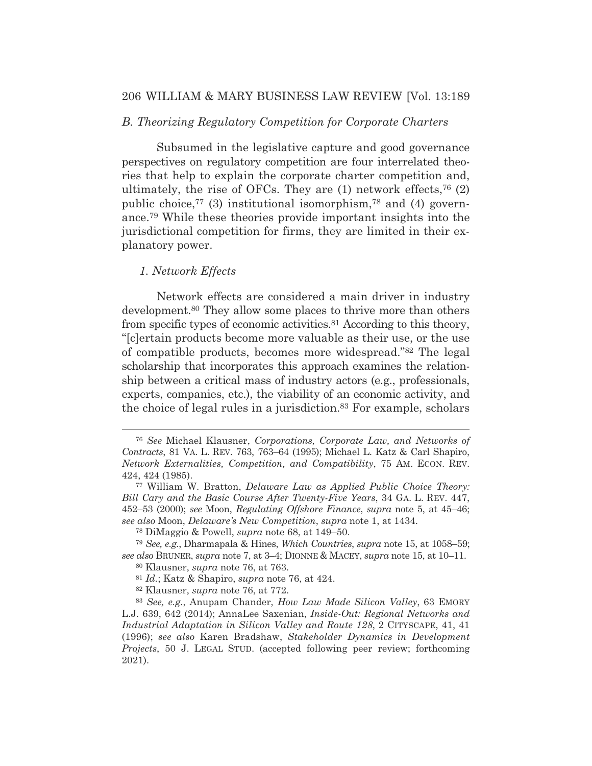### *B. Theorizing Regulatory Competition for Corporate Charters*

Subsumed in the legislative capture and good governance perspectives on regulatory competition are four interrelated theories that help to explain the corporate charter competition and, ultimately, the rise of OFCs. They are (1) network effects,[76] (2) public choice,[77] (3) institutional isomorphism,[78] and (4) governance.[79] While these theories provide important insights into the jurisdictional competition for firms, they are limited in their explanatory power.

#### *1. Network Effects*

Network effects are considered a main driver in industry development.[80] They allow some places to thrive more than others from specific types of economic activities.[81] According to this theory, "[c]ertain products become more valuable as their use, or the use of compatible products, becomes more widespread."[82] The legal scholarship that incorporates this approach examines the relationship between a critical mass of industry actors (e.g., professionals, experts, companies, etc.), the viability of an economic activity, and the choice of legal rules in a jurisdiction.[83] For example, scholars

---

[76] *See* Michael Klausner, *Corporations, Corporate Law, and Networks of Contracts*, 81 VA. L. REV. 763, 763–64 (1995); Michael L. Katz & Carl Shapiro, *Network Externalities, Competition, and Compatibility*, 75 AM. ECON. REV. 424, 424 (1985).

[77] William W. Bratton, *Delaware Law as Applied Public Choice Theory: Bill Cary and the Basic Course After Twenty-Five Years*, 34 GA. L. REV. 447, 452–53 (2000); *see* Moon, *Regulating Offshore Finance*, *supra* note 5, at 45–46; *see also* Moon, *Delaware's New Competition*, *supra* note 1, at 1434.

[78] DiMaggio & Powell, *supra* note 68, at 149–50.

[79] *See, e.g.*, Dharmapala & Hines, *Which Countries*, *supra* note 15, at 1058–59; *see also* BRUNER, *supra* note 7, at 3–4; DIONNE & MACEY, *supra* note 15, at 10–11.

[80] Klausner, *supra* note 76, at 763.

[81] *Id.*; Katz & Shapiro, *supra* note 76, at 424.

[82] Klausner, *supra* note 76, at 772.

[83] *See, e.g.*, Anupam Chander, *How Law Made Silicon Valley*, 63 EMORY L.J. 639, 642 (2014); AnnaLee Saxenian, *Inside-Out: Regional Networks and Industrial Adaptation in Silicon Valley and Route 128*, 2 CITYSCAPE, 41, 41 (1996); *see also* Karen Bradshaw, *Stakeholder Dynamics in Development Projects*, 50 J. LEGAL STUD. (accepted following peer review; forthcoming 2021).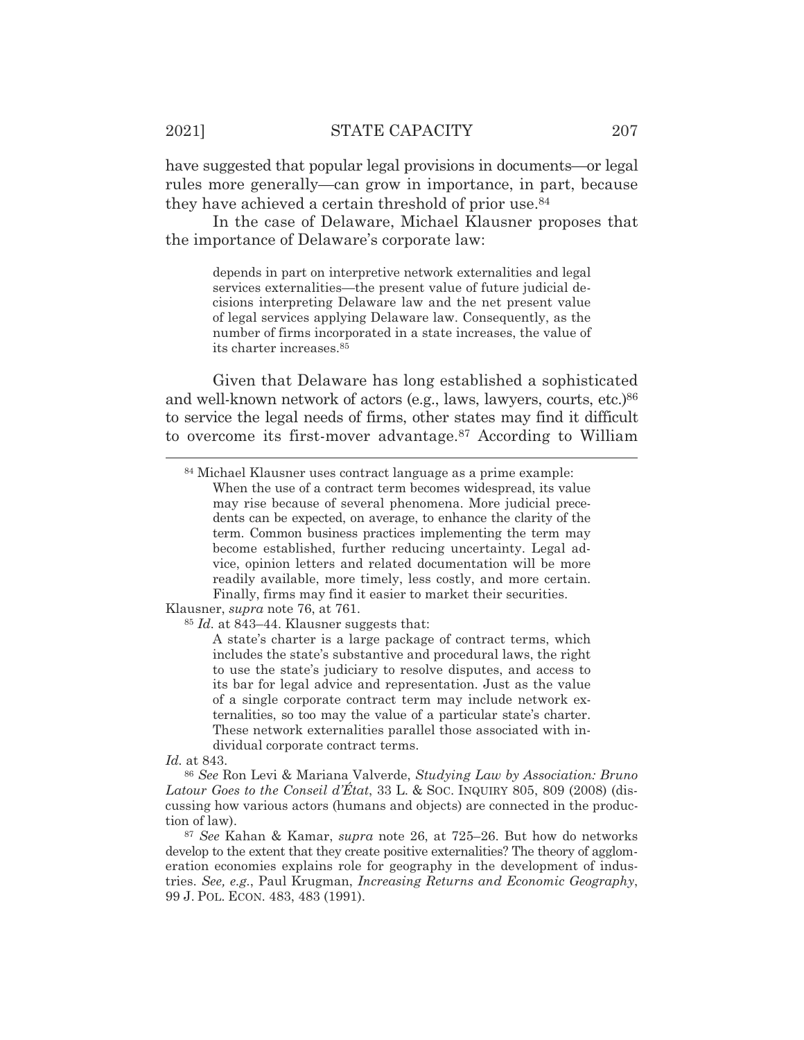have suggested that popular legal provisions in documents—or legal rules more generally—can grow in importance, in part, because they have achieved a certain threshold of prior use.[84]

In the case of Delaware, Michael Klausner proposes that the importance of Delaware's corporate law:

> depends in part on interpretive network externalities and legal services externalities—the present value of future judicial decisions interpreting Delaware law and the net present value of legal services applying Delaware law. Consequently, as the number of firms incorporated in a state increases, the value of its charter increases.[85]

Given that Delaware has long established a sophisticated and well-known network of actors (e.g., laws, lawyers, courts, etc.)[86] to service the legal needs of firms, other states may find it difficult to overcome its first-mover advantage.[87] According to William

---

[84] Michael Klausner uses contract language as a prime example:

> When the use of a contract term becomes widespread, its value may rise because of several phenomena. More judicial precedents can be expected, on average, to enhance the clarity of the term. Common business practices implementing the term may become established, further reducing uncertainty. Legal advice, opinion letters and related documentation will be more readily available, more timely, less costly, and more certain. Finally, firms may find it easier to market their securities.

Klausner, *supra* note 76, at 761.

[85] *Id.* at 843–44. Klausner suggests that:

> A state's charter is a large package of contract terms, which includes the state's substantive and procedural laws, the right to use the state's judiciary to resolve disputes, and access to its bar for legal advice and representation. Just as the value of a single corporate contract term may include network externalities, so too may the value of a particular state's charter. These network externalities parallel those associated with individual corporate contract terms.

*Id.* at 843.

[86] *See* Ron Levi & Mariana Valverde, *Studying Law by Association: Bruno Latour Goes to the Conseil d'État*, 33 L. & SOC. INQUIRY 805, 809 (2008) (discussing how various actors (humans and objects) are connected in the production of law).

[87] *See* Kahan & Kamar, *supra* note 26, at 725–26. But how do networks develop to the extent that they create positive externalities? The theory of agglomeration economies explains role for geography in the development of industries. *See, e.g.*, Paul Krugman, *Increasing Returns and Economic Geography*, 99 J. POL. ECON. 483, 483 (1991).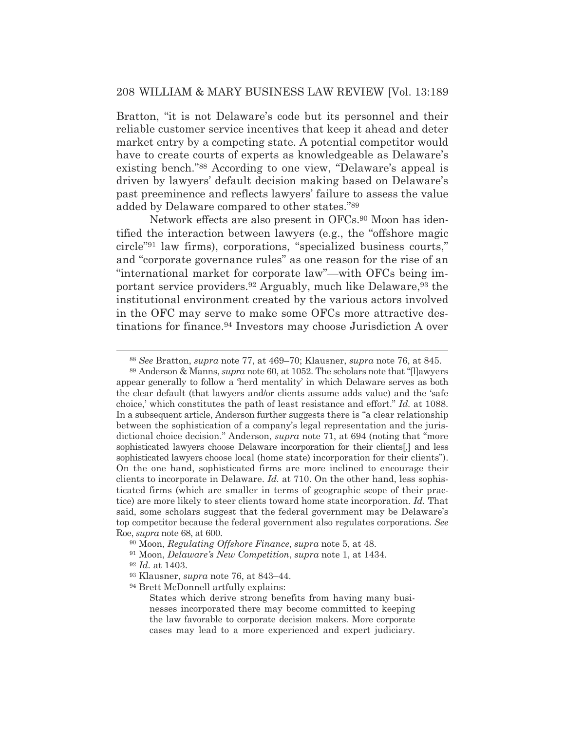Bratton, "it is not Delaware's code but its personnel and their reliable customer service incentives that keep it ahead and deter market entry by a competing state. A potential competitor would have to create courts of experts as knowledgeable as Delaware's existing bench."[88] According to one view, "Delaware's appeal is driven by lawyers' default decision making based on Delaware's past preeminence and reflects lawyers' failure to assess the value added by Delaware compared to other states."[89]

Network effects are also present in OFCs.[90] Moon has identified the interaction between lawyers (e.g., the "offshore magic circle"[91] law firms), corporations, "specialized business courts," and "corporate governance rules" as one reason for the rise of an "international market for corporate law"—with OFCs being important service providers.[92] Arguably, much like Delaware,[93] the institutional environment created by the various actors involved in the OFC may serve to make some OFCs more attractive destinations for finance.[94] Investors may choose Jurisdiction A over

---

[88] *See* Bratton, *supra* note 77, at 469–70; Klausner, *supra* note 76, at 845.

[89] Anderson & Manns, *supra* note 60, at 1052. The scholars note that "[l]awyers appear generally to follow a 'herd mentality' in which Delaware serves as both the clear default (that lawyers and/or clients assume adds value) and the 'safe choice,' which constitutes the path of least resistance and effort." *Id.* at 1088. In a subsequent article, Anderson further suggests there is "a clear relationship between the sophistication of a company's legal representation and the jurisdictional choice decision." Anderson, *supra* note 71, at 694 (noting that "more sophisticated lawyers choose Delaware incorporation for their clients[,] and less sophisticated lawyers choose local (home state) incorporation for their clients"). On the one hand, sophisticated firms are more inclined to encourage their clients to incorporate in Delaware. *Id.* at 710. On the other hand, less sophisticated firms (which are smaller in terms of geographic scope of their practice) are more likely to steer clients toward home state incorporation. *Id.* That said, some scholars suggest that the federal government may be Delaware's top competitor because the federal government also regulates corporations. *See* Roe, *supra* note 68, at 600.

[90] Moon, *Regulating Offshore Finance*, *supra* note 5, at 48.

[91] Moon, *Delaware's New Competition*, *supra* note 1, at 1434.

[92] *Id.* at 1403.

[93] Klausner, *supra* note 76, at 843–44.

[94] Brett McDonnell artfully explains:

> States which derive strong benefits from having many businesses incorporated there may become committed to keeping the law favorable to corporate decision makers. More corporate cases may lead to a more experienced and expert judiciary.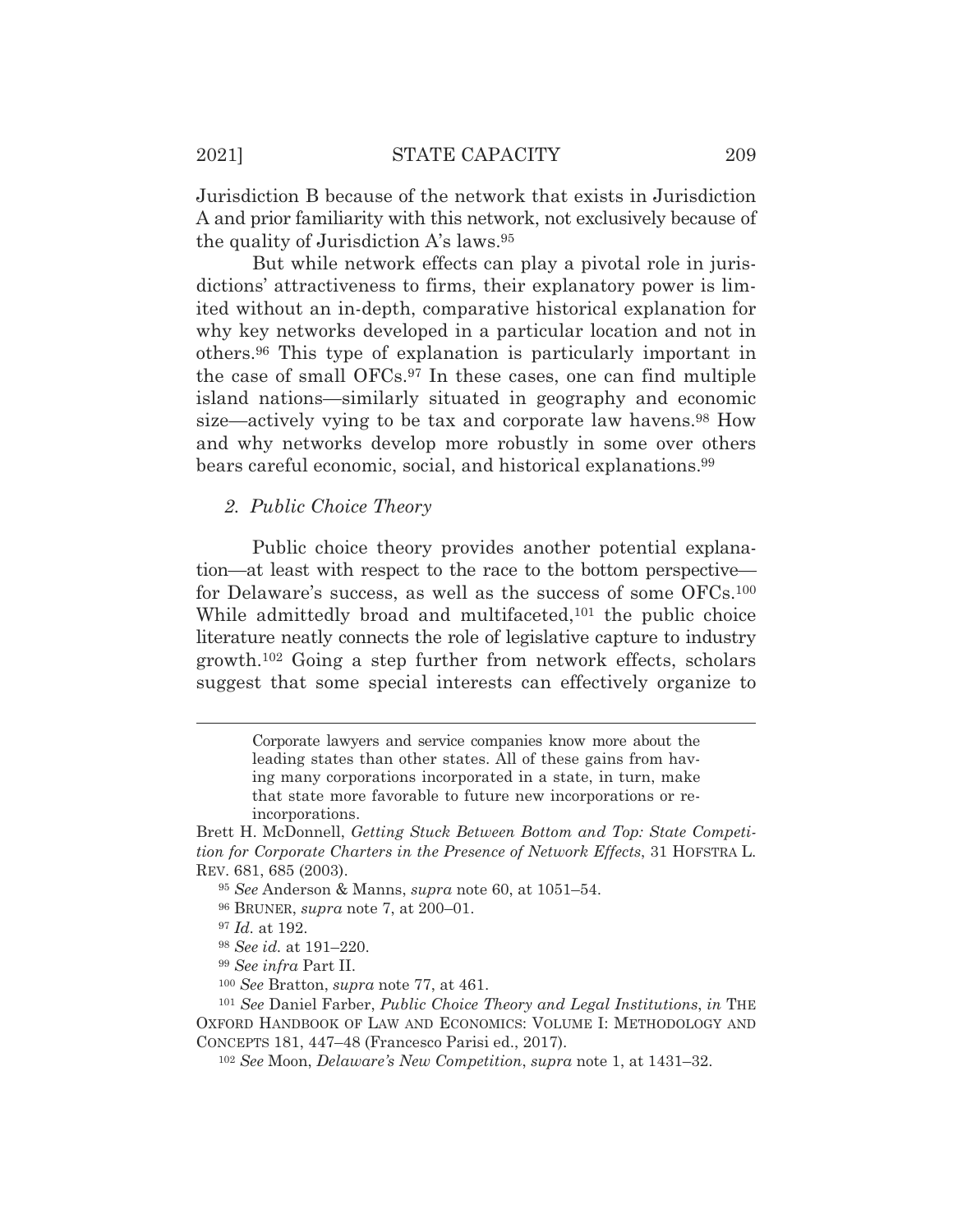Jurisdiction B because of the network that exists in Jurisdiction A and prior familiarity with this network, not exclusively because of the quality of Jurisdiction A's laws.[95]

But while network effects can play a pivotal role in jurisdictions' attractiveness to firms, their explanatory power is limited without an in-depth, comparative historical explanation for why key networks developed in a particular location and not in others.[96] This type of explanation is particularly important in the case of small OFCs.[97] In these cases, one can find multiple island nations—similarly situated in geography and economic size—actively vying to be tax and corporate law havens.[98] How and why networks develop more robustly in some over others bears careful economic, social, and historical explanations.[99]

### *2. Public Choice Theory*

Public choice theory provides another potential explanation—at least with respect to the race to the bottom perspective—for Delaware's success, as well as the success of some OFCs.[100] While admittedly broad and multifaceted,[101] the public choice literature neatly connects the role of legislative capture to industry growth.[102] Going a step further from network effects, scholars suggest that some special interests can effectively organize to

---

> Corporate lawyers and service companies know more about the leading states than other states. All of these gains from having many corporations incorporated in a state, in turn, make that state more favorable to future new incorporations or reincorporations.

Brett H. McDonnell, *Getting Stuck Between Bottom and Top: State Competition for Corporate Charters in the Presence of Network Effects*, 31 HOFSTRA L. REV. 681, 685 (2003).

[95] *See* Anderson & Manns, *supra* note 60, at 1051–54.

[96] BRUNER, *supra* note 7, at 200–01.

[97] *Id.* at 192.

[98] *See id.* at 191–220.

[99] *See infra* Part II.

[100] *See* Bratton, *supra* note 77, at 461.

[101] *See* Daniel Farber, *Public Choice Theory and Legal Institutions*, *in* THE OXFORD HANDBOOK OF LAW AND ECONOMICS: VOLUME I: METHODOLOGY AND CONCEPTS 181, 447–48 (Francesco Parisi ed., 2017).

[102] *See* Moon, *Delaware's New Competition*, *supra* note 1, at 1431–32.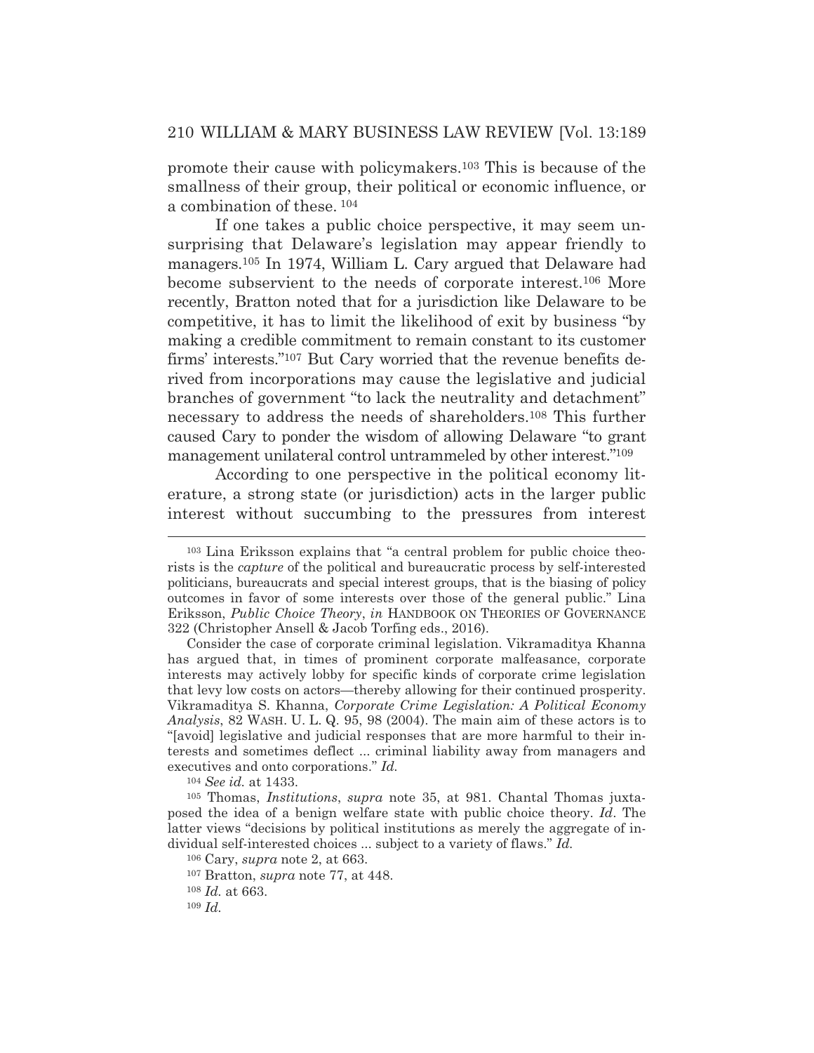promote their cause with policymakers.[103] This is because of the smallness of their group, their political or economic influence, or a combination of these. [104]

If one takes a public choice perspective, it may seem unsurprising that Delaware's legislation may appear friendly to managers.[105] In 1974, William L. Cary argued that Delaware had become subservient to the needs of corporate interest.[106] More recently, Bratton noted that for a jurisdiction like Delaware to be competitive, it has to limit the likelihood of exit by business "by making a credible commitment to remain constant to its customer firms' interests."[107] But Cary worried that the revenue benefits derived from incorporations may cause the legislative and judicial branches of government "to lack the neutrality and detachment" necessary to address the needs of shareholders.[108] This further caused Cary to ponder the wisdom of allowing Delaware "to grant management unilateral control untrammeled by other interest."[109]

According to one perspective in the political economy literature, a strong state (or jurisdiction) acts in the larger public interest without succumbing to the pressures from interest

---

[103] Lina Eriksson explains that "a central problem for public choice theorists is the *capture* of the political and bureaucratic process by self-interested politicians, bureaucrats and special interest groups, that is the biasing of policy outcomes in favor of some interests over those of the general public." Lina Eriksson, *Public Choice Theory*, *in* HANDBOOK ON THEORIES OF GOVERNANCE 322 (Christopher Ansell & Jacob Torfing eds., 2016).

Consider the case of corporate criminal legislation. Vikramaditya Khanna has argued that, in times of prominent corporate malfeasance, corporate interests may actively lobby for specific kinds of corporate crime legislation that levy low costs on actors—thereby allowing for their continued prosperity. Vikramaditya S. Khanna, *Corporate Crime Legislation: A Political Economy Analysis*, 82 WASH. U. L. Q. 95, 98 (2004). The main aim of these actors is to "[avoid] legislative and judicial responses that are more harmful to their interests and sometimes deflect ... criminal liability away from managers and executives and onto corporations." *Id.*

[104] *See id.* at 1433.

[105] Thomas, *Institutions*, *supra* note 35, at 981. Chantal Thomas juxtaposed the idea of a benign welfare state with public choice theory. *Id*. The latter views "decisions by political institutions as merely the aggregate of individual self-interested choices ... subject to a variety of flaws." *Id.*

[106] Cary, *supra* note 2, at 663.

[107] Bratton, *supra* note 77, at 448.

[108] *Id.* at 663.

[109] *Id.*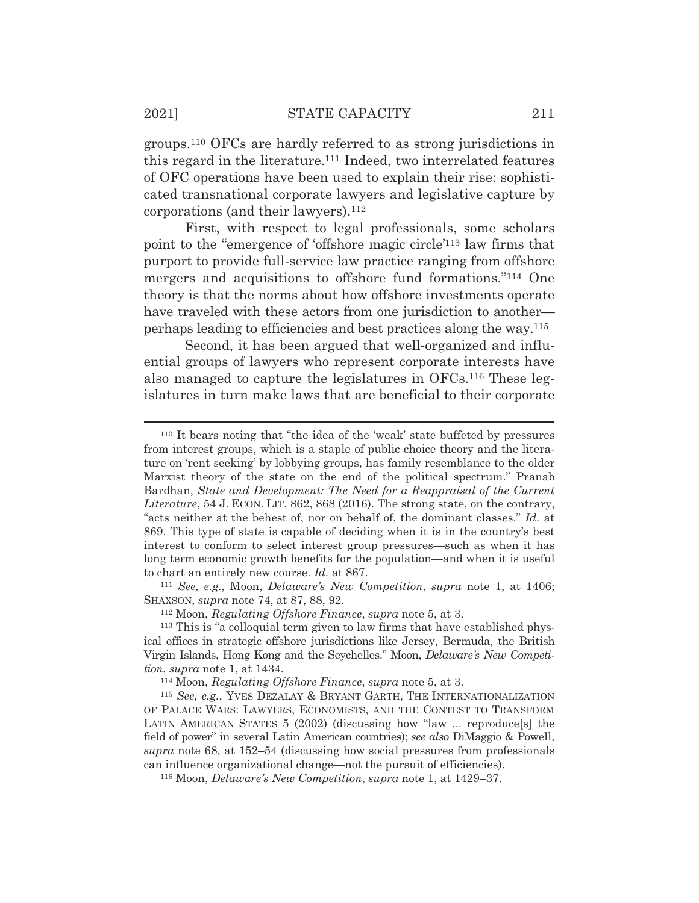groups.[110] OFCs are hardly referred to as strong jurisdictions in this regard in the literature.[111] Indeed, two interrelated features of OFC operations have been used to explain their rise: sophisticated transnational corporate lawyers and legislative capture by corporations (and their lawyers).[112]

First, with respect to legal professionals, some scholars point to the "emergence of 'offshore magic circle'[113] law firms that purport to provide full-service law practice ranging from offshore mergers and acquisitions to offshore fund formations."[114] One theory is that the norms about how offshore investments operate have traveled with these actors from one jurisdiction to another—perhaps leading to efficiencies and best practices along the way.[115]

Second, it has been argued that well-organized and influential groups of lawyers who represent corporate interests have also managed to capture the legislatures in OFCs.[116] These legislatures in turn make laws that are beneficial to their corporate

---

[110] It bears noting that "the idea of the 'weak' state buffeted by pressures from interest groups, which is a staple of public choice theory and the literature on 'rent seeking' by lobbying groups, has family resemblance to the older Marxist theory of the state on the end of the political spectrum." Pranab Bardhan, *State and Development: The Need for a Reappraisal of the Current Literature*, 54 J. ECON. LIT. 862, 868 (2016). The strong state, on the contrary, "acts neither at the behest of, nor on behalf of, the dominant classes." *Id.* at 869. This type of state is capable of deciding when it is in the country's best interest to conform to select interest group pressures—such as when it has long term economic growth benefits for the population—and when it is useful to chart an entirely new course. *Id.* at 867.

[111] *See, e.g.*, Moon, *Delaware's New Competition*, *supra* note 1, at 1406; SHAXSON, *supra* note 74, at 87, 88, 92.

[112] Moon, *Regulating Offshore Finance*, *supra* note 5, at 3.

[113] This is "a colloquial term given to law firms that have established physical offices in strategic offshore jurisdictions like Jersey, Bermuda, the British Virgin Islands, Hong Kong and the Seychelles." Moon, *Delaware's New Competition*, *supra* note 1, at 1434.

[114] Moon, *Regulating Offshore Finance*, *supra* note 5, at 3.

[115] *See, e.g.*, YVES DEZALAY & BRYANT GARTH, THE INTERNATIONALIZATION OF PALACE WARS: LAWYERS, ECONOMISTS, AND THE CONTEST TO TRANSFORM LATIN AMERICAN STATES 5 (2002) (discussing how "law ... reproduce[s] the field of power" in several Latin American countries); *see also* DiMaggio & Powell, *supra* note 68, at 152–54 (discussing how social pressures from professionals can influence organizational change—not the pursuit of efficiencies).

[116] Moon, *Delaware's New Competition*, *supra* note 1, at 1429–37.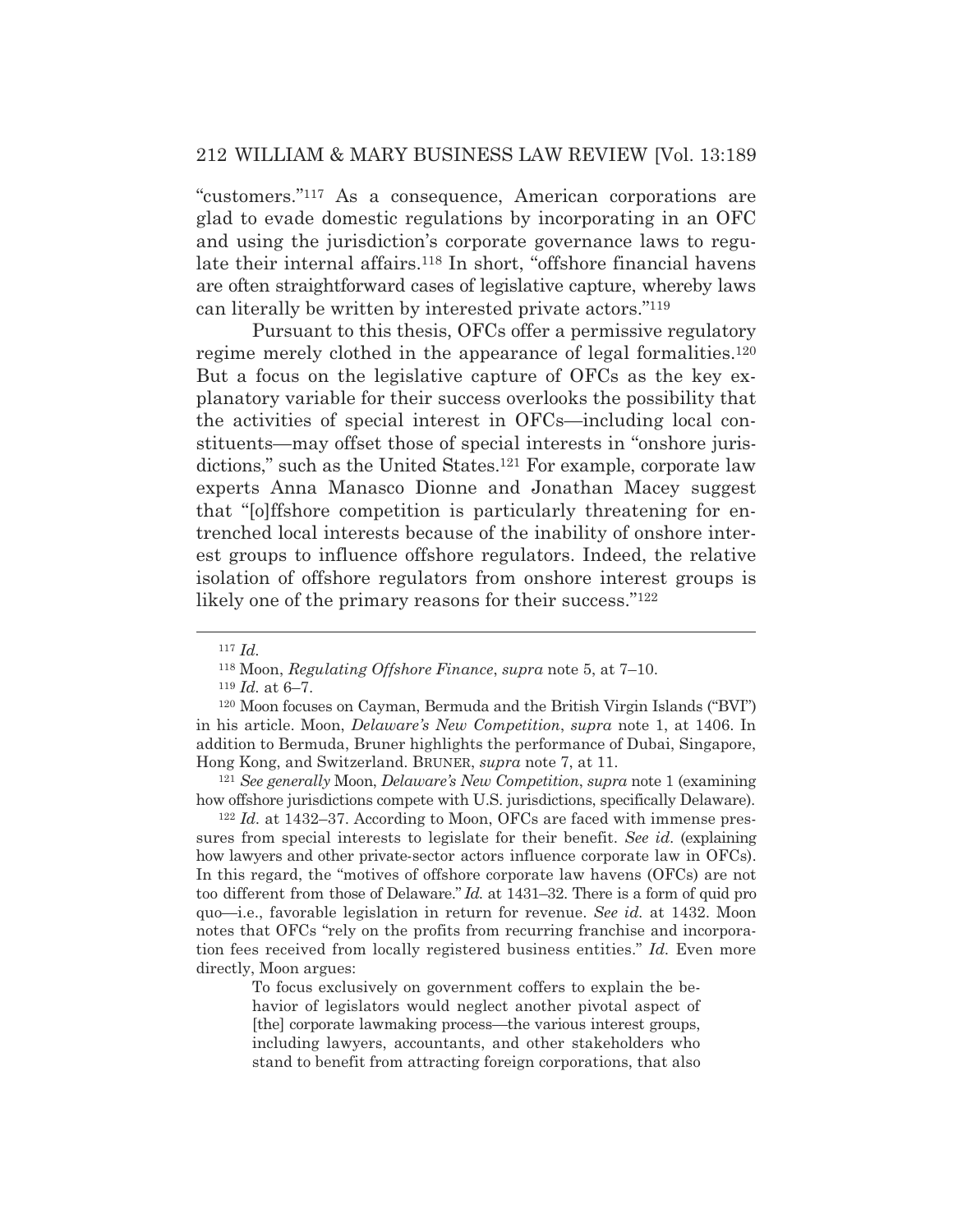"customers."[117] As a consequence, American corporations are glad to evade domestic regulations by incorporating in an OFC and using the jurisdiction's corporate governance laws to regulate their internal affairs.[118] In short, "offshore financial havens are often straightforward cases of legislative capture, whereby laws can literally be written by interested private actors."[119]

Pursuant to this thesis, OFCs offer a permissive regulatory regime merely clothed in the appearance of legal formalities.[120] But a focus on the legislative capture of OFCs as the key explanatory variable for their success overlooks the possibility that the activities of special interest in OFCs—including local constituents—may offset those of special interests in "onshore jurisdictions," such as the United States.[121] For example, corporate law experts Anna Manasco Dionne and Jonathan Macey suggest that "[o]ffshore competition is particularly threatening for entrenched local interests because of the inability of onshore interest groups to influence offshore regulators. Indeed, the relative isolation of offshore regulators from onshore interest groups is likely one of the primary reasons for their success."[122]

---

[117] *Id.*

[118] Moon, *Regulating Offshore Finance*, *supra* note 5, at 7–10.

[119] *Id.* at 6–7.

[120] Moon focuses on Cayman, Bermuda and the British Virgin Islands ("BVI") in his article. Moon, *Delaware's New Competition*, *supra* note 1, at 1406. In addition to Bermuda, Bruner highlights the performance of Dubai, Singapore, Hong Kong, and Switzerland. BRUNER, *supra* note 7, at 11.

[121] *See generally* Moon, *Delaware's New Competition*, *supra* note 1 (examining how offshore jurisdictions compete with U.S. jurisdictions, specifically Delaware).

[122] *Id.* at 1432–37. According to Moon, OFCs are faced with immense pressures from special interests to legislate for their benefit. *See id.* (explaining how lawyers and other private-sector actors influence corporate law in OFCs). In this regard, the "motives of offshore corporate law havens (OFCs) are not too different from those of Delaware." *Id.* at 1431–32. There is a form of quid pro quo—i.e., favorable legislation in return for revenue. *See id.* at 1432. Moon notes that OFCs "rely on the profits from recurring franchise and incorporation fees received from locally registered business entities." *Id.* Even more directly, Moon argues:

> To focus exclusively on government coffers to explain the behavior of legislators would neglect another pivotal aspect of [the] corporate lawmaking process—the various interest groups, including lawyers, accountants, and other stakeholders who stand to benefit from attracting foreign corporations, that also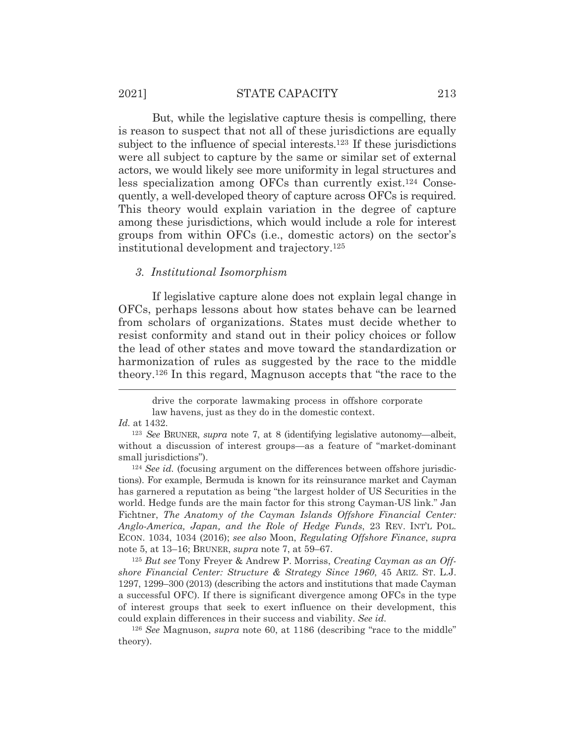But, while the legislative capture thesis is compelling, there is reason to suspect that not all of these jurisdictions are equally subject to the influence of special interests.[123] If these jurisdictions were all subject to capture by the same or similar set of external actors, we would likely see more uniformity in legal structures and less specialization among OFCs than currently exist.[124] Consequently, a well-developed theory of capture across OFCs is required. This theory would explain variation in the degree of capture among these jurisdictions, which would include a role for interest groups from within OFCs (i.e., domestic actors) on the sector's institutional development and trajectory.[125]

### *3. Institutional Isomorphism*

If legislative capture alone does not explain legal change in OFCs, perhaps lessons about how states behave can be learned from scholars of organizations. States must decide whether to resist conformity and stand out in their policy choices or follow the lead of other states and move toward the standardization or harmonization of rules as suggested by the race to the middle theory.[126] In this regard, Magnuson accepts that "the race to the

---

> drive the corporate lawmaking process in offshore corporate law havens, just as they do in the domestic context.

*Id.* at 1432.

[123] *See* BRUNER, *supra* note 7, at 8 (identifying legislative autonomy—albeit, without a discussion of interest groups—as a feature of "market-dominant small jurisdictions").

[124] *See id.* (focusing argument on the differences between offshore jurisdictions). For example, Bermuda is known for its reinsurance market and Cayman has garnered a reputation as being "the largest holder of US Securities in the world. Hedge funds are the main factor for this strong Cayman-US link." Jan Fichtner, *The Anatomy of the Cayman Islands Offshore Financial Center: Anglo-America, Japan, and the Role of Hedge Funds*, 23 REV. INT'L POL. ECON. 1034, 1034 (2016); *see also* Moon, *Regulating Offshore Finance*, *supra* note 5, at 13–16; BRUNER, *supra* note 7, at 59–67.

[125] *But see* Tony Freyer & Andrew P. Morriss, *Creating Cayman as an Offshore Financial Center: Structure & Strategy Since 1960*, 45 ARIZ. ST. L.J. 1297, 1299–300 (2013) (describing the actors and institutions that made Cayman a successful OFC). If there is significant divergence among OFCs in the type of interest groups that seek to exert influence on their development, this could explain differences in their success and viability. *See id.*

[126] *See* Magnuson, *supra* note 60, at 1186 (describing "race to the middle" theory).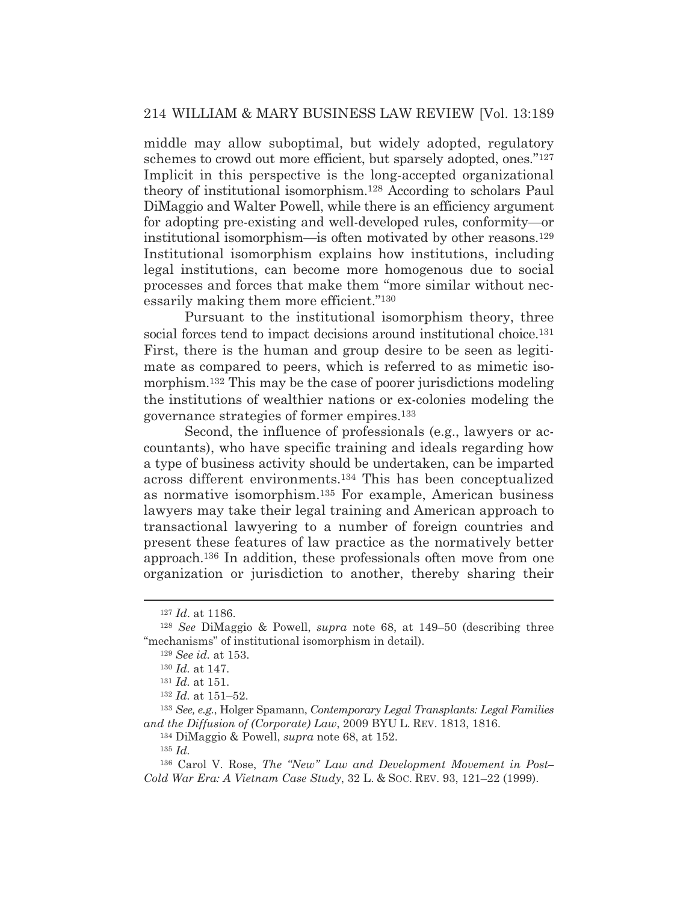middle may allow suboptimal, but widely adopted, regulatory schemes to crowd out more efficient, but sparsely adopted, ones."[127] Implicit in this perspective is the long-accepted organizational theory of institutional isomorphism.[128] According to scholars Paul DiMaggio and Walter Powell, while there is an efficiency argument for adopting pre-existing and well-developed rules, conformity—or institutional isomorphism—is often motivated by other reasons.[129] Institutional isomorphism explains how institutions, including legal institutions, can become more homogenous due to social processes and forces that make them "more similar without necessarily making them more efficient."[130]

Pursuant to the institutional isomorphism theory, three social forces tend to impact decisions around institutional choice.[131] First, there is the human and group desire to be seen as legitimate as compared to peers, which is referred to as mimetic isomorphism.[132] This may be the case of poorer jurisdictions modeling the institutions of wealthier nations or ex-colonies modeling the governance strategies of former empires.[133]

Second, the influence of professionals (e.g., lawyers or accountants), who have specific training and ideals regarding how a type of business activity should be undertaken, can be imparted across different environments.[134] This has been conceptualized as normative isomorphism.[135] For example, American business lawyers may take their legal training and American approach to transactional lawyering to a number of foreign countries and present these features of law practice as the normatively better approach.[136] In addition, these professionals often move from one organization or jurisdiction to another, thereby sharing their

---

[127] *Id*. at 1186.

[128] *See* DiMaggio & Powell, *supra* note 68, at 149–50 (describing three "mechanisms" of institutional isomorphism in detail).

[129] *See id.* at 153.

[130] *Id.* at 147.

[131] *Id.* at 151.

[132] *Id.* at 151–52.

[133] *See, e.g.*, Holger Spamann, *Contemporary Legal Transplants: Legal Families and the Diffusion of (Corporate) Law*, 2009 BYU L. REV. 1813, 1816.

[134] DiMaggio & Powell, *supra* note 68, at 152.

[135] *Id.*

[136] Carol V. Rose, *The "New" Law and Development Movement in Post–Cold War Era: A Vietnam Case Study*, 32 L. & SOC. REV. 93, 121–22 (1999).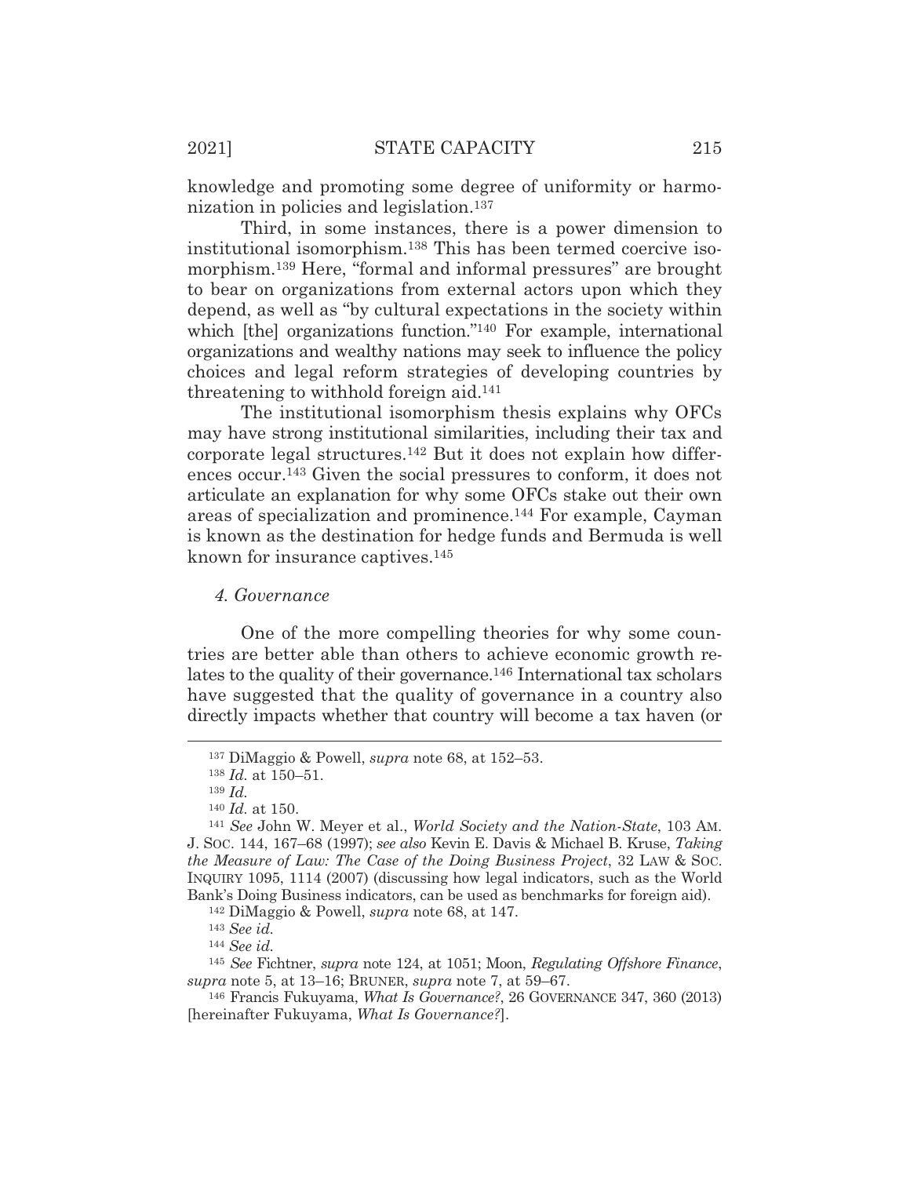knowledge and promoting some degree of uniformity or harmonization in policies and legislation.[137]

Third, in some instances, there is a power dimension to institutional isomorphism.[138] This has been termed coercive isomorphism.[139] Here, "formal and informal pressures" are brought to bear on organizations from external actors upon which they depend, as well as "by cultural expectations in the society within which [the] organizations function."[140] For example, international organizations and wealthy nations may seek to influence the policy choices and legal reform strategies of developing countries by threatening to withhold foreign aid.[141]

The institutional isomorphism thesis explains why OFCs may have strong institutional similarities, including their tax and corporate legal structures.[142] But it does not explain how differences occur.[143] Given the social pressures to conform, it does not articulate an explanation for why some OFCs stake out their own areas of specialization and prominence.[144] For example, Cayman is known as the destination for hedge funds and Bermuda is well known for insurance captives.[145]

#### *4. Governance*

One of the more compelling theories for why some countries are better able than others to achieve economic growth relates to the quality of their governance.[146] International tax scholars have suggested that the quality of governance in a country also directly impacts whether that country will become a tax haven (or

---

[137] DiMaggio & Powell, *supra* note 68, at 152–53.

[138] *Id.* at 150–51.

[139] *Id.*

[140] *Id.* at 150.

[141] *See* John W. Meyer et al., *World Society and the Nation-State*, 103 AM. J. SOC. 144, 167–68 (1997); *see also* Kevin E. Davis & Michael B. Kruse, *Taking the Measure of Law: The Case of the Doing Business Project*, 32 LAW & SOC. INQUIRY 1095, 1114 (2007) (discussing how legal indicators, such as the World Bank's Doing Business indicators, can be used as benchmarks for foreign aid).

[142] DiMaggio & Powell, *supra* note 68, at 147.

[143] *See id.*

[144] *See id.*

[145] *See* Fichtner, *supra* note 124, at 1051; Moon, *Regulating Offshore Finance*, *supra* note 5, at 13–16; BRUNER, *supra* note 7, at 59–67.

[146] Francis Fukuyama, *What Is Governance?*, 26 GOVERNANCE 347, 360 (2013) [hereinafter Fukuyama, *What Is Governance?*].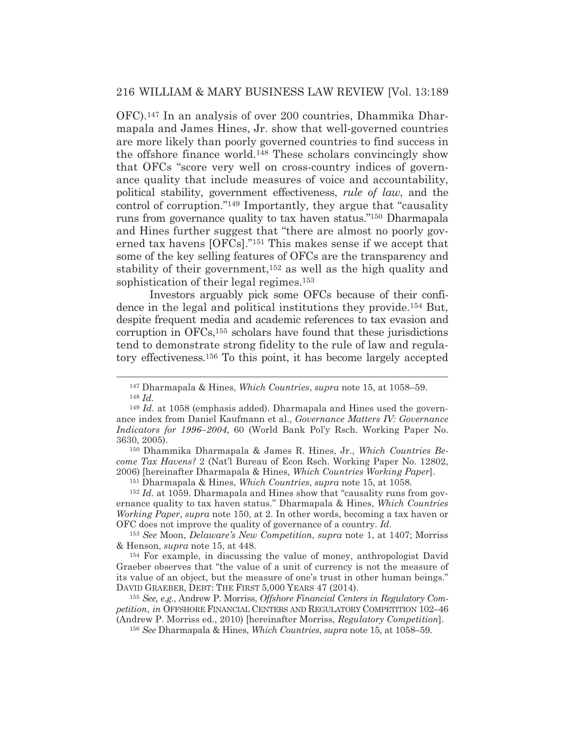OFC).[147] In an analysis of over 200 countries, Dhammika Dharmapala and James Hines, Jr. show that well-governed countries are more likely than poorly governed countries to find success in the offshore finance world.[148] These scholars convincingly show that OFCs "score very well on cross-country indices of governance quality that include measures of voice and accountability, political stability, government effectiveness, *rule of law*, and the control of corruption."[149] Importantly, they argue that "causality runs from governance quality to tax haven status."[150] Dharmapala and Hines further suggest that "there are almost no poorly governed tax havens [OFCs]."[151] This makes sense if we accept that some of the key selling features of OFCs are the transparency and stability of their government,[152] as well as the high quality and sophistication of their legal regimes.[153]

Investors arguably pick some OFCs because of their confidence in the legal and political institutions they provide.[154] But, despite frequent media and academic references to tax evasion and corruption in OFCs,[155] scholars have found that these jurisdictions tend to demonstrate strong fidelity to the rule of law and regulatory effectiveness.[156] To this point, it has become largely accepted

---

[147] Dharmapala & Hines, *Which Countries*, *supra* note 15, at 1058–59.

[148] *Id.*

[149] *Id*. at 1058 (emphasis added). Dharmapala and Hines used the governance index from Daniel Kaufmann et al., *Governance Matters IV: Governance Indicators for 1996–2004*, 60 (World Bank Pol'y Rsch. Working Paper No. 3630, 2005).

[150] Dhammika Dharmapala & James R. Hines, Jr., *Which Countries Become Tax Havens?* 2 (Nat'l Bureau of Econ Rsch. Working Paper No. 12802, 2006) [hereinafter Dharmapala & Hines, *Which Countries Working Paper*].

[151] Dharmapala & Hines, *Which Countries*, *supra* note 15, at 1058.

[152] *Id*. at 1059. Dharmapala and Hines show that "causality runs from governance quality to tax haven status." Dharmapala & Hines, *Which Countries Working Paper*, *supra* note 150, at 2. In other words, becoming a tax haven or OFC does not improve the quality of governance of a country. *Id.*

[153] *See* Moon, *Delaware's New Competition*, *supra* note 1, at 1407; Morriss & Henson, *supra* note 15, at 448.

[154] For example, in discussing the value of money, anthropologist David Graeber observes that "the value of a unit of currency is not the measure of its value of an object, but the measure of one's trust in other human beings." DAVID GRAEBER, DEBT: THE FIRST 5,000 YEARS 47 (2014).

[155] *See, e.g.*, Andrew P. Morriss, *Offshore Financial Centers in Regulatory Competition*, *in* OFFSHORE FINANCIAL CENTERS AND REGULATORY COMPETITION 102–46 (Andrew P. Morriss ed., 2010) [hereinafter Morriss, *Regulatory Competition*].

[156] *See* Dharmapala & Hines, *Which Countries*, *supra* note 15, at 1058–59.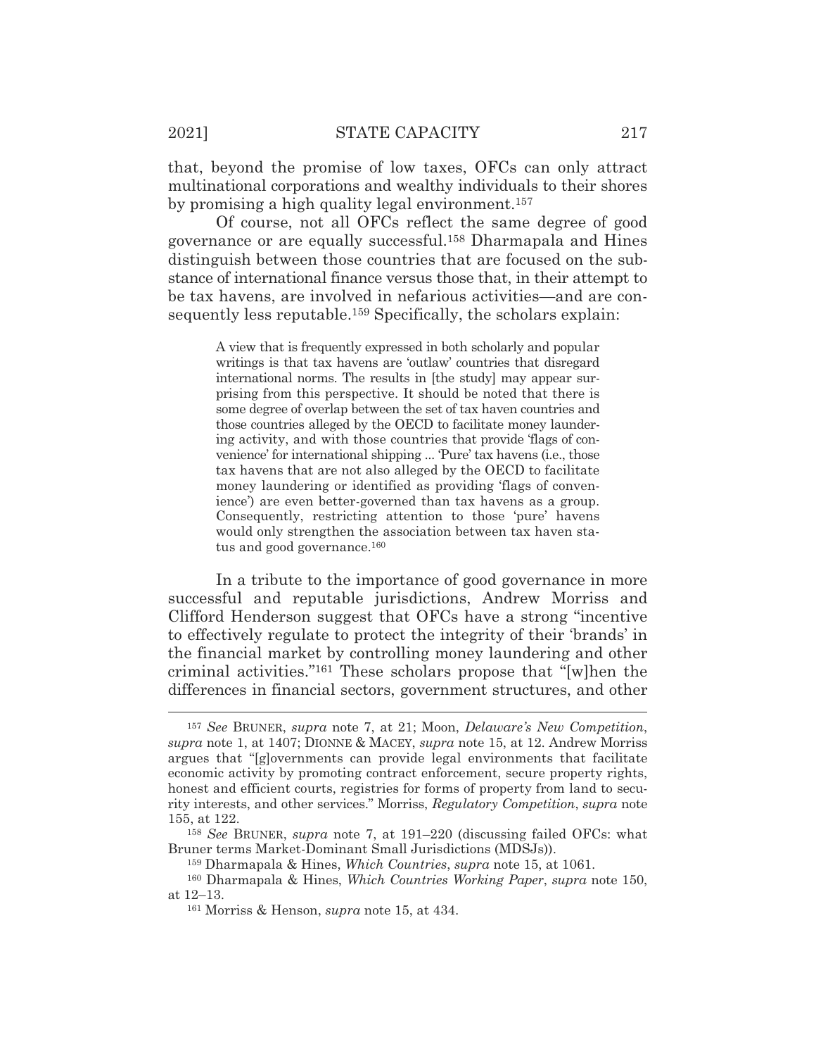that, beyond the promise of low taxes, OFCs can only attract multinational corporations and wealthy individuals to their shores by promising a high quality legal environment.[157]

Of course, not all OFCs reflect the same degree of good governance or are equally successful.[158] Dharmapala and Hines distinguish between those countries that are focused on the substance of international finance versus those that, in their attempt to be tax havens, are involved in nefarious activities—and are consequently less reputable.[159] Specifically, the scholars explain:

> A view that is frequently expressed in both scholarly and popular writings is that tax havens are 'outlaw' countries that disregard international norms. The results in [the study] may appear surprising from this perspective. It should be noted that there is some degree of overlap between the set of tax haven countries and those countries alleged by the OECD to facilitate money laundering activity, and with those countries that provide 'flags of convenience' for international shipping ... 'Pure' tax havens (i.e., those tax havens that are not also alleged by the OECD to facilitate money laundering or identified as providing 'flags of convenience') are even better-governed than tax havens as a group. Consequently, restricting attention to those 'pure' havens would only strengthen the association between tax haven status and good governance.[160]

In a tribute to the importance of good governance in more successful and reputable jurisdictions, Andrew Morriss and Clifford Henderson suggest that OFCs have a strong "incentive to effectively regulate to protect the integrity of their 'brands' in the financial market by controlling money laundering and other criminal activities."[161] These scholars propose that "[w]hen the differences in financial sectors, government structures, and other

---

[157] *See* BRUNER, *supra* note 7, at 21; Moon, *Delaware's New Competition*, *supra* note 1, at 1407; DIONNE & MACEY, *supra* note 15, at 12. Andrew Morriss argues that "[g]overnments can provide legal environments that facilitate economic activity by promoting contract enforcement, secure property rights, honest and efficient courts, registries for forms of property from land to security interests, and other services." Morriss, *Regulatory Competition*, *supra* note 155, at 122.

[158] *See* BRUNER, *supra* note 7, at 191–220 (discussing failed OFCs: what Bruner terms Market-Dominant Small Jurisdictions (MDSJs)).

[159] Dharmapala & Hines, *Which Countries*, *supra* note 15, at 1061.

[160] Dharmapala & Hines, *Which Countries Working Paper*, *supra* note 150, at 12–13.

[161] Morriss & Henson, *supra* note 15, at 434.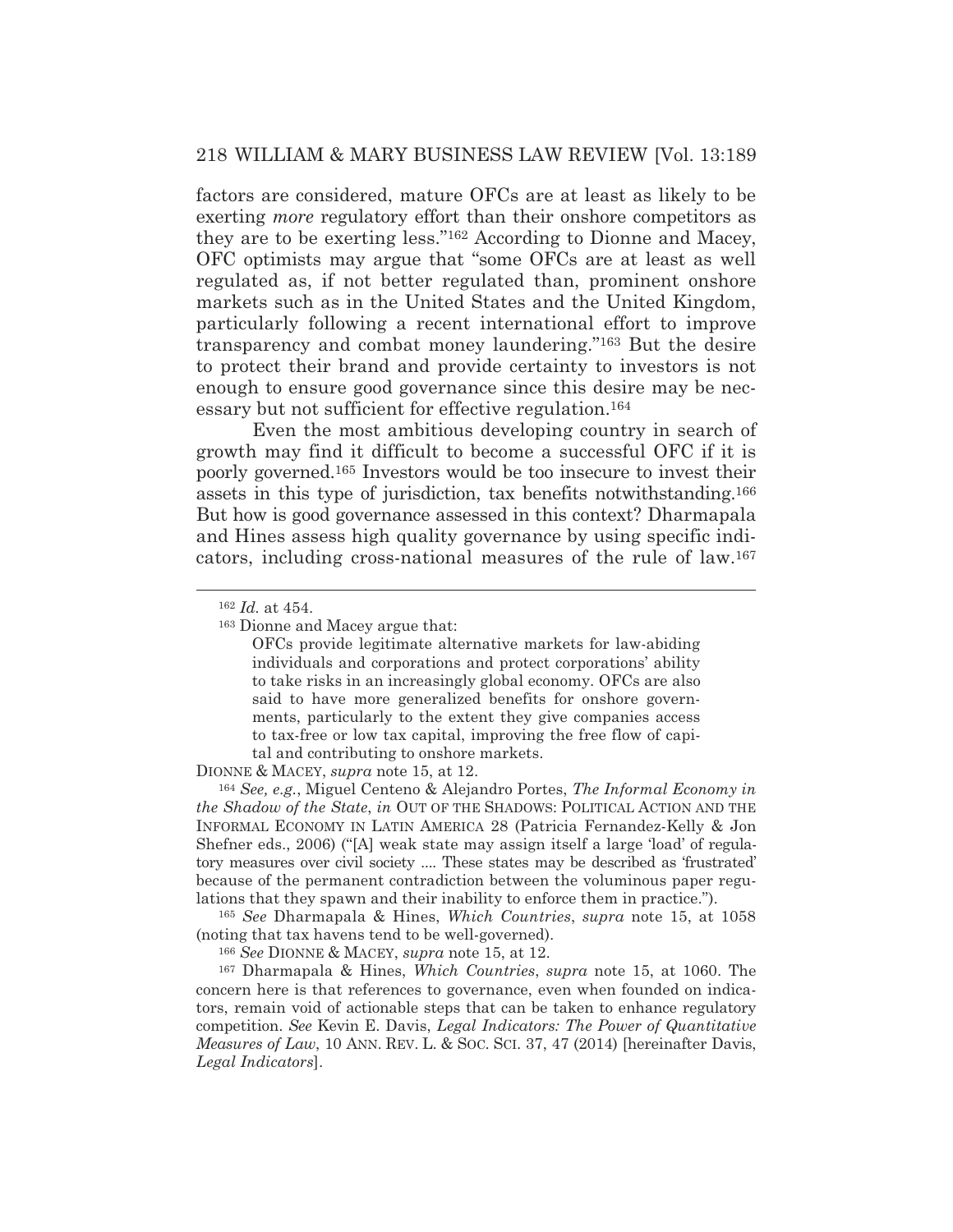factors are considered, mature OFCs are at least as likely to be exerting *more* regulatory effort than their onshore competitors as they are to be exerting less."[162] According to Dionne and Macey, OFC optimists may argue that "some OFCs are at least as well regulated as, if not better regulated than, prominent onshore markets such as in the United States and the United Kingdom, particularly following a recent international effort to improve transparency and combat money laundering."[163] But the desire to protect their brand and provide certainty to investors is not enough to ensure good governance since this desire may be necessary but not sufficient for effective regulation.[164]

Even the most ambitious developing country in search of growth may find it difficult to become a successful OFC if it is poorly governed.[165] Investors would be too insecure to invest their assets in this type of jurisdiction, tax benefits notwithstanding.[166] But how is good governance assessed in this context? Dharmapala and Hines assess high quality governance by using specific indicators, including cross-national measures of the rule of law.[167]

---

[162] *Id.* at 454.

[163] Dionne and Macey argue that:

> OFCs provide legitimate alternative markets for law-abiding individuals and corporations and protect corporations' ability to take risks in an increasingly global economy. OFCs are also said to have more generalized benefits for onshore governments, particularly to the extent they give companies access to tax-free or low tax capital, improving the free flow of capital and contributing to onshore markets.

DIONNE & MACEY, *supra* note 15, at 12.

[164] *See, e.g.*, Miguel Centeno & Alejandro Portes, *The Informal Economy in the Shadow of the State*, *in* OUT OF THE SHADOWS: POLITICAL ACTION AND THE INFORMAL ECONOMY IN LATIN AMERICA 28 (Patricia Fernandez-Kelly & Jon Shefner eds., 2006) ("[A] weak state may assign itself a large 'load' of regulatory measures over civil society .... These states may be described as 'frustrated' because of the permanent contradiction between the voluminous paper regulations that they spawn and their inability to enforce them in practice.").

[165] *See* Dharmapala & Hines, *Which Countries*, *supra* note 15, at 1058 (noting that tax havens tend to be well-governed).

[166] *See* DIONNE & MACEY, *supra* note 15, at 12.

[167] Dharmapala & Hines, *Which Countries*, *supra* note 15, at 1060. The concern here is that references to governance, even when founded on indicators, remain void of actionable steps that can be taken to enhance regulatory competition. *See* Kevin E. Davis, *Legal Indicators: The Power of Quantitative Measures of Law*, 10 ANN. REV. L. & SOC. SCI. 37, 47 (2014) [hereinafter Davis, *Legal Indicators*].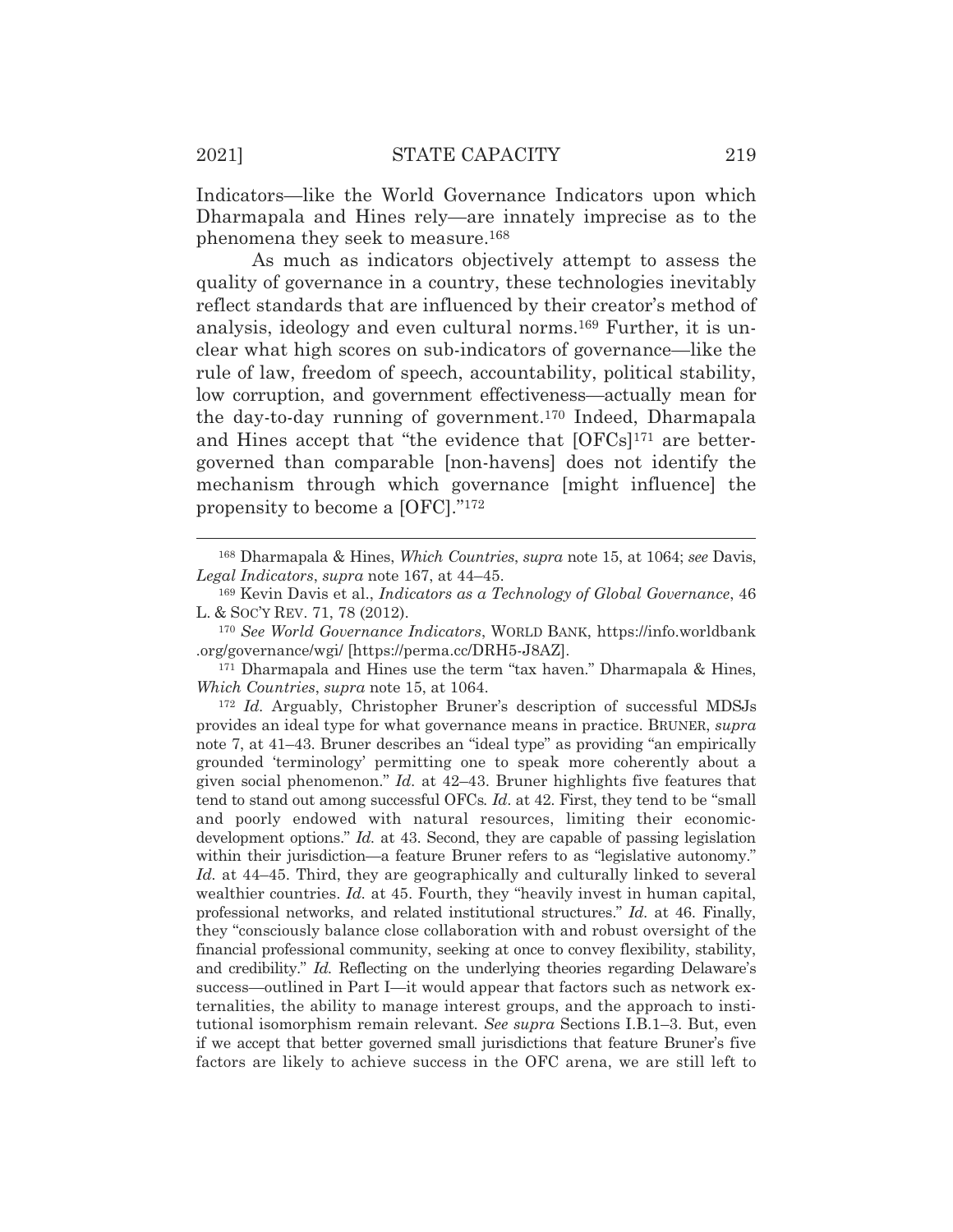Indicators—like the World Governance Indicators upon which Dharmapala and Hines rely—are innately imprecise as to the phenomena they seek to measure.[168]

As much as indicators objectively attempt to assess the quality of governance in a country, these technologies inevitably reflect standards that are influenced by their creator's method of analysis, ideology and even cultural norms.[169] Further, it is unclear what high scores on sub-indicators of governance—like the rule of law, freedom of speech, accountability, political stability, low corruption, and government effectiveness—actually mean for the day-to-day running of government.[170] Indeed, Dharmapala and Hines accept that "the evidence that [OFCs][171] are better-governed than comparable [non-havens] does not identify the mechanism through which governance [might influence] the propensity to become a [OFC]."[172]

---

[168] Dharmapala & Hines, *Which Countries*, *supra* note 15, at 1064; *see* Davis, *Legal Indicators*, *supra* note 167, at 44–45.

[169] Kevin Davis et al., *Indicators as a Technology of Global Governance*, 46 L. & SOC'Y REV. 71, 78 (2012).

[170] *See World Governance Indicators*, WORLD BANK, https://info.worldbank.org/governance/wgi/ [https://perma.cc/DRH5-J8AZ].

[171] Dharmapala and Hines use the term "tax haven." Dharmapala & Hines, *Which Countries*, *supra* note 15, at 1064.

[172] *Id.* Arguably, Christopher Bruner's description of successful MDSJs provides an ideal type for what governance means in practice. BRUNER, *supra* note 7, at 41–43. Bruner describes an "ideal type" as providing "an empirically grounded 'terminology' permitting one to speak more coherently about a given social phenomenon." *Id.* at 42–43. Bruner highlights five features that tend to stand out among successful OFCs. *Id.* at 42. First, they tend to be "small and poorly endowed with natural resources, limiting their economic-development options." *Id.* at 43. Second, they are capable of passing legislation within their jurisdiction—a feature Bruner refers to as "legislative autonomy." *Id.* at 44–45. Third, they are geographically and culturally linked to several wealthier countries. *Id.* at 45. Fourth, they "heavily invest in human capital, professional networks, and related institutional structures." *Id.* at 46. Finally, they "consciously balance close collaboration with and robust oversight of the financial professional community, seeking at once to convey flexibility, stability, and credibility." *Id.* Reflecting on the underlying theories regarding Delaware's success—outlined in Part I—it would appear that factors such as network externalities, the ability to manage interest groups, and the approach to institutional isomorphism remain relevant. *See supra* Sections I.B.1–3. But, even if we accept that better governed small jurisdictions that feature Bruner's five factors are likely to achieve success in the OFC arena, we are still left to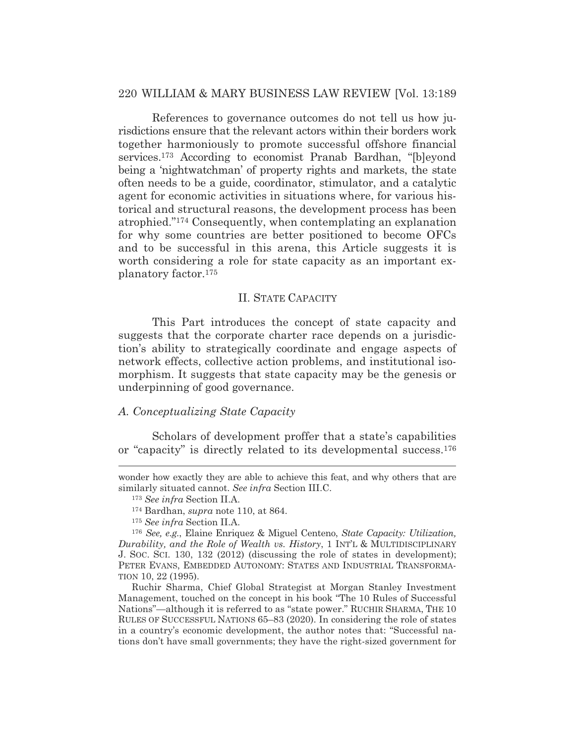References to governance outcomes do not tell us how jurisdictions ensure that the relevant actors within their borders work together harmoniously to promote successful offshore financial services.[173] According to economist Pranab Bardhan, "[b]eyond being a 'nightwatchman' of property rights and markets, the state often needs to be a guide, coordinator, stimulator, and a catalytic agent for economic activities in situations where, for various historical and structural reasons, the development process has been atrophied."[174] Consequently, when contemplating an explanation for why some countries are better positioned to become OFCs and to be successful in this arena, this Article suggests it is worth considering a role for state capacity as an important explanatory factor.[175]

## II. STATE CAPACITY

This Part introduces the concept of state capacity and suggests that the corporate charter race depends on a jurisdiction's ability to strategically coordinate and engage aspects of network effects, collective action problems, and institutional isomorphism. It suggests that state capacity may be the genesis or underpinning of good governance.

### *A. Conceptualizing State Capacity*

Scholars of development proffer that a state's capabilities or "capacity" is directly related to its developmental success.[176]

---

wonder how exactly they are able to achieve this feat, and why others that are similarly situated cannot. *See infra* Section III.C.

[173] *See infra* Section II.A.

[174] Bardhan, *supra* note 110, at 864.

[175] *See infra* Section II.A.

[176] *See, e.g.*, Elaine Enriquez & Miguel Centeno, *State Capacity: Utilization, Durability, and the Role of Wealth vs. History*, 1 INT'L & MULTIDISCIPLINARY J. SOC. SCI. 130, 132 (2012) (discussing the role of states in development); PETER EVANS, EMBEDDED AUTONOMY: STATES AND INDUSTRIAL TRANSFORMATION 10, 22 (1995).

Ruchir Sharma, Chief Global Strategist at Morgan Stanley Investment Management, touched on the concept in his book "The 10 Rules of Successful Nations"—although it is referred to as "state power." RUCHIR SHARMA, THE 10 RULES OF SUCCESSFUL NATIONS 65–83 (2020). In considering the role of states in a country's economic development, the author notes that: "Successful nations don't have small governments; they have the right-sized government for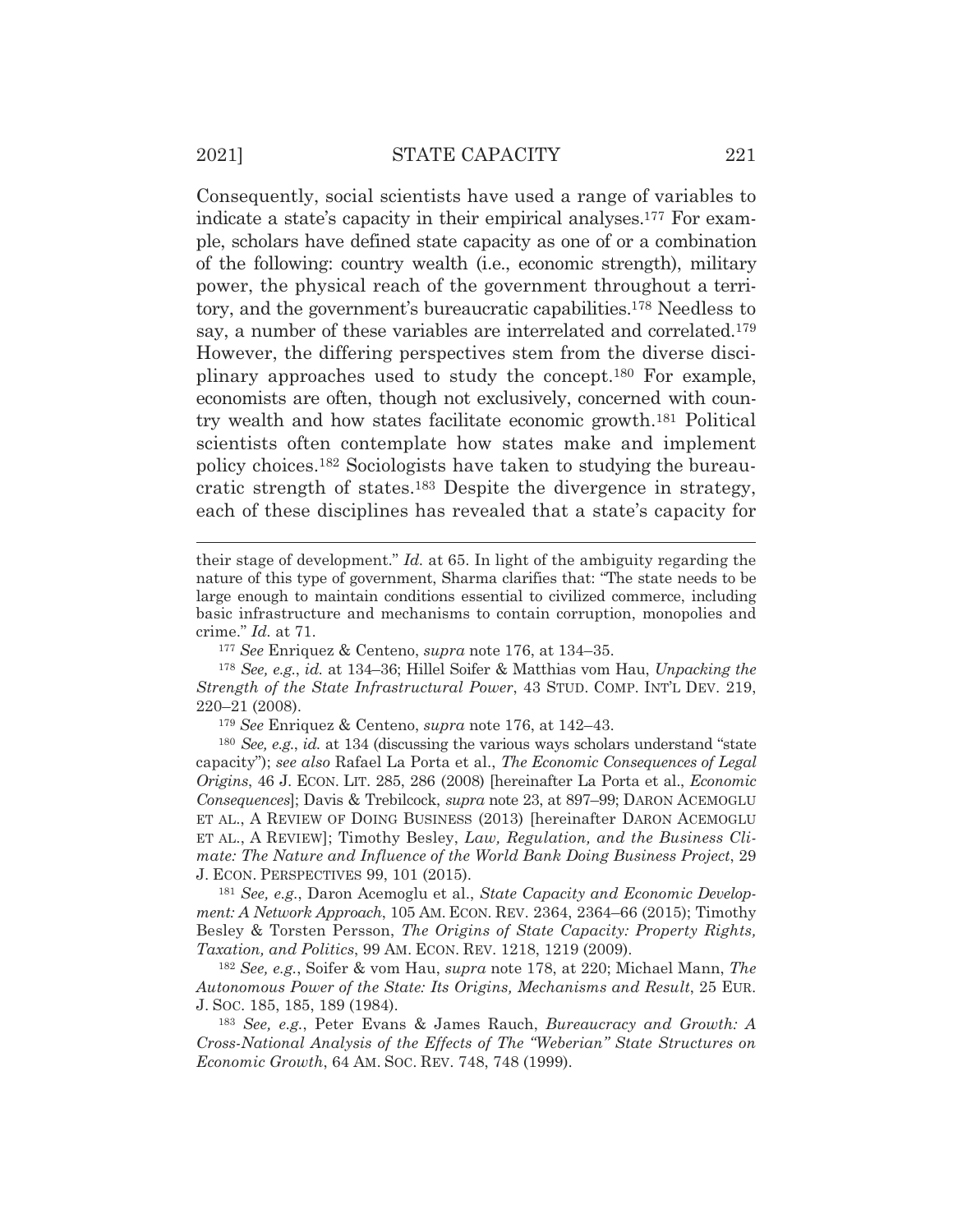Consequently, social scientists have used a range of variables to indicate a state's capacity in their empirical analyses.[177] For example, scholars have defined state capacity as one of or a combination of the following: country wealth (i.e., economic strength), military power, the physical reach of the government throughout a territory, and the government's bureaucratic capabilities.[178] Needless to say, a number of these variables are interrelated and correlated.[179] However, the differing perspectives stem from the diverse disciplinary approaches used to study the concept.[180] For example, economists are often, though not exclusively, concerned with country wealth and how states facilitate economic growth.[181] Political scientists often contemplate how states make and implement policy choices.[182] Sociologists have taken to studying the bureaucratic strength of states.[183] Despite the divergence in strategy, each of these disciplines has revealed that a state's capacity for

---

their stage of development." *Id.* at 65. In light of the ambiguity regarding the nature of this type of government, Sharma clarifies that: "The state needs to be large enough to maintain conditions essential to civilized commerce, including basic infrastructure and mechanisms to contain corruption, monopolies and crime." *Id.* at 71.

[177] *See* Enriquez & Centeno, *supra* note 176, at 134–35.

[178] *See, e.g.*, *id.* at 134–36; Hillel Soifer & Matthias vom Hau, *Unpacking the Strength of the State Infrastructural Power*, 43 STUD. COMP. INT'L DEV. 219, 220–21 (2008).

[179] *See* Enriquez & Centeno, *supra* note 176, at 142–43.

[180] *See, e.g.*, *id.* at 134 (discussing the various ways scholars understand "state capacity"); *see also* Rafael La Porta et al., *The Economic Consequences of Legal Origins*, 46 J. ECON. LIT. 285, 286 (2008) [hereinafter La Porta et al., *Economic Consequences*]; Davis & Trebilcock, *supra* note 23, at 897–99; DARON ACEMOGLU ET AL., A REVIEW OF DOING BUSINESS (2013) [hereinafter DARON ACEMOGLU ET AL., A REVIEW]; Timothy Besley, *Law, Regulation, and the Business Climate: The Nature and Influence of the World Bank Doing Business Project*, 29 J. ECON. PERSPECTIVES 99, 101 (2015).

[181] *See, e.g.*, Daron Acemoglu et al., *State Capacity and Economic Development: A Network Approach*, 105 AM. ECON. REV. 2364, 2364–66 (2015); Timothy Besley & Torsten Persson, *The Origins of State Capacity: Property Rights, Taxation, and Politics*, 99 AM. ECON. REV. 1218, 1219 (2009).

[182] *See, e.g.*, Soifer & vom Hau, *supra* note 178, at 220; Michael Mann, *The Autonomous Power of the State: Its Origins, Mechanisms and Result*, 25 EUR. J. SOC. 185, 185, 189 (1984).

[183] *See, e.g.*, Peter Evans & James Rauch, *Bureaucracy and Growth: A Cross-National Analysis of the Effects of The "Weberian" State Structures on Economic Growth*, 64 AM. SOC. REV. 748, 748 (1999).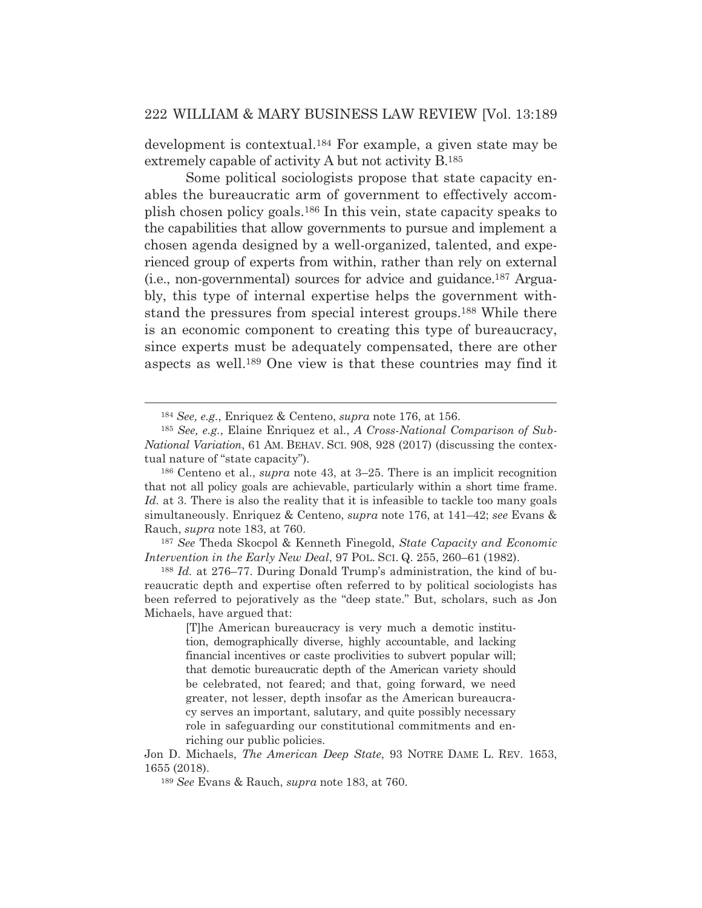development is contextual.[184] For example, a given state may be extremely capable of activity A but not activity B.[185]

Some political sociologists propose that state capacity enables the bureaucratic arm of government to effectively accomplish chosen policy goals.[186] In this vein, state capacity speaks to the capabilities that allow governments to pursue and implement a chosen agenda designed by a well-organized, talented, and experienced group of experts from within, rather than rely on external (i.e., non-governmental) sources for advice and guidance.[187] Arguably, this type of internal expertise helps the government withstand the pressures from special interest groups.[188] While there is an economic component to creating this type of bureaucracy, since experts must be adequately compensated, there are other aspects as well.[189] One view is that these countries may find it

---

[184] *See, e.g.*, Enriquez & Centeno, *supra* note 176, at 156.

[185] *See, e.g.*, Elaine Enriquez et al., *A Cross-National Comparison of Sub-National Variation*, 61 AM. BEHAV. SCI. 908, 928 (2017) (discussing the contextual nature of "state capacity").

[186] Centeno et al., *supra* note 43, at 3–25. There is an implicit recognition that not all policy goals are achievable, particularly within a short time frame. *Id.* at 3. There is also the reality that it is infeasible to tackle too many goals simultaneously. Enriquez & Centeno, *supra* note 176, at 141–42; *see* Evans & Rauch, *supra* note 183, at 760.

[187] *See* Theda Skocpol & Kenneth Finegold, *State Capacity and Economic Intervention in the Early New Deal*, 97 POL. SCI. Q. 255, 260–61 (1982).

[188] *Id.* at 276–77. During Donald Trump's administration, the kind of bureaucratic depth and expertise often referred to by political sociologists has been referred to pejoratively as the "deep state." But, scholars, such as Jon Michaels, have argued that:

> [T]he American bureaucracy is very much a demotic institution, demographically diverse, highly accountable, and lacking financial incentives or caste proclivities to subvert popular will; that demotic bureaucratic depth of the American variety should be celebrated, not feared; and that, going forward, we need greater, not lesser, depth insofar as the American bureaucracy serves an important, salutary, and quite possibly necessary role in safeguarding our constitutional commitments and enriching our public policies.

Jon D. Michaels, *The American Deep State*, 93 NOTRE DAME L. REV. 1653, 1655 (2018).

[189] *See* Evans & Rauch, *supra* note 183, at 760.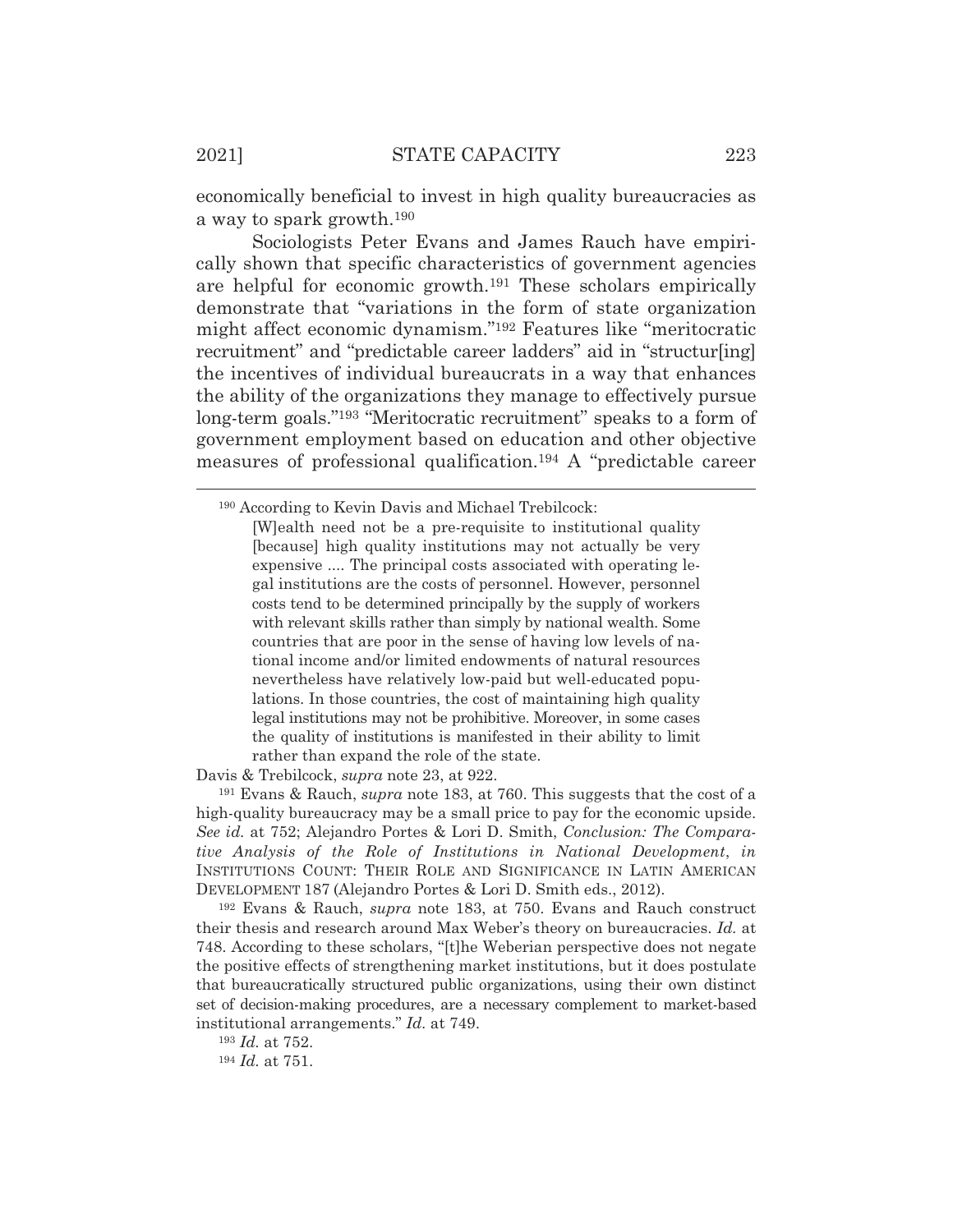economically beneficial to invest in high quality bureaucracies as a way to spark growth.[190]

Sociologists Peter Evans and James Rauch have empirically shown that specific characteristics of government agencies are helpful for economic growth.[191] These scholars empirically demonstrate that "variations in the form of state organization might affect economic dynamism."[192] Features like "meritocratic recruitment" and "predictable career ladders" aid in "structur[ing] the incentives of individual bureaucrats in a way that enhances the ability of the organizations they manage to effectively pursue long-term goals."[193] "Meritocratic recruitment" speaks to a form of government employment based on education and other objective measures of professional qualification.[194] A "predictable career

---

[190] According to Kevin Davis and Michael Trebilcock:

> [W]ealth need not be a pre-requisite to institutional quality [because] high quality institutions may not actually be very expensive .... The principal costs associated with operating legal institutions are the costs of personnel. However, personnel costs tend to be determined principally by the supply of workers with relevant skills rather than simply by national wealth. Some countries that are poor in the sense of having low levels of national income and/or limited endowments of natural resources nevertheless have relatively low-paid but well-educated populations. In those countries, the cost of maintaining high quality legal institutions may not be prohibitive. Moreover, in some cases the quality of institutions is manifested in their ability to limit rather than expand the role of the state.

Davis & Trebilcock, *supra* note 23, at 922.

[191] Evans & Rauch, *supra* note 183, at 760. This suggests that the cost of a high-quality bureaucracy may be a small price to pay for the economic upside. *See id.* at 752; Alejandro Portes & Lori D. Smith, *Conclusion: The Comparative Analysis of the Role of Institutions in National Development*, *in* INSTITUTIONS COUNT: THEIR ROLE AND SIGNIFICANCE IN LATIN AMERICAN DEVELOPMENT 187 (Alejandro Portes & Lori D. Smith eds., 2012).

[192] Evans & Rauch, *supra* note 183, at 750. Evans and Rauch construct their thesis and research around Max Weber's theory on bureaucracies. *Id.* at 748. According to these scholars, "[t]he Weberian perspective does not negate the positive effects of strengthening market institutions, but it does postulate that bureaucratically structured public organizations, using their own distinct set of decision-making procedures, are a necessary complement to market-based institutional arrangements." *Id.* at 749.

[193] *Id.* at 752.

[194] *Id.* at 751.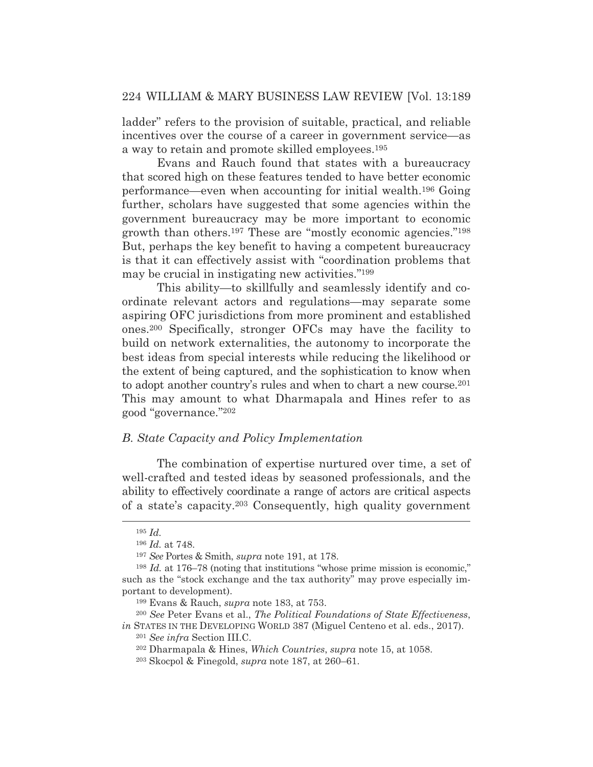ladder" refers to the provision of suitable, practical, and reliable incentives over the course of a career in government service—as a way to retain and promote skilled employees.[195]

Evans and Rauch found that states with a bureaucracy that scored high on these features tended to have better economic performance—even when accounting for initial wealth.[196] Going further, scholars have suggested that some agencies within the government bureaucracy may be more important to economic growth than others.[197] These are "mostly economic agencies."[198] But, perhaps the key benefit to having a competent bureaucracy is that it can effectively assist with "coordination problems that may be crucial in instigating new activities."[199]

This ability—to skillfully and seamlessly identify and coordinate relevant actors and regulations—may separate some aspiring OFC jurisdictions from more prominent and established ones.[200] Specifically, stronger OFCs may have the facility to build on network externalities, the autonomy to incorporate the best ideas from special interests while reducing the likelihood or the extent of being captured, and the sophistication to know when to adopt another country's rules and when to chart a new course.[201] This may amount to what Dharmapala and Hines refer to as good "governance."[202]

### *B. State Capacity and Policy Implementation*

The combination of expertise nurtured over time, a set of well-crafted and tested ideas by seasoned professionals, and the ability to effectively coordinate a range of actors are critical aspects of a state's capacity.[203] Consequently, high quality government

---

[195] *Id.*

[196] *Id.* at 748.

[197] *See* Portes & Smith, *supra* note 191, at 178.

[198] *Id.* at 176–78 (noting that institutions "whose prime mission is economic," such as the "stock exchange and the tax authority" may prove especially important to development).

[199] Evans & Rauch, *supra* note 183, at 753.

[200] *See* Peter Evans et al., *The Political Foundations of State Effectiveness*, *in* STATES IN THE DEVELOPING WORLD 387 (Miguel Centeno et al. eds., 2017).

[201] *See infra* Section III.C.

[202] Dharmapala & Hines, *Which Countries*, *supra* note 15, at 1058.

[203] Skocpol & Finegold, *supra* note 187, at 260–61.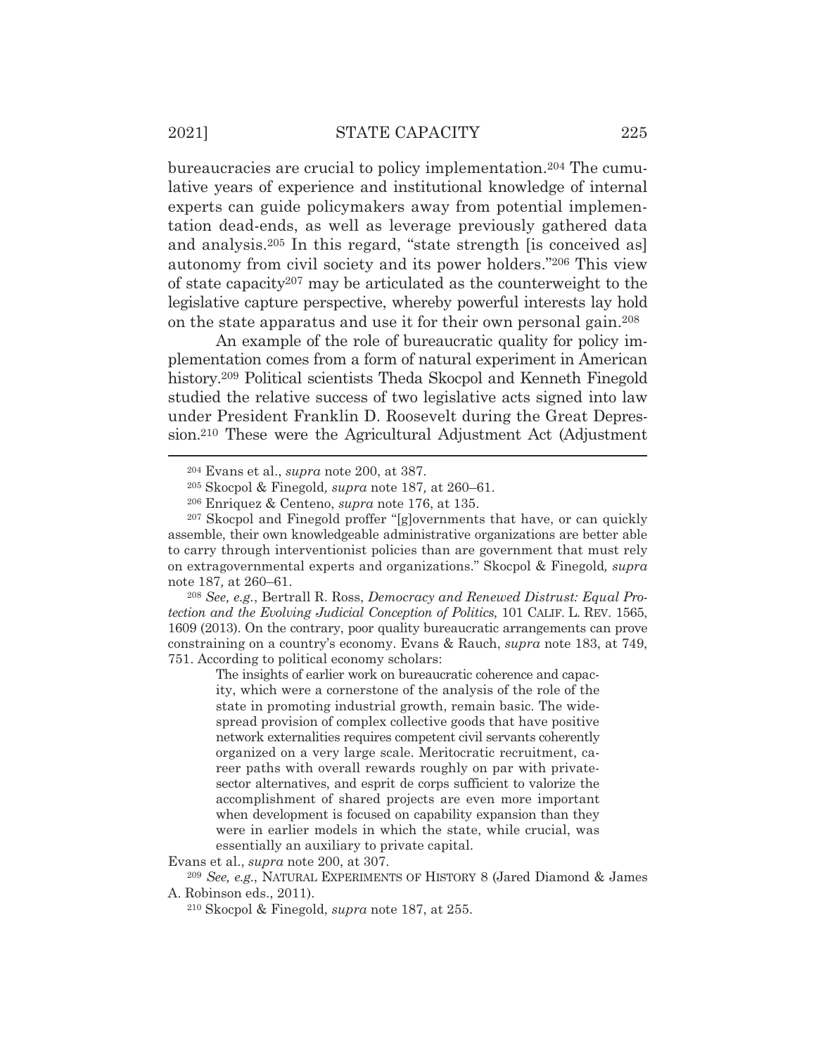bureaucracies are crucial to policy implementation.[204] The cumulative years of experience and institutional knowledge of internal experts can guide policymakers away from potential implementation dead-ends, as well as leverage previously gathered data and analysis.[205] In this regard, "state strength [is conceived as] autonomy from civil society and its power holders."[206] This view of state capacity[207] may be articulated as the counterweight to the legislative capture perspective, whereby powerful interests lay hold on the state apparatus and use it for their own personal gain.[208]

An example of the role of bureaucratic quality for policy implementation comes from a form of natural experiment in American history.[209] Political scientists Theda Skocpol and Kenneth Finegold studied the relative success of two legislative acts signed into law under President Franklin D. Roosevelt during the Great Depression.[210] These were the Agricultural Adjustment Act (Adjustment

---

[204] Evans et al., *supra* note 200, at 387.

[205] Skocpol & Finegold, *supra* note 187, at 260–61.

[206] Enriquez & Centeno, *supra* note 176, at 135.

[207] Skocpol and Finegold proffer "[g]overnments that have, or can quickly assemble, their own knowledgeable administrative organizations are better able to carry through interventionist policies than are government that must rely on extragovernmental experts and organizations." Skocpol & Finegold, *supra* note 187, at 260–61.

[208] *See, e.g.*, Bertrall R. Ross, *Democracy and Renewed Distrust: Equal Protection and the Evolving Judicial Conception of Politics*, 101 CALIF. L. REV. 1565, 1609 (2013). On the contrary, poor quality bureaucratic arrangements can prove constraining on a country's economy. Evans & Rauch, *supra* note 183, at 749, 751. According to political economy scholars:

> The insights of earlier work on bureaucratic coherence and capacity, which were a cornerstone of the analysis of the role of the state in promoting industrial growth, remain basic. The widespread provision of complex collective goods that have positive network externalities requires competent civil servants coherently organized on a very large scale. Meritocratic recruitment, career paths with overall rewards roughly on par with private-sector alternatives, and esprit de corps sufficient to valorize the accomplishment of shared projects are even more important when development is focused on capability expansion than they were in earlier models in which the state, while crucial, was essentially an auxiliary to private capital.

Evans et al., *supra* note 200, at 307.

[209] *See, e.g.*, NATURAL EXPERIMENTS OF HISTORY 8 (Jared Diamond & James A. Robinson eds., 2011).

[210] Skocpol & Finegold, *supra* note 187, at 255.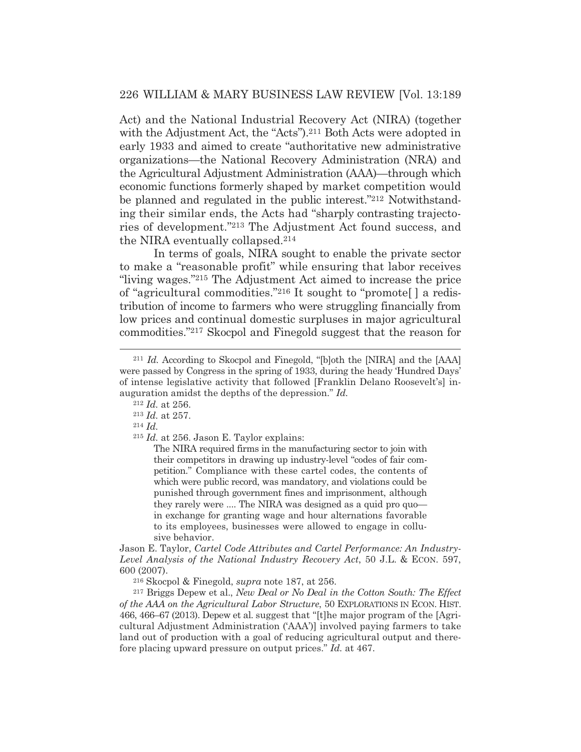Act) and the National Industrial Recovery Act (NIRA) (together with the Adjustment Act, the "Acts").[211] Both Acts were adopted in early 1933 and aimed to create "authoritative new administrative organizations—the National Recovery Administration (NRA) and the Agricultural Adjustment Administration (AAA)—through which economic functions formerly shaped by market competition would be planned and regulated in the public interest."[212] Notwithstanding their similar ends, the Acts had "sharply contrasting trajectories of development."[213] The Adjustment Act found success, and the NIRA eventually collapsed.[214]

In terms of goals, NIRA sought to enable the private sector to make a "reasonable profit" while ensuring that labor receives "living wages."[215] The Adjustment Act aimed to increase the price of "agricultural commodities."[216] It sought to "promote[ ] a redistribution of income to farmers who were struggling financially from low prices and continual domestic surpluses in major agricultural commodities."[217] Skocpol and Finegold suggest that the reason for

---

[211] *Id.* According to Skocpol and Finegold, "[b]oth the [NIRA] and the [AAA] were passed by Congress in the spring of 1933, during the heady 'Hundred Days' of intense legislative activity that followed [Franklin Delano Roosevelt's] inauguration amidst the depths of the depression." *Id.*

[212] *Id.* at 256.

[213] *Id.* at 257.

[214] *Id.*

[215] *Id.* at 256. Jason E. Taylor explains:

> The NIRA required firms in the manufacturing sector to join with their competitors in drawing up industry-level "codes of fair competition." Compliance with these cartel codes, the contents of which were public record, was mandatory, and violations could be punished through government fines and imprisonment, although they rarely were .... The NIRA was designed as a quid pro quo—in exchange for granting wage and hour alternations favorable to its employees, businesses were allowed to engage in collusive behavior.

Jason E. Taylor, *Cartel Code Attributes and Cartel Performance: An Industry-Level Analysis of the National Industry Recovery Act*, 50 J.L. & ECON. 597, 600 (2007).

[216] Skocpol & Finegold, *supra* note 187, at 256.

[217] Briggs Depew et al., *New Deal or No Deal in the Cotton South: The Effect of the AAA on the Agricultural Labor Structure*, 50 EXPLORATIONS IN ECON. HIST. 466, 466–67 (2013). Depew et al. suggest that "[t]he major program of the [Agricultural Adjustment Administration ('AAA')] involved paying farmers to take land out of production with a goal of reducing agricultural output and therefore placing upward pressure on output prices." *Id.* at 467.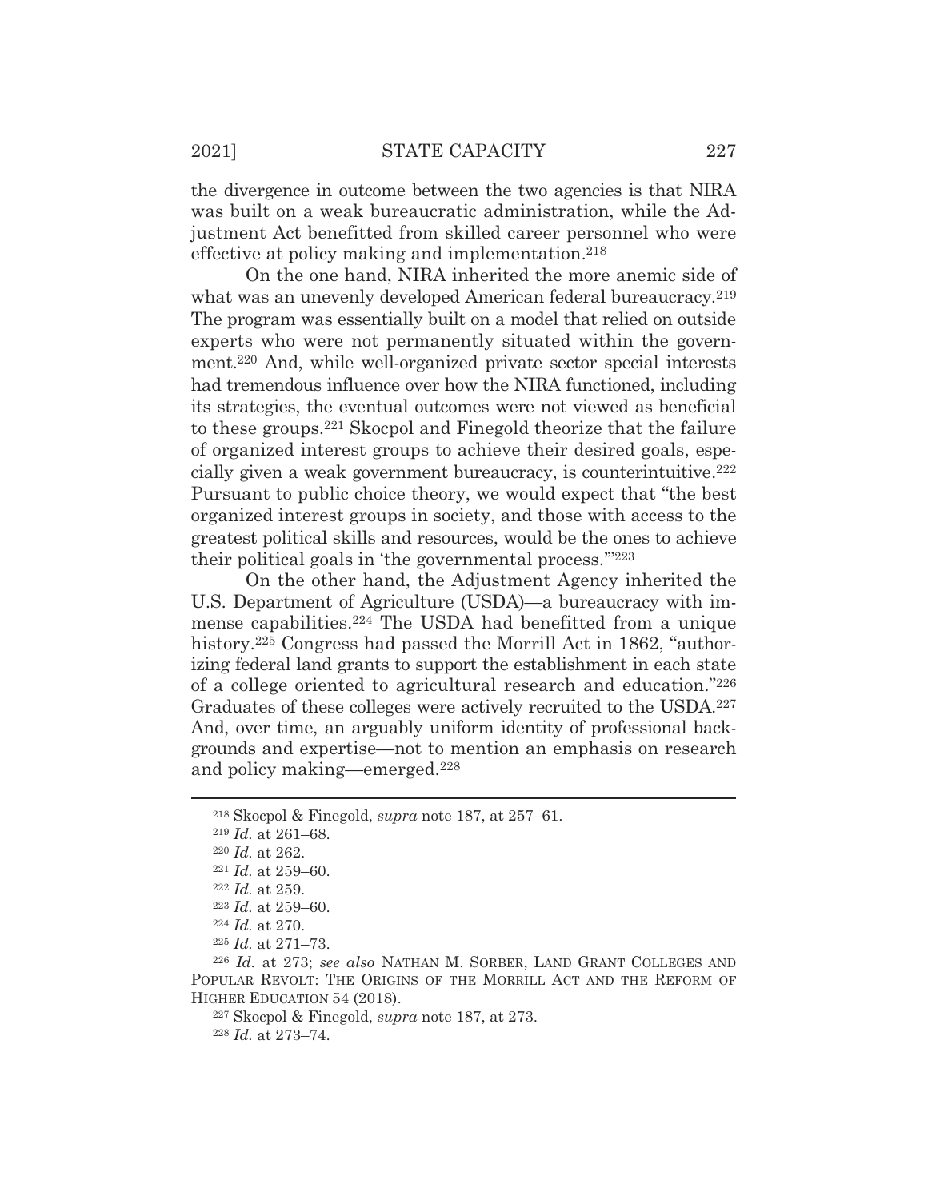the divergence in outcome between the two agencies is that NIRA was built on a weak bureaucratic administration, while the Adjustment Act benefitted from skilled career personnel who were effective at policy making and implementation.[218]

On the one hand, NIRA inherited the more anemic side of what was an unevenly developed American federal bureaucracy.[219] The program was essentially built on a model that relied on outside experts who were not permanently situated within the government.[220] And, while well-organized private sector special interests had tremendous influence over how the NIRA functioned, including its strategies, the eventual outcomes were not viewed as beneficial to these groups.[221] Skocpol and Finegold theorize that the failure of organized interest groups to achieve their desired goals, especially given a weak government bureaucracy, is counterintuitive.[222] Pursuant to public choice theory, we would expect that "the best organized interest groups in society, and those with access to the greatest political skills and resources, would be the ones to achieve their political goals in 'the governmental process.'"[223]

On the other hand, the Adjustment Agency inherited the U.S. Department of Agriculture (USDA)—a bureaucracy with immense capabilities.[224] The USDA had benefitted from a unique history.[225] Congress had passed the Morrill Act in 1862, "authorizing federal land grants to support the establishment in each state of a college oriented to agricultural research and education."[226] Graduates of these colleges were actively recruited to the USDA.[227] And, over time, an arguably uniform identity of professional backgrounds and expertise—not to mention an emphasis on research and policy making—emerged.[228]

---

[218] Skocpol & Finegold, *supra* note 187, at 257–61.

[219] *Id.* at 261–68.

[220] *Id.* at 262.

[221] *Id.* at 259–60.

[222] *Id.* at 259.

[223] *Id.* at 259–60.

[224] *Id.* at 270.

[225] *Id.* at 271–73.

[226] *Id.* at 273; *see also* NATHAN M. SORBER, LAND GRANT COLLEGES AND POPULAR REVOLT: THE ORIGINS OF THE MORRILL ACT AND THE REFORM OF HIGHER EDUCATION 54 (2018).

[227] Skocpol & Finegold, *supra* note 187, at 273.

[228] *Id.* at 273–74.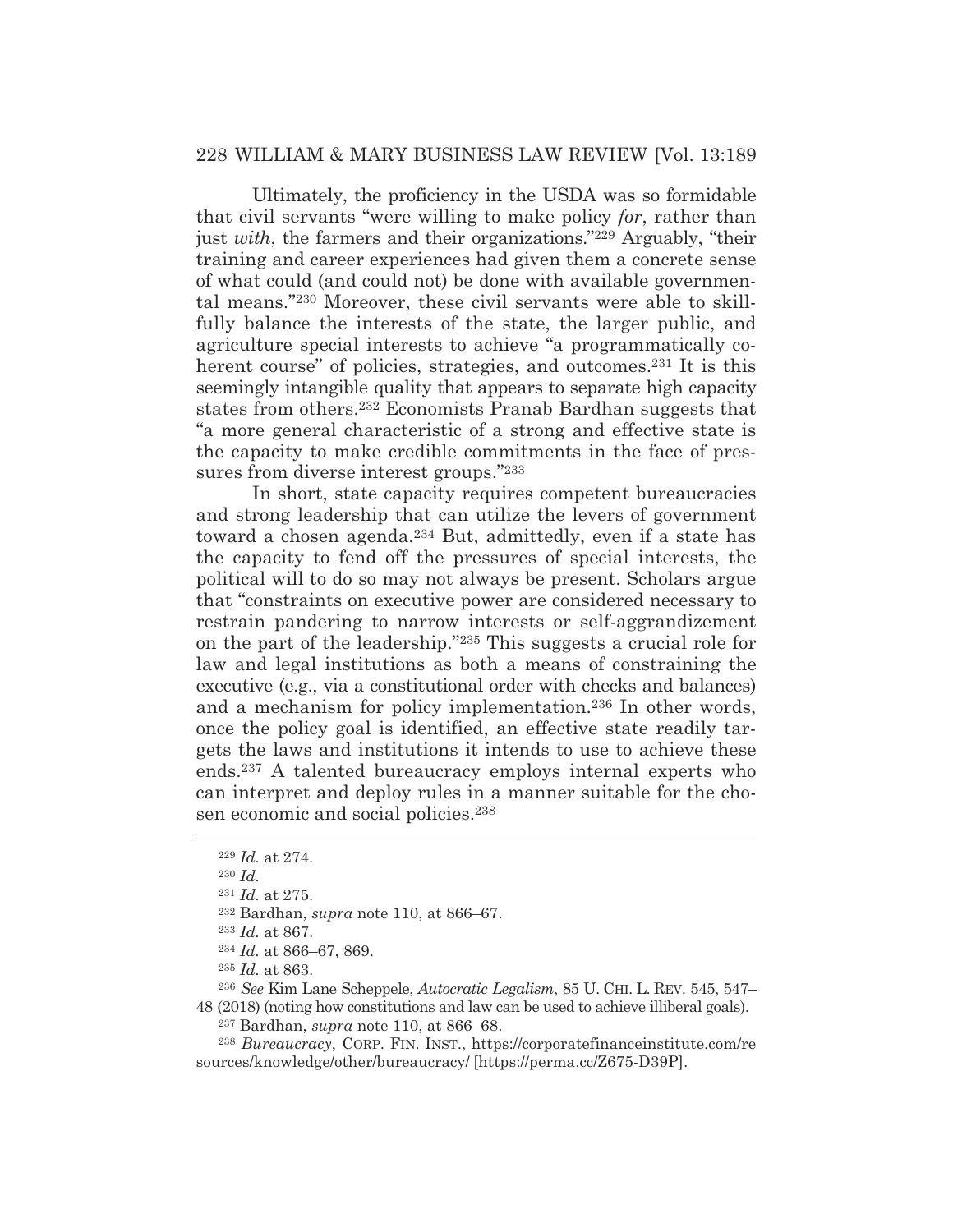Ultimately, the proficiency in the USDA was so formidable that civil servants "were willing to make policy *for*, rather than just *with*, the farmers and their organizations."[229] Arguably, "their training and career experiences had given them a concrete sense of what could (and could not) be done with available governmental means."[230] Moreover, these civil servants were able to skillfully balance the interests of the state, the larger public, and agriculture special interests to achieve "a programmatically coherent course" of policies, strategies, and outcomes.[231] It is this seemingly intangible quality that appears to separate high capacity states from others.[232] Economists Pranab Bardhan suggests that "a more general characteristic of a strong and effective state is the capacity to make credible commitments in the face of pressures from diverse interest groups."[233]

In short, state capacity requires competent bureaucracies and strong leadership that can utilize the levers of government toward a chosen agenda.[234] But, admittedly, even if a state has the capacity to fend off the pressures of special interests, the political will to do so may not always be present. Scholars argue that "constraints on executive power are considered necessary to restrain pandering to narrow interests or self-aggrandizement on the part of the leadership."[235] This suggests a crucial role for law and legal institutions as both a means of constraining the executive (e.g., via a constitutional order with checks and balances) and a mechanism for policy implementation.[236] In other words, once the policy goal is identified, an effective state readily targets the laws and institutions it intends to use to achieve these ends.[237] A talented bureaucracy employs internal experts who can interpret and deploy rules in a manner suitable for the chosen economic and social policies.[238]

---

[229] *Id.* at 274.

[230] *Id.*

[231] *Id.* at 275.

[232] Bardhan, *supra* note 110, at 866–67.

[233] *Id.* at 867.

[234] *Id.* at 866–67, 869.

[235] *Id.* at 863.

[236] *See* Kim Lane Scheppele, *Autocratic Legalism*, 85 U. CHI. L. REV. 545, 547–48 (2018) (noting how constitutions and law can be used to achieve illiberal goals).

[237] Bardhan, *supra* note 110, at 866–68.

[238] *Bureaucracy*, CORP. FIN. INST., https://corporatefinanceinstitute.com/resources/knowledge/other/bureaucracy/ [https://perma.cc/Z675-D39P].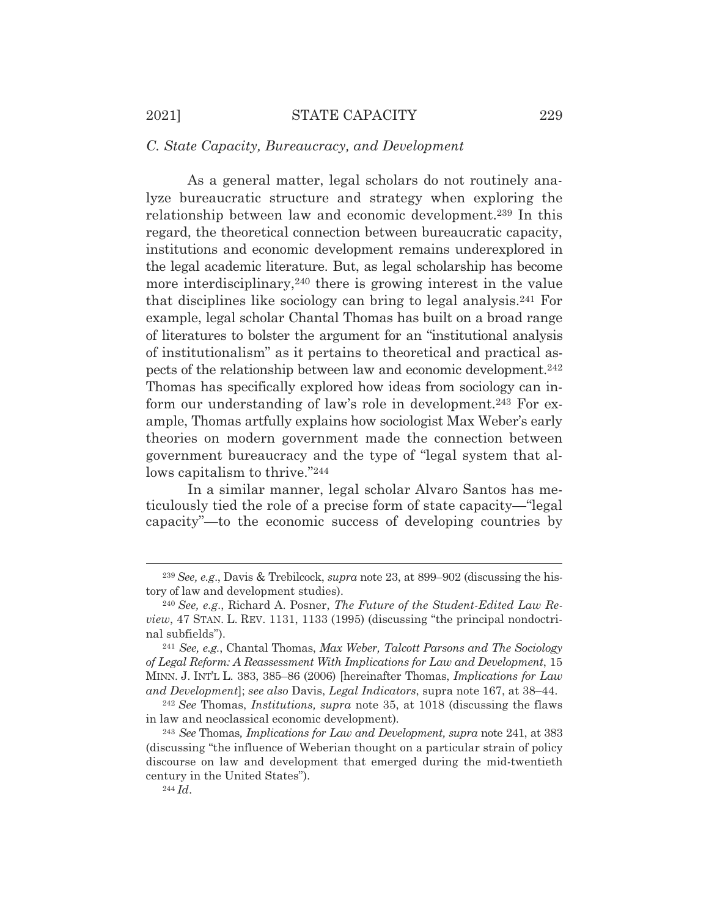### *C. State Capacity, Bureaucracy, and Development*

As a general matter, legal scholars do not routinely analyze bureaucratic structure and strategy when exploring the relationship between law and economic development.[239] In this regard, the theoretical connection between bureaucratic capacity, institutions and economic development remains underexplored in the legal academic literature. But, as legal scholarship has become more interdisciplinary,[240] there is growing interest in the value that disciplines like sociology can bring to legal analysis.[241] For example, legal scholar Chantal Thomas has built on a broad range of literatures to bolster the argument for an "institutional analysis of institutionalism" as it pertains to theoretical and practical aspects of the relationship between law and economic development.[242] Thomas has specifically explored how ideas from sociology can inform our understanding of law's role in development.[243] For example, Thomas artfully explains how sociologist Max Weber's early theories on modern government made the connection between government bureaucracy and the type of "legal system that allows capitalism to thrive."[244]

In a similar manner, legal scholar Alvaro Santos has meticulously tied the role of a precise form of state capacity—"legal capacity"—to the economic success of developing countries by

---

[239] *See, e.g*., Davis & Trebilcock, *supra* note 23, at 899–902 (discussing the history of law and development studies).

[240] *See, e.g*., Richard A. Posner, *The Future of the Student-Edited Law Review*, 47 STAN. L. REV. 1131, 1133 (1995) (discussing "the principal nondoctrinal subfields").

[241] *See, e.g.*, Chantal Thomas, *Max Weber, Talcott Parsons and The Sociology of Legal Reform: A Reassessment With Implications for Law and Development*, 15 MINN. J. INT'L L. 383, 385–86 (2006) [hereinafter Thomas, *Implications for Law and Development*]; *see also* Davis, *Legal Indicators*, supra note 167, at 38–44.

[242] *See* Thomas, *Institutions, supra* note 35, at 1018 (discussing the flaws in law and neoclassical economic development).

[243] *See* Thomas*, Implications for Law and Development, supra* note 241, at 383 (discussing "the influence of Weberian thought on a particular strain of policy discourse on law and development that emerged during the mid-twentieth century in the United States").

[244] *Id*.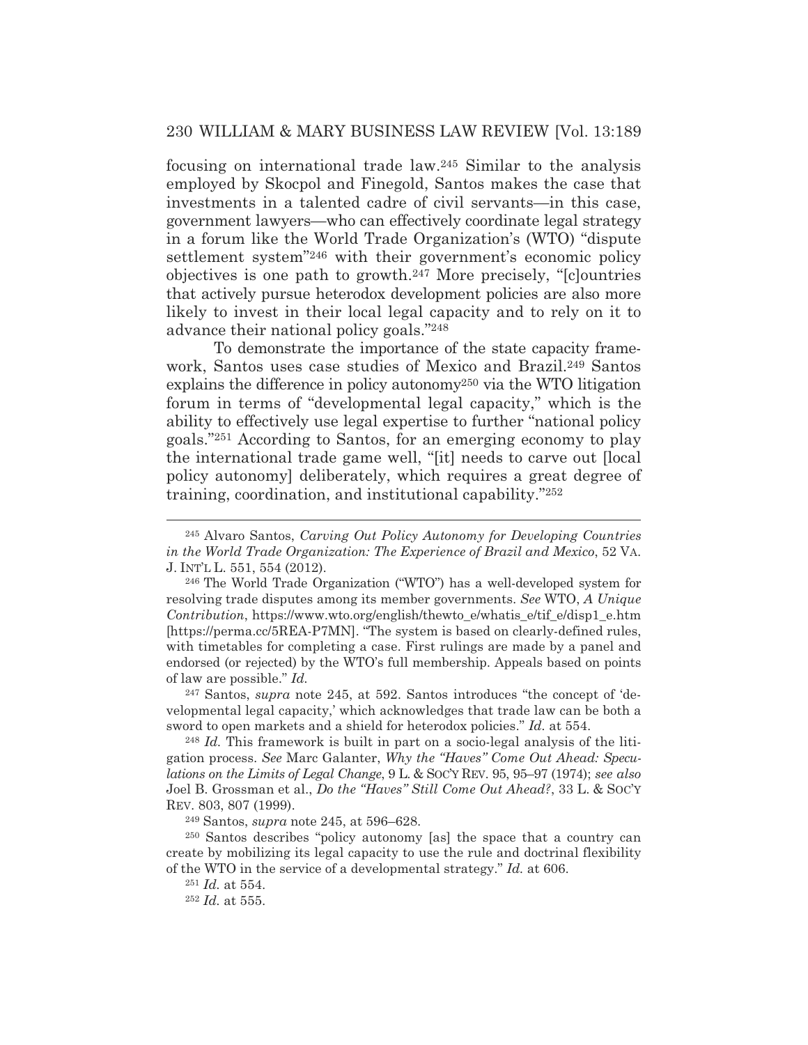focusing on international trade law.[245] Similar to the analysis employed by Skocpol and Finegold, Santos makes the case that investments in a talented cadre of civil servants—in this case, government lawyers—who can effectively coordinate legal strategy in a forum like the World Trade Organization's (WTO) "dispute settlement system"[246] with their government's economic policy objectives is one path to growth.[247] More precisely, "[c]ountries that actively pursue heterodox development policies are also more likely to invest in their local legal capacity and to rely on it to advance their national policy goals."[248]

To demonstrate the importance of the state capacity framework, Santos uses case studies of Mexico and Brazil.[249] Santos explains the difference in policy autonomy[250] via the WTO litigation forum in terms of "developmental legal capacity," which is the ability to effectively use legal expertise to further "national policy goals."[251] According to Santos, for an emerging economy to play the international trade game well, "[it] needs to carve out [local policy autonomy] deliberately, which requires a great degree of training, coordination, and institutional capability."[252]

---

[245] Alvaro Santos, *Carving Out Policy Autonomy for Developing Countries in the World Trade Organization: The Experience of Brazil and Mexico*, 52 VA. J. INT'L L. 551, 554 (2012).

[246] The World Trade Organization ("WTO") has a well-developed system for resolving trade disputes among its member governments. *See* WTO, *A Unique Contribution*, https://www.wto.org/english/thewto_e/whatis_e/tif_e/disp1_e.htm [https://perma.cc/5REA-P7MN]. "The system is based on clearly-defined rules, with timetables for completing a case. First rulings are made by a panel and endorsed (or rejected) by the WTO's full membership. Appeals based on points of law are possible." *Id.*

[247] Santos, *supra* note 245, at 592. Santos introduces "the concept of 'developmental legal capacity,' which acknowledges that trade law can be both a sword to open markets and a shield for heterodox policies." *Id.* at 554.

[248] *Id.* This framework is built in part on a socio-legal analysis of the litigation process. *See* Marc Galanter, *Why the "Haves" Come Out Ahead: Speculations on the Limits of Legal Change*, 9 L. & SOC'Y REV. 95, 95–97 (1974); *see also* Joel B. Grossman et al., *Do the "Haves" Still Come Out Ahead?*, 33 L. & SOC'Y REV. 803, 807 (1999).

[249] Santos, *supra* note 245, at 596–628.

[250] Santos describes "policy autonomy [as] the space that a country can create by mobilizing its legal capacity to use the rule and doctrinal flexibility of the WTO in the service of a developmental strategy." *Id.* at 606.

[251] *Id.* at 554.

[252] *Id.* at 555.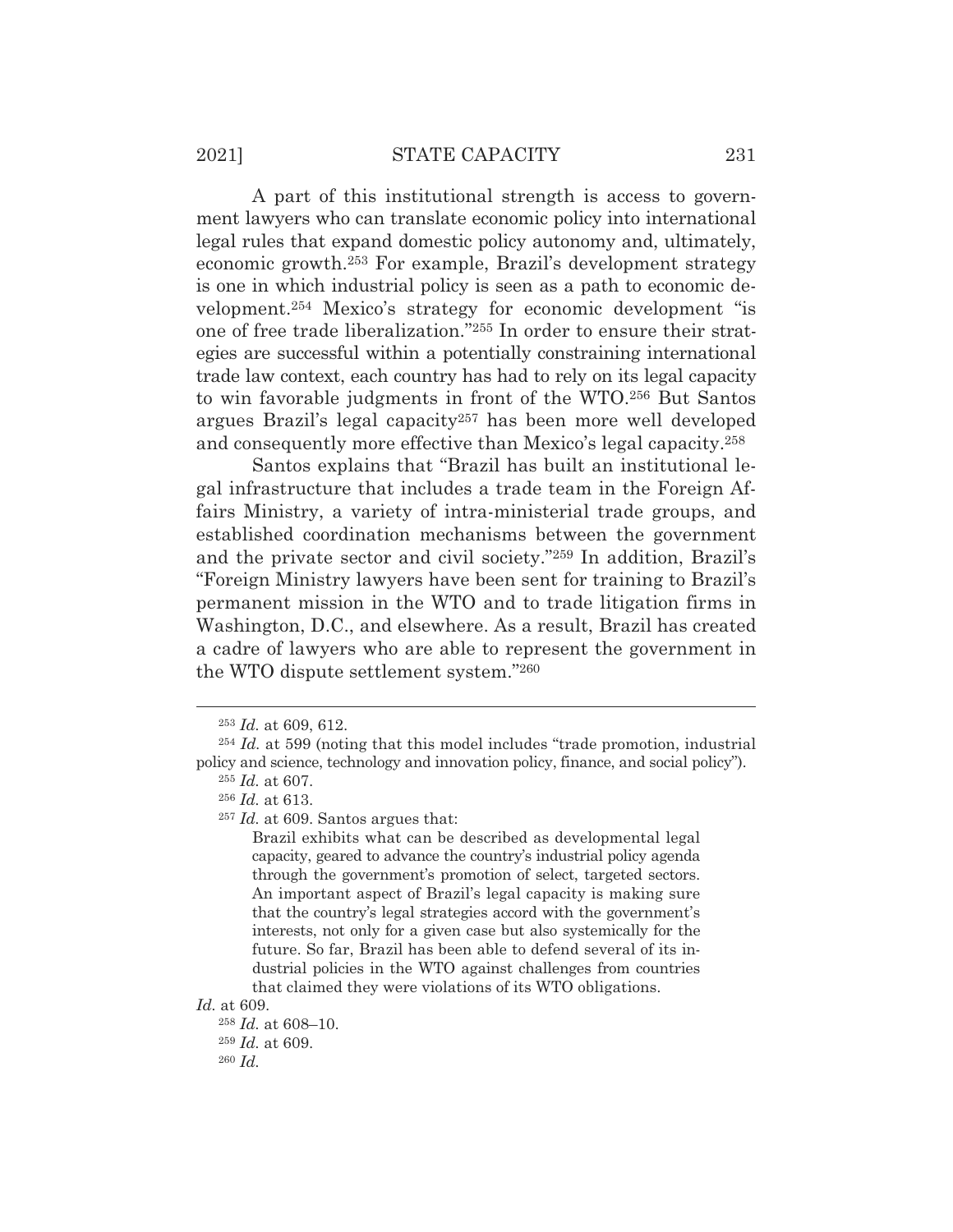A part of this institutional strength is access to government lawyers who can translate economic policy into international legal rules that expand domestic policy autonomy and, ultimately, economic growth.[253] For example, Brazil's development strategy is one in which industrial policy is seen as a path to economic development.[254] Mexico's strategy for economic development "is one of free trade liberalization."[255] In order to ensure their strategies are successful within a potentially constraining international trade law context, each country has had to rely on its legal capacity to win favorable judgments in front of the WTO.[256] But Santos argues Brazil's legal capacity[257] has been more well developed and consequently more effective than Mexico's legal capacity.[258]

Santos explains that "Brazil has built an institutional legal infrastructure that includes a trade team in the Foreign Affairs Ministry, a variety of intra-ministerial trade groups, and established coordination mechanisms between the government and the private sector and civil society."[259] In addition, Brazil's "Foreign Ministry lawyers have been sent for training to Brazil's permanent mission in the WTO and to trade litigation firms in Washington, D.C., and elsewhere. As a result, Brazil has created a cadre of lawyers who are able to represent the government in the WTO dispute settlement system."[260]

---

[253] *Id.* at 609, 612.

[254] *Id.* at 599 (noting that this model includes "trade promotion, industrial policy and science, technology and innovation policy, finance, and social policy").

[255] *Id.* at 607.

[256] *Id.* at 613.

[257] *Id.* at 609. Santos argues that:

> Brazil exhibits what can be described as developmental legal capacity, geared to advance the country's industrial policy agenda through the government's promotion of select, targeted sectors. An important aspect of Brazil's legal capacity is making sure that the country's legal strategies accord with the government's interests, not only for a given case but also systemically for the future. So far, Brazil has been able to defend several of its industrial policies in the WTO against challenges from countries that claimed they were violations of its WTO obligations.

*Id.* at 609.

[258] *Id.* at 608–10.

[259] *Id.* at 609.

[260] *Id.*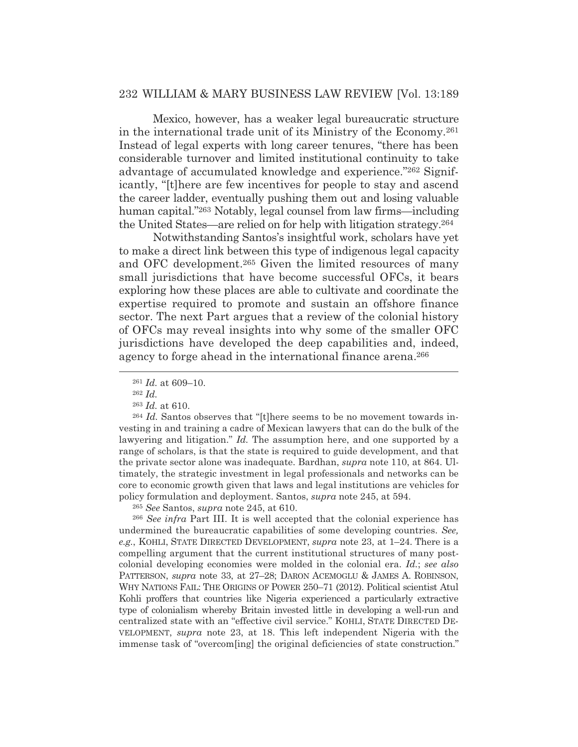Mexico, however, has a weaker legal bureaucratic structure in the international trade unit of its Ministry of the Economy.[261] Instead of legal experts with long career tenures, "there has been considerable turnover and limited institutional continuity to take advantage of accumulated knowledge and experience."[262] Significantly, "[t]here are few incentives for people to stay and ascend the career ladder, eventually pushing them out and losing valuable human capital."[263] Notably, legal counsel from law firms—including the United States—are relied on for help with litigation strategy.[264]

Notwithstanding Santos's insightful work, scholars have yet to make a direct link between this type of indigenous legal capacity and OFC development.[265] Given the limited resources of many small jurisdictions that have become successful OFCs, it bears exploring how these places are able to cultivate and coordinate the expertise required to promote and sustain an offshore finance sector. The next Part argues that a review of the colonial history of OFCs may reveal insights into why some of the smaller OFC jurisdictions have developed the deep capabilities and, indeed, agency to forge ahead in the international finance arena.[266]

---

[261] *Id.* at 609–10.

[262] *Id.*

[263] *Id.* at 610.

[264] *Id.* Santos observes that "[t]here seems to be no movement towards investing in and training a cadre of Mexican lawyers that can do the bulk of the lawyering and litigation." *Id.* The assumption here, and one supported by a range of scholars, is that the state is required to guide development, and that the private sector alone was inadequate. Bardhan, *supra* note 110, at 864. Ultimately, the strategic investment in legal professionals and networks can be core to economic growth given that laws and legal institutions are vehicles for policy formulation and deployment. Santos, *supra* note 245, at 594.

[265] *See* Santos, *supra* note 245, at 610.

[266] *See infra* Part III. It is well accepted that the colonial experience has undermined the bureaucratic capabilities of some developing countries. *See, e.g.*, KOHLI, STATE DIRECTED DEVELOPMENT, *supra* note 23, at 1–24. There is a compelling argument that the current institutional structures of many post-colonial developing economies were molded in the colonial era. *Id.*; *see also* PATTERSON, *supra* note 33, at 27–28; DARON ACEMOGLU & JAMES A. ROBINSON, WHY NATIONS FAIL: THE ORIGINS OF POWER 250–71 (2012). Political scientist Atul Kohli proffers that countries like Nigeria experienced a particularly extractive type of colonialism whereby Britain invested little in developing a well-run and centralized state with an "effective civil service." KOHLI, STATE DIRECTED DEVELOPMENT, *supra* note 23, at 18. This left independent Nigeria with the immense task of "overcom[ing] the original deficiencies of state construction."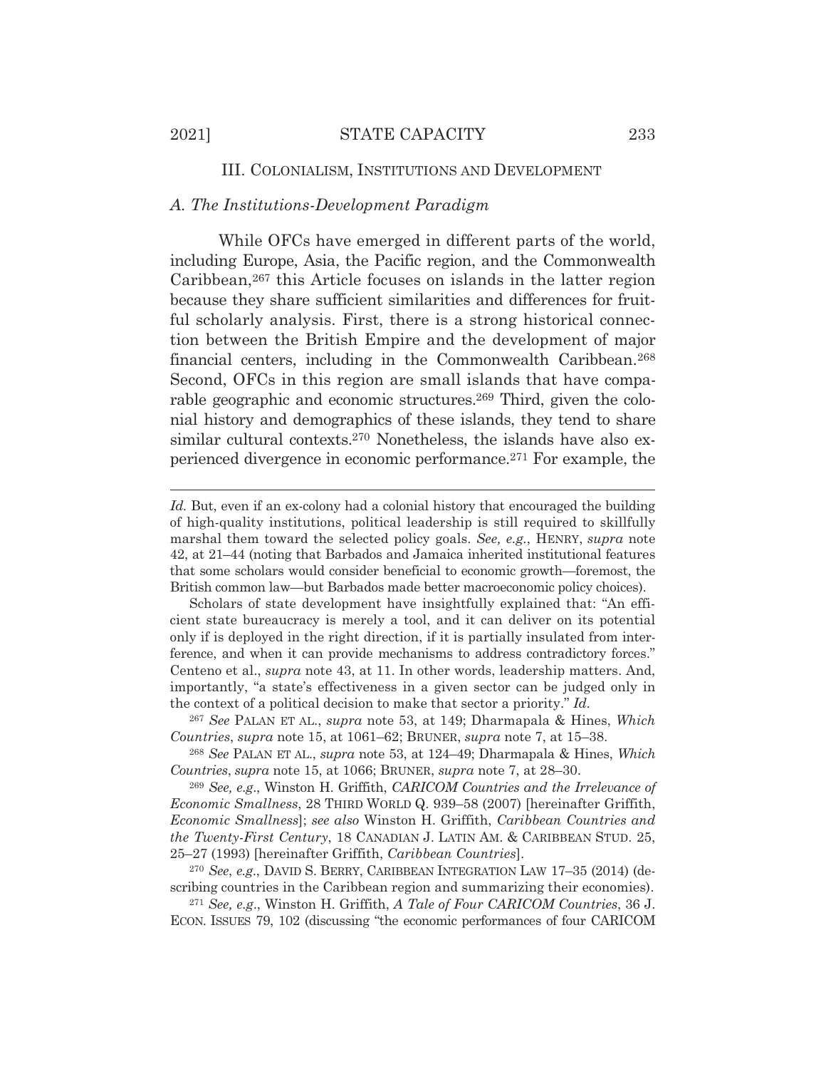## III. Colonialism, Institutions and Development

### *A. The Institutions-Development Paradigm*

While OFCs have emerged in different parts of the world, including Europe, Asia, the Pacific region, and the Commonwealth Caribbean,[267] this Article focuses on islands in the latter region because they share sufficient similarities and differences for fruitful scholarly analysis. First, there is a strong historical connection between the British Empire and the development of major financial centers, including in the Commonwealth Caribbean.[268] Second, OFCs in this region are small islands that have comparable geographic and economic structures.[269] Third, given the colonial history and demographics of these islands, they tend to share similar cultural contexts.[270] Nonetheless, the islands have also experienced divergence in economic performance.[271] For example, the

---

*Id.* But, even if an ex-colony had a colonial history that encouraged the building of high-quality institutions, political leadership is still required to skillfully marshal them toward the selected policy goals. *See, e.g.*, HENRY, *supra* note 42, at 21–44 (noting that Barbados and Jamaica inherited institutional features that some scholars would consider beneficial to economic growth—foremost, the British common law—but Barbados made better macroeconomic policy choices).

Scholars of state development have insightfully explained that: "An efficient state bureaucracy is merely a tool, and it can deliver on its potential only if is deployed in the right direction, if it is partially insulated from interference, and when it can provide mechanisms to address contradictory forces." Centeno et al., *supra* note 43, at 11. In other words, leadership matters. And, importantly, "a state's effectiveness in a given sector can be judged only in the context of a political decision to make that sector a priority." *Id.*

[267] *See* PALAN ET AL., *supra* note 53, at 149; Dharmapala & Hines, *Which Countries*, *supra* note 15, at 1061–62; BRUNER, *supra* note 7, at 15–38.

[268] *See* PALAN ET AL., *supra* note 53, at 124–49; Dharmapala & Hines, *Which Countries*, *supra* note 15, at 1066; BRUNER, *supra* note 7, at 28–30.

[269] *See, e.g.*, Winston H. Griffith, *CARICOM Countries and the Irrelevance of Economic Smallness*, 28 THIRD WORLD Q. 939–58 (2007) [hereinafter Griffith, *Economic Smallness*]; *see also* Winston H. Griffith, *Caribbean Countries and the Twenty-First Century*, 18 CANADIAN J. LATIN AM. & CARIBBEAN STUD. 25, 25–27 (1993) [hereinafter Griffith, *Caribbean Countries*].

[270] *See, e.g.*, DAVID S. BERRY, CARIBBEAN INTEGRATION LAW 17–35 (2014) (describing countries in the Caribbean region and summarizing their economies).

[271] *See, e.g.*, Winston H. Griffith, *A Tale of Four CARICOM Countries*, 36 J. ECON. ISSUES 79, 102 (discussing "the economic performances of four CARICOM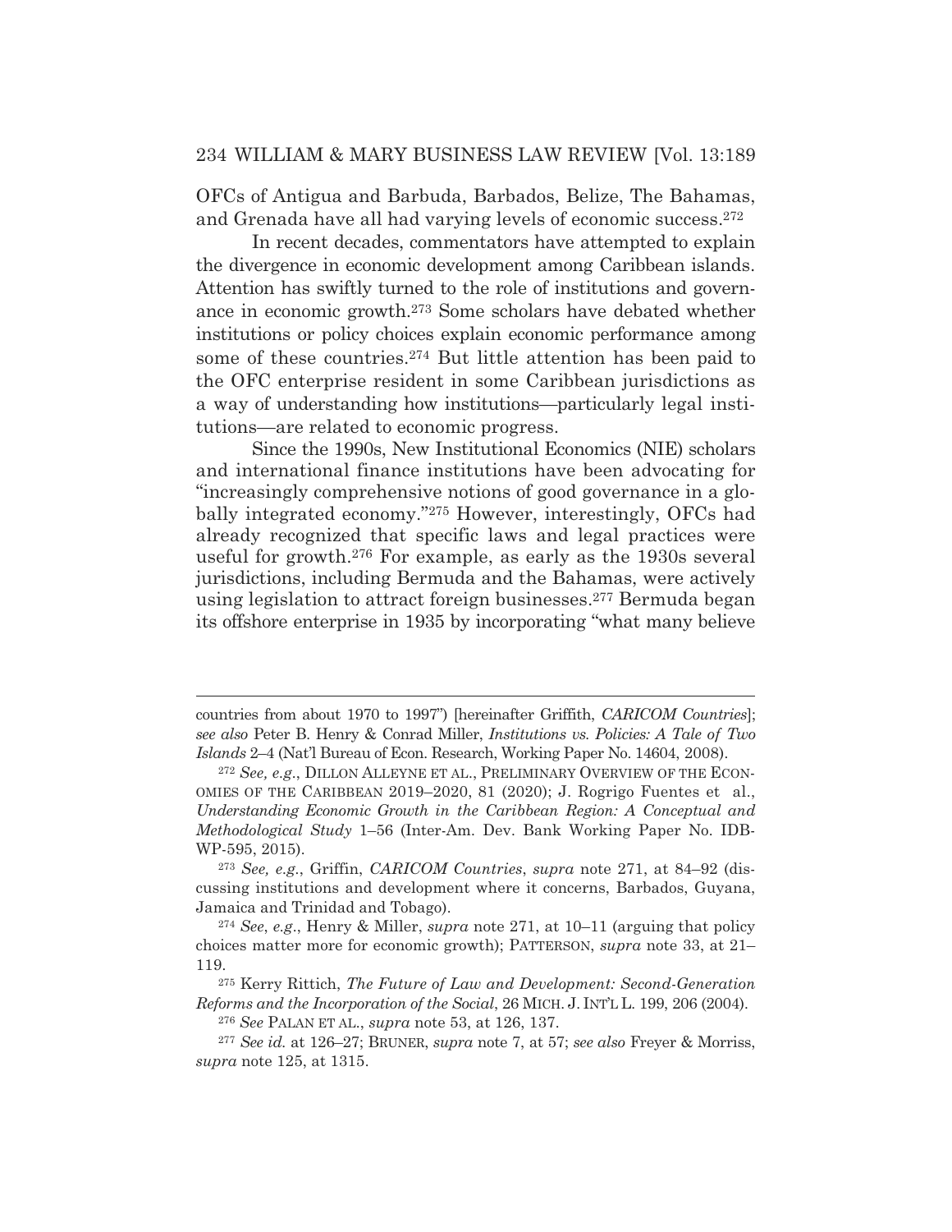OFCs of Antigua and Barbuda, Barbados, Belize, The Bahamas, and Grenada have all had varying levels of economic success.[272]

In recent decades, commentators have attempted to explain the divergence in economic development among Caribbean islands. Attention has swiftly turned to the role of institutions and governance in economic growth.[273] Some scholars have debated whether institutions or policy choices explain economic performance among some of these countries.[274] But little attention has been paid to the OFC enterprise resident in some Caribbean jurisdictions as a way of understanding how institutions—particularly legal institutions—are related to economic progress.

Since the 1990s, New Institutional Economics (NIE) scholars and international finance institutions have been advocating for "increasingly comprehensive notions of good governance in a globally integrated economy."[275] However, interestingly, OFCs had already recognized that specific laws and legal practices were useful for growth.[276] For example, as early as the 1930s several jurisdictions, including Bermuda and the Bahamas, were actively using legislation to attract foreign businesses.[277] Bermuda began its offshore enterprise in 1935 by incorporating "what many believe

---

countries from about 1970 to 1997") [hereinafter Griffith, *CARICOM Countries*]; *see also* Peter B. Henry & Conrad Miller, *Institutions vs. Policies: A Tale of Two Islands* 2–4 (Nat'l Bureau of Econ. Research, Working Paper No. 14604, 2008).

[272] *See, e.g.*, DILLON ALLEYNE ET AL., PRELIMINARY OVERVIEW OF THE ECONOMIES OF THE CARIBBEAN 2019–2020, 81 (2020); J. Rogrigo Fuentes et al., *Understanding Economic Growth in the Caribbean Region: A Conceptual and Methodological Study* 1–56 (Inter-Am. Dev. Bank Working Paper No. IDB-WP-595, 2015).

[273] *See, e.g.*, Griffin, *CARICOM Countries*, *supra* note 271, at 84–92 (discussing institutions and development where it concerns, Barbados, Guyana, Jamaica and Trinidad and Tobago).

[274] *See*, *e.g.*, Henry & Miller, *supra* note 271, at 10–11 (arguing that policy choices matter more for economic growth); PATTERSON, *supra* note 33, at 21–119.

[275] Kerry Rittich, *The Future of Law and Development: Second-Generation Reforms and the Incorporation of the Social*, 26 MICH. J. INT'L L. 199, 206 (2004).

[276] *See* PALAN ET AL., *supra* note 53, at 126, 137.

[277] *See id.* at 126–27; BRUNER, *supra* note 7, at 57; *see also* Freyer & Morriss, *supra* note 125, at 1315.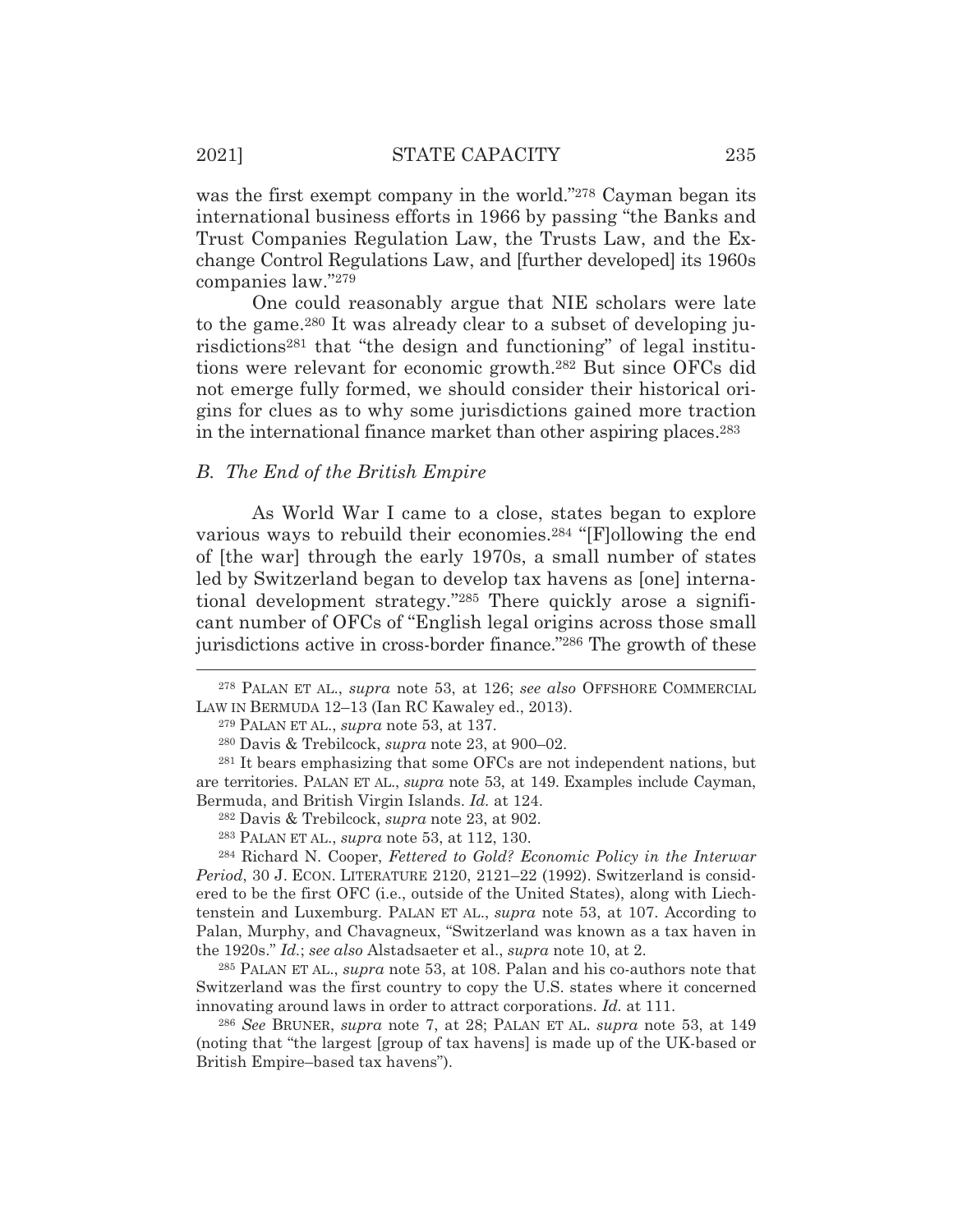was the first exempt company in the world."[278] Cayman began its international business efforts in 1966 by passing "the Banks and Trust Companies Regulation Law, the Trusts Law, and the Exchange Control Regulations Law, and [further developed] its 1960s companies law."[279]

One could reasonably argue that NIE scholars were late to the game.[280] It was already clear to a subset of developing jurisdictions[281] that "the design and functioning" of legal institutions were relevant for economic growth.[282] But since OFCs did not emerge fully formed, we should consider their historical origins for clues as to why some jurisdictions gained more traction in the international finance market than other aspiring places.[283]

### *B. The End of the British Empire*

As World War I came to a close, states began to explore various ways to rebuild their economies.[284] "[F]ollowing the end of [the war] through the early 1970s, a small number of states led by Switzerland began to develop tax havens as [one] international development strategy."[285] There quickly arose a significant number of OFCs of "English legal origins across those small jurisdictions active in cross-border finance."[286] The growth of these

---

[278] PALAN ET AL., *supra* note 53, at 126; *see also* OFFSHORE COMMERCIAL LAW IN BERMUDA 12–13 (Ian RC Kawaley ed., 2013).

[279] PALAN ET AL., *supra* note 53, at 137.

[280] Davis & Trebilcock, *supra* note 23, at 900–02.

[281] It bears emphasizing that some OFCs are not independent nations, but are territories. PALAN ET AL., *supra* note 53, at 149. Examples include Cayman, Bermuda, and British Virgin Islands. *Id.* at 124.

[282] Davis & Trebilcock, *supra* note 23, at 902.

[283] PALAN ET AL., *supra* note 53, at 112, 130.

[284] Richard N. Cooper, *Fettered to Gold? Economic Policy in the Interwar Period*, 30 J. ECON. LITERATURE 2120, 2121–22 (1992). Switzerland is considered to be the first OFC (i.e., outside of the United States), along with Liechtenstein and Luxemburg. PALAN ET AL., *supra* note 53, at 107. According to Palan, Murphy, and Chavagneux, "Switzerland was known as a tax haven in the 1920s." *Id.*; *see also* Alstadsaeter et al., *supra* note 10, at 2.

[285] PALAN ET AL., *supra* note 53, at 108. Palan and his co-authors note that Switzerland was the first country to copy the U.S. states where it concerned innovating around laws in order to attract corporations. *Id.* at 111.

[286] *See* BRUNER, *supra* note 7, at 28; PALAN ET AL. *supra* note 53, at 149 (noting that "the largest [group of tax havens] is made up of the UK-based or British Empire–based tax havens").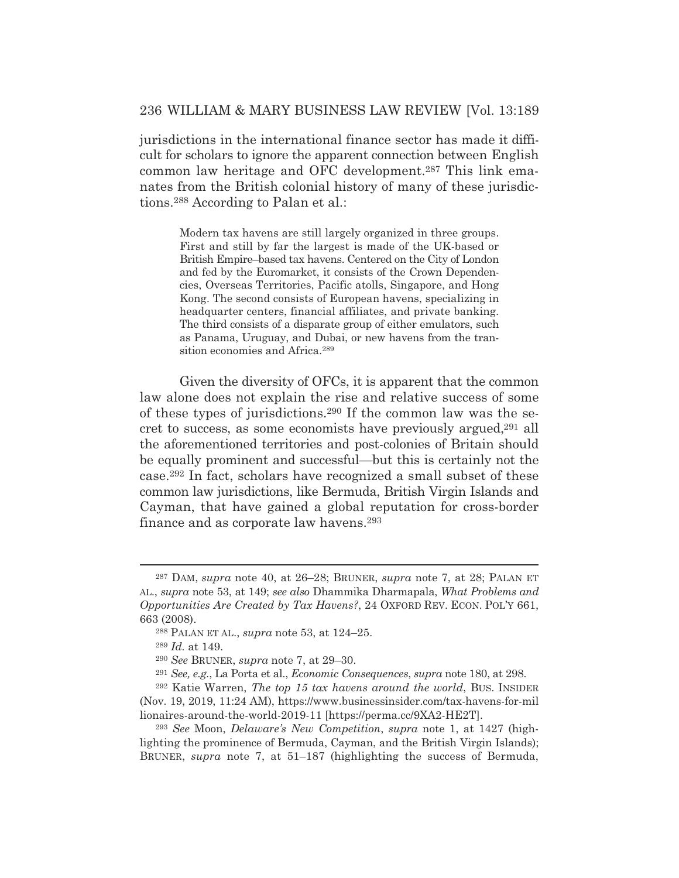jurisdictions in the international finance sector has made it difficult for scholars to ignore the apparent connection between English common law heritage and OFC development.[287] This link emanates from the British colonial history of many of these jurisdictions.[288] According to Palan et al.:

> Modern tax havens are still largely organized in three groups. First and still by far the largest is made of the UK-based or British Empire–based tax havens. Centered on the City of London and fed by the Euromarket, it consists of the Crown Dependencies, Overseas Territories, Pacific atolls, Singapore, and Hong Kong. The second consists of European havens, specializing in headquarter centers, financial affiliates, and private banking. The third consists of a disparate group of either emulators, such as Panama, Uruguay, and Dubai, or new havens from the transition economies and Africa.[289]

Given the diversity of OFCs, it is apparent that the common law alone does not explain the rise and relative success of some of these types of jurisdictions.[290] If the common law was the secret to success, as some economists have previously argued,[291] all the aforementioned territories and post-colonies of Britain should be equally prominent and successful—but this is certainly not the case.[292] In fact, scholars have recognized a small subset of these common law jurisdictions, like Bermuda, British Virgin Islands and Cayman, that have gained a global reputation for cross-border finance and as corporate law havens.[293]

---

[287] DAM, *supra* note 40, at 26–28; BRUNER, *supra* note 7, at 28; PALAN ET AL., *supra* note 53, at 149; *see also* Dhammika Dharmapala, *What Problems and Opportunities Are Created by Tax Havens?*, 24 OXFORD REV. ECON. POL'Y 661, 663 (2008).

[288] PALAN ET AL., *supra* note 53, at 124–25.

[289] *Id.* at 149.

[290] *See* BRUNER, *supra* note 7, at 29–30.

[291] *See, e.g.*, La Porta et al., *Economic Consequences*, *supra* note 180, at 298.

[292] Katie Warren, *The top 15 tax havens around the world*, BUS. INSIDER (Nov. 19, 2019, 11:24 AM), https://www.businessinsider.com/tax-havens-for-millionaires-around-the-world-2019-11 [https://perma.cc/9XA2-HE2T].

[293] *See* Moon, *Delaware's New Competition*, *supra* note 1, at 1427 (highlighting the prominence of Bermuda, Cayman, and the British Virgin Islands); BRUNER, *supra* note 7, at 51–187 (highlighting the success of Bermuda,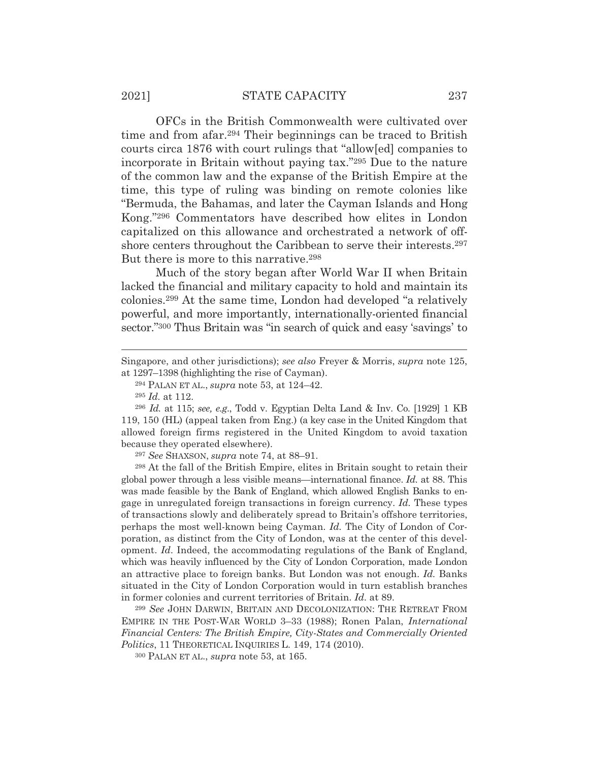OFCs in the British Commonwealth were cultivated over time and from afar.[294] Their beginnings can be traced to British courts circa 1876 with court rulings that "allow[ed] companies to incorporate in Britain without paying tax."[295] Due to the nature of the common law and the expanse of the British Empire at the time, this type of ruling was binding on remote colonies like "Bermuda, the Bahamas, and later the Cayman Islands and Hong Kong."[296] Commentators have described how elites in London capitalized on this allowance and orchestrated a network of offshore centers throughout the Caribbean to serve their interests.[297] But there is more to this narrative.[298]

Much of the story began after World War II when Britain lacked the financial and military capacity to hold and maintain its colonies.[299] At the same time, London had developed "a relatively powerful, and more importantly, internationally-oriented financial sector."[300] Thus Britain was "in search of quick and easy 'savings' to

---

Singapore, and other jurisdictions); *see also* Freyer & Morris, *supra* note 125, at 1297–1398 (highlighting the rise of Cayman).

[294] PALAN ET AL., *supra* note 53, at 124–42.

[295] *Id.* at 112.

[296] *Id.* at 115; *see, e.g.*, Todd v. Egyptian Delta Land & Inv. Co. [1929] 1 KB 119, 150 (HL) (appeal taken from Eng.) (a key case in the United Kingdom that allowed foreign firms registered in the United Kingdom to avoid taxation because they operated elsewhere).

[297] *See* SHAXSON, *supra* note 74, at 88–91.

[298] At the fall of the British Empire, elites in Britain sought to retain their global power through a less visible means—international finance. *Id.* at 88. This was made feasible by the Bank of England, which allowed English Banks to engage in unregulated foreign transactions in foreign currency. *Id.* These types of transactions slowly and deliberately spread to Britain's offshore territories, perhaps the most well-known being Cayman. *Id.* The City of London of Corporation, as distinct from the City of London, was at the center of this development. *Id*. Indeed, the accommodating regulations of the Bank of England, which was heavily influenced by the City of London Corporation, made London an attractive place to foreign banks. But London was not enough. *Id.* Banks situated in the City of London Corporation would in turn establish branches in former colonies and current territories of Britain. *Id.* at 89.

[299] *See* JOHN DARWIN, BRITAIN AND DECOLONIZATION: THE RETREAT FROM EMPIRE IN THE POST-WAR WORLD 3–33 (1988); Ronen Palan, *International Financial Centers: The British Empire, City-States and Commercially Oriented Politics*, 11 THEORETICAL INQUIRIES L. 149, 174 (2010).

[300] PALAN ET AL., *supra* note 53, at 165.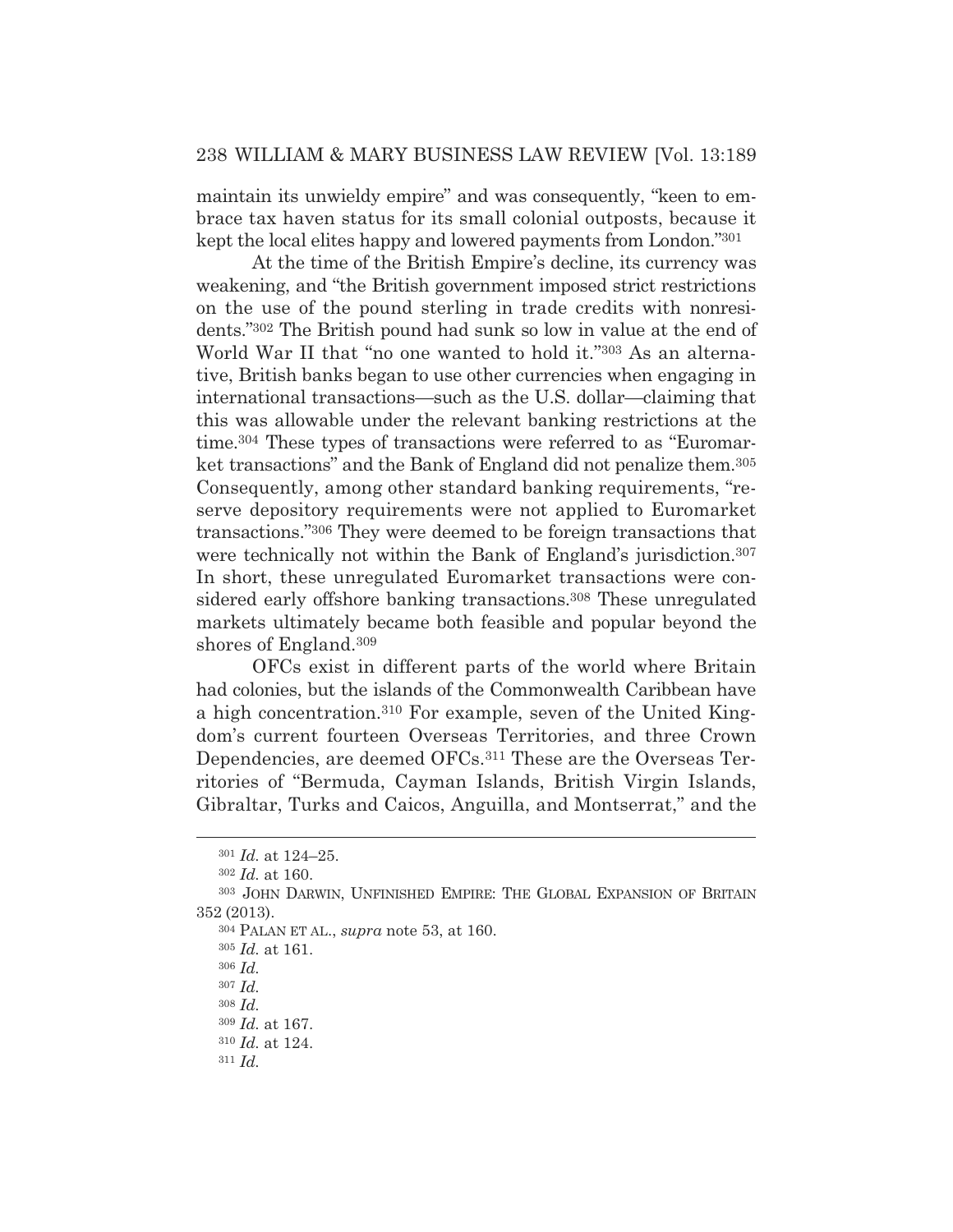maintain its unwieldy empire" and was consequently, "keen to embrace tax haven status for its small colonial outposts, because it kept the local elites happy and lowered payments from London."[301]

At the time of the British Empire's decline, its currency was weakening, and "the British government imposed strict restrictions on the use of the pound sterling in trade credits with nonresidents."[302] The British pound had sunk so low in value at the end of World War II that "no one wanted to hold it."[303] As an alternative, British banks began to use other currencies when engaging in international transactions—such as the U.S. dollar—claiming that this was allowable under the relevant banking restrictions at the time.[304] These types of transactions were referred to as "Euromarket transactions" and the Bank of England did not penalize them.[305] Consequently, among other standard banking requirements, "reserve depository requirements were not applied to Euromarket transactions."[306] They were deemed to be foreign transactions that were technically not within the Bank of England's jurisdiction.[307] In short, these unregulated Euromarket transactions were considered early offshore banking transactions.[308] These unregulated markets ultimately became both feasible and popular beyond the shores of England.[309]

OFCs exist in different parts of the world where Britain had colonies, but the islands of the Commonwealth Caribbean have a high concentration.[310] For example, seven of the United Kingdom's current fourteen Overseas Territories, and three Crown Dependencies, are deemed OFCs.[311] These are the Overseas Territories of "Bermuda, Cayman Islands, British Virgin Islands, Gibraltar, Turks and Caicos, Anguilla, and Montserrat," and the

---

[301] *Id.* at 124–25.

[302] *Id.* at 160.

[303] JOHN DARWIN, UNFINISHED EMPIRE: THE GLOBAL EXPANSION OF BRITAIN 352 (2013).

[304] PALAN ET AL., *supra* note 53, at 160.

[305] *Id.* at 161.

[306] *Id.*

[307] *Id.*

[308] *Id.*

[309] *Id.* at 167.

[310] *Id.* at 124.

[311] *Id.*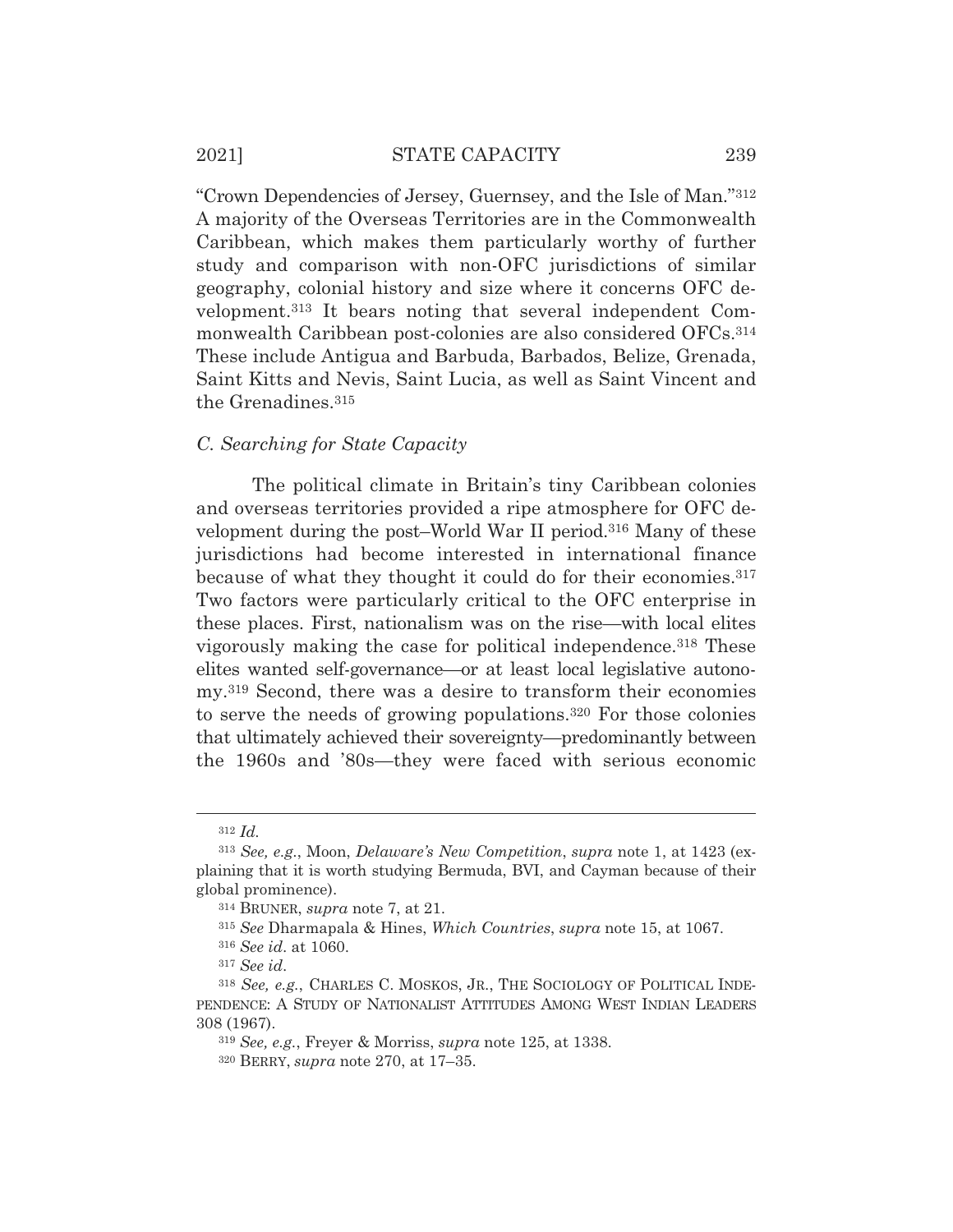"Crown Dependencies of Jersey, Guernsey, and the Isle of Man."[312] A majority of the Overseas Territories are in the Commonwealth Caribbean, which makes them particularly worthy of further study and comparison with non-OFC jurisdictions of similar geography, colonial history and size where it concerns OFC development.[313] It bears noting that several independent Commonwealth Caribbean post-colonies are also considered OFCs.[314] These include Antigua and Barbuda, Barbados, Belize, Grenada, Saint Kitts and Nevis, Saint Lucia, as well as Saint Vincent and the Grenadines.[315]

### *C. Searching for State Capacity*

The political climate in Britain's tiny Caribbean colonies and overseas territories provided a ripe atmosphere for OFC development during the post–World War II period.[316] Many of these jurisdictions had become interested in international finance because of what they thought it could do for their economies.[317] Two factors were particularly critical to the OFC enterprise in these places. First, nationalism was on the rise—with local elites vigorously making the case for political independence.[318] These elites wanted self-governance—or at least local legislative autonomy.[319] Second, there was a desire to transform their economies to serve the needs of growing populations.[320] For those colonies that ultimately achieved their sovereignty—predominantly between the 1960s and '80s—they were faced with serious economic

---

[312] *Id.*

[313] *See, e.g.*, Moon, *Delaware's New Competition*, *supra* note 1, at 1423 (explaining that it is worth studying Bermuda, BVI, and Cayman because of their global prominence).

[314] BRUNER, *supra* note 7, at 21.

[315] *See* Dharmapala & Hines, *Which Countries*, *supra* note 15, at 1067.

[316] *See id*. at 1060.

[317] *See id*.

[318] *See, e.g.*, CHARLES C. MOSKOS, JR., THE SOCIOLOGY OF POLITICAL INDEPENDENCE: A STUDY OF NATIONALIST ATTITUDES AMONG WEST INDIAN LEADERS 308 (1967).

[319] *See, e.g.*, Freyer & Morriss, *supra* note 125, at 1338.

[320] BERRY, *supra* note 270, at 17–35.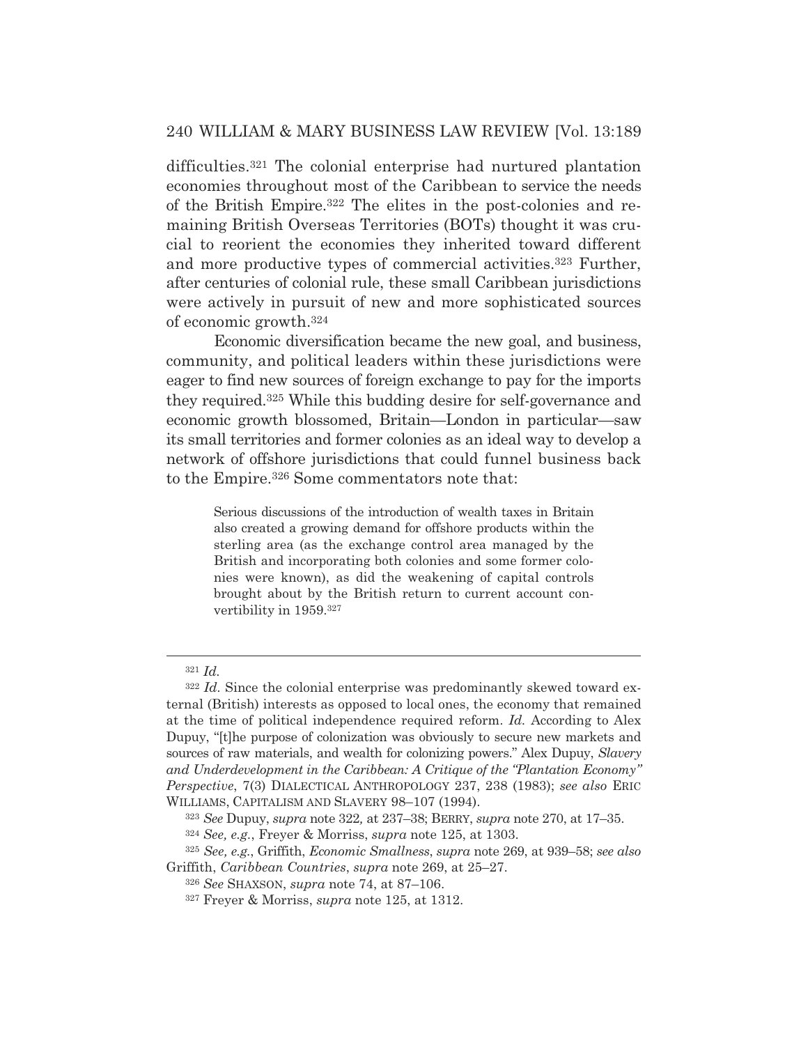difficulties.[321] The colonial enterprise had nurtured plantation economies throughout most of the Caribbean to service the needs of the British Empire.[322] The elites in the post-colonies and remaining British Overseas Territories (BOTs) thought it was crucial to reorient the economies they inherited toward different and more productive types of commercial activities.[323] Further, after centuries of colonial rule, these small Caribbean jurisdictions were actively in pursuit of new and more sophisticated sources of economic growth.[324]

Economic diversification became the new goal, and business, community, and political leaders within these jurisdictions were eager to find new sources of foreign exchange to pay for the imports they required.[325] While this budding desire for self-governance and economic growth blossomed, Britain—London in particular—saw its small territories and former colonies as an ideal way to develop a network of offshore jurisdictions that could funnel business back to the Empire.[326] Some commentators note that:

> Serious discussions of the introduction of wealth taxes in Britain also created a growing demand for offshore products within the sterling area (as the exchange control area managed by the British and incorporating both colonies and some former colonies were known), as did the weakening of capital controls brought about by the British return to current account convertibility in 1959.[327]

---

[321] *Id.*

[322] *Id.* Since the colonial enterprise was predominantly skewed toward external (British) interests as opposed to local ones, the economy that remained at the time of political independence required reform. *Id.* According to Alex Dupuy, "[t]he purpose of colonization was obviously to secure new markets and sources of raw materials, and wealth for colonizing powers." Alex Dupuy, *Slavery and Underdevelopment in the Caribbean: A Critique of the "Plantation Economy" Perspective*, 7(3) DIALECTICAL ANTHROPOLOGY 237, 238 (1983); *see also* ERIC WILLIAMS, CAPITALISM AND SLAVERY 98–107 (1994).

[323] *See* Dupuy, *supra* note 322*,* at 237–38; BERRY, *supra* note 270, at 17–35.

[324] *See, e.g.*, Freyer & Morriss, *supra* note 125, at 1303.

[325] *See, e.g.*, Griffith, *Economic Smallness*, *supra* note 269, at 939–58; *see also* Griffith, *Caribbean Countries*, *supra* note 269, at 25–27.

[326] *See* SHAXSON, *supra* note 74, at 87–106.

[327] Freyer & Morriss, *supra* note 125, at 1312.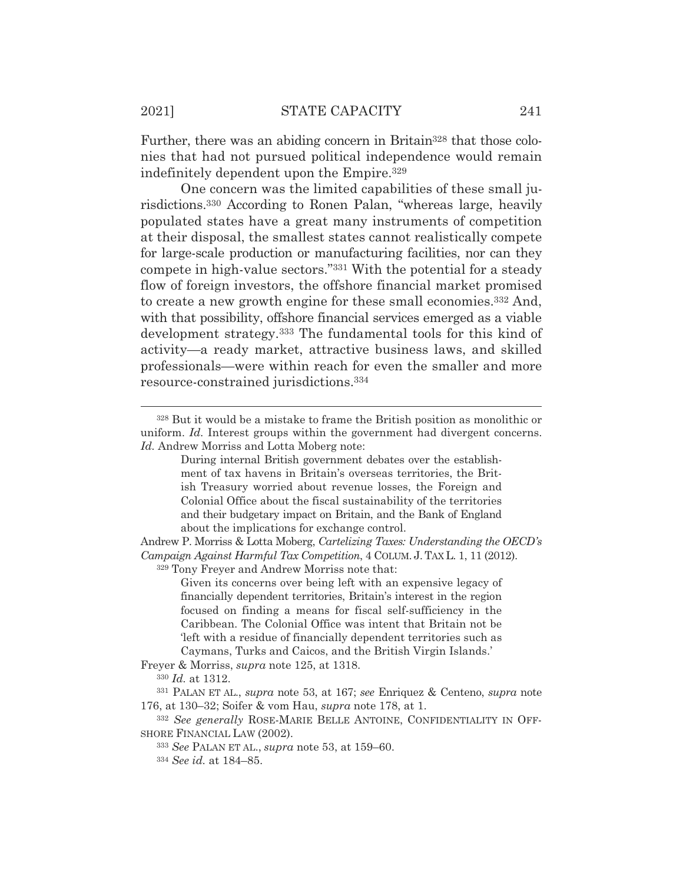Further, there was an abiding concern in Britain[328] that those colonies that had not pursued political independence would remain indefinitely dependent upon the Empire.[329]

One concern was the limited capabilities of these small jurisdictions.[330] According to Ronen Palan, "whereas large, heavily populated states have a great many instruments of competition at their disposal, the smallest states cannot realistically compete for large-scale production or manufacturing facilities, nor can they compete in high-value sectors."[331] With the potential for a steady flow of foreign investors, the offshore financial market promised to create a new growth engine for these small economies.[332] And, with that possibility, offshore financial services emerged as a viable development strategy.[333] The fundamental tools for this kind of activity—a ready market, attractive business laws, and skilled professionals—were within reach for even the smaller and more resource-constrained jurisdictions.[334]

---

[328] But it would be a mistake to frame the British position as monolithic or uniform. *Id.* Interest groups within the government had divergent concerns. *Id.* Andrew Morriss and Lotta Moberg note:

> During internal British government debates over the establishment of tax havens in Britain's overseas territories, the British Treasury worried about revenue losses, the Foreign and Colonial Office about the fiscal sustainability of the territories and their budgetary impact on Britain, and the Bank of England about the implications for exchange control.

Andrew P. Morriss & Lotta Moberg, *Cartelizing Taxes: Understanding the OECD's Campaign Against Harmful Tax Competition*, 4 COLUM. J. TAX L. 1, 11 (2012).

[329] Tony Freyer and Andrew Morriss note that:

> Given its concerns over being left with an expensive legacy of financially dependent territories, Britain's interest in the region focused on finding a means for fiscal self-sufficiency in the Caribbean. The Colonial Office was intent that Britain not be 'left with a residue of financially dependent territories such as Caymans, Turks and Caicos, and the British Virgin Islands.'

Freyer & Morriss, *supra* note 125, at 1318.

[330] *Id.* at 1312.

[331] PALAN ET AL., *supra* note 53, at 167; *see* Enriquez & Centeno, *supra* note 176, at 130–32; Soifer & vom Hau, *supra* note 178, at 1.

[332] *See generally* ROSE-MARIE BELLE ANTOINE, CONFIDENTIALITY IN OFFSHORE FINANCIAL LAW (2002).

[333] *See* PALAN ET AL., *supra* note 53, at 159–60.

[334] *See id.* at 184–85.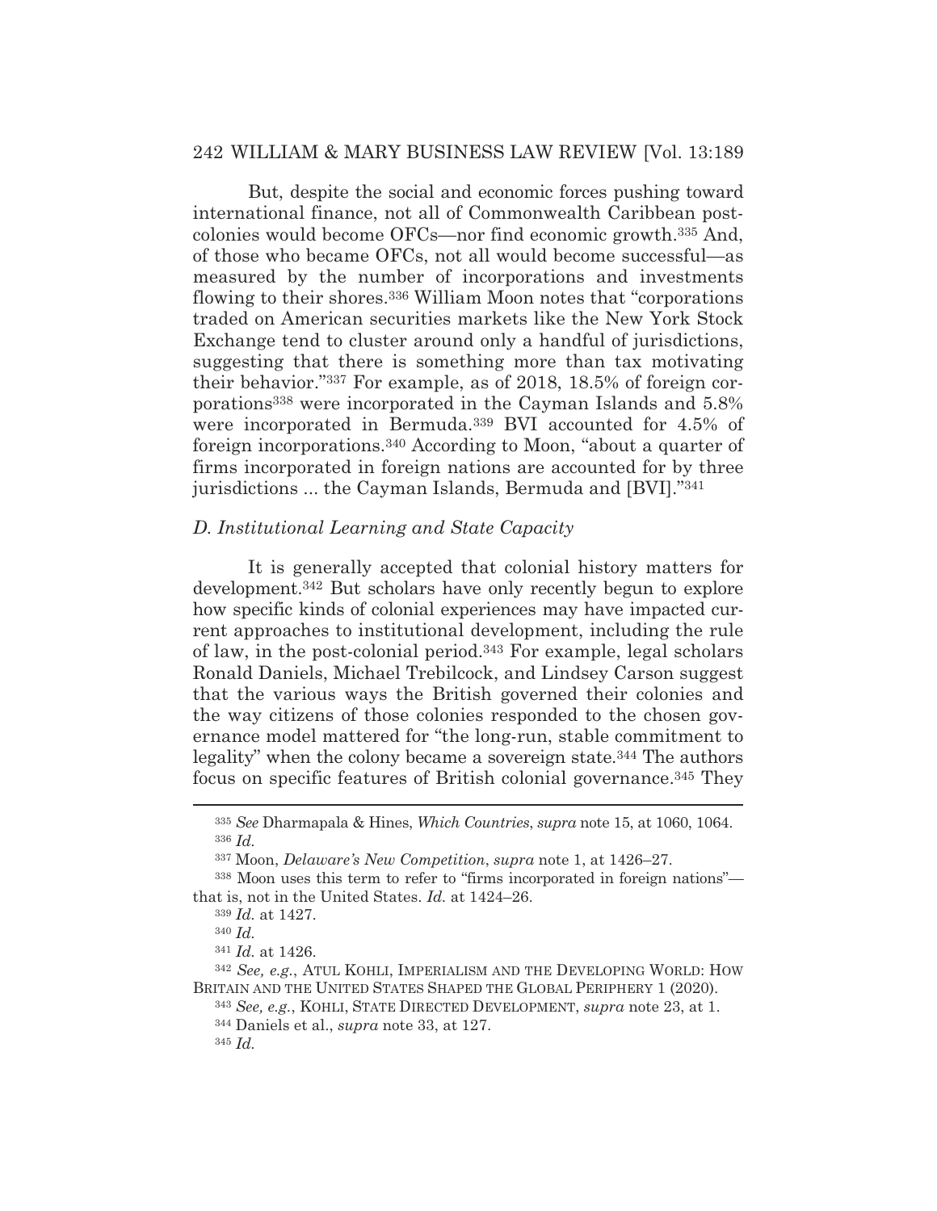But, despite the social and economic forces pushing toward international finance, not all of Commonwealth Caribbean post-colonies would become OFCs—nor find economic growth.[335] And, of those who became OFCs, not all would become successful—as measured by the number of incorporations and investments flowing to their shores.[336] William Moon notes that "corporations traded on American securities markets like the New York Stock Exchange tend to cluster around only a handful of jurisdictions, suggesting that there is something more than tax motivating their behavior."[337] For example, as of 2018, 18.5% of foreign corporations[338] were incorporated in the Cayman Islands and 5.8% were incorporated in Bermuda.[339] BVI accounted for 4.5% of foreign incorporations.[340] According to Moon, "about a quarter of firms incorporated in foreign nations are accounted for by three jurisdictions ... the Cayman Islands, Bermuda and [BVI]."[341]

### *D. Institutional Learning and State Capacity*

It is generally accepted that colonial history matters for development.[342] But scholars have only recently begun to explore how specific kinds of colonial experiences may have impacted current approaches to institutional development, including the rule of law, in the post-colonial period.[343] For example, legal scholars Ronald Daniels, Michael Trebilcock, and Lindsey Carson suggest that the various ways the British governed their colonies and the way citizens of those colonies responded to the chosen governance model mattered for "the long-run, stable commitment to legality" when the colony became a sovereign state.[344] The authors focus on specific features of British colonial governance.[345] They

---

[335] *See* Dharmapala & Hines, *Which Countries*, *supra* note 15, at 1060, 1064.

[336] *Id.*

[337] Moon, *Delaware's New Competition*, *supra* note 1, at 1426–27.

[338] Moon uses this term to refer to "firms incorporated in foreign nations"—that is, not in the United States. *Id.* at 1424–26.

[339] *Id.* at 1427.

[340] *Id.*

[341] *Id.* at 1426.

[342] *See, e.g.*, ATUL KOHLI, IMPERIALISM AND THE DEVELOPING WORLD: HOW BRITAIN AND THE UNITED STATES SHAPED THE GLOBAL PERIPHERY 1 (2020).

[343] *See, e.g.*, KOHLI, STATE DIRECTED DEVELOPMENT, *supra* note 23, at 1.

[344] Daniels et al., *supra* note 33, at 127.

[345] *Id.*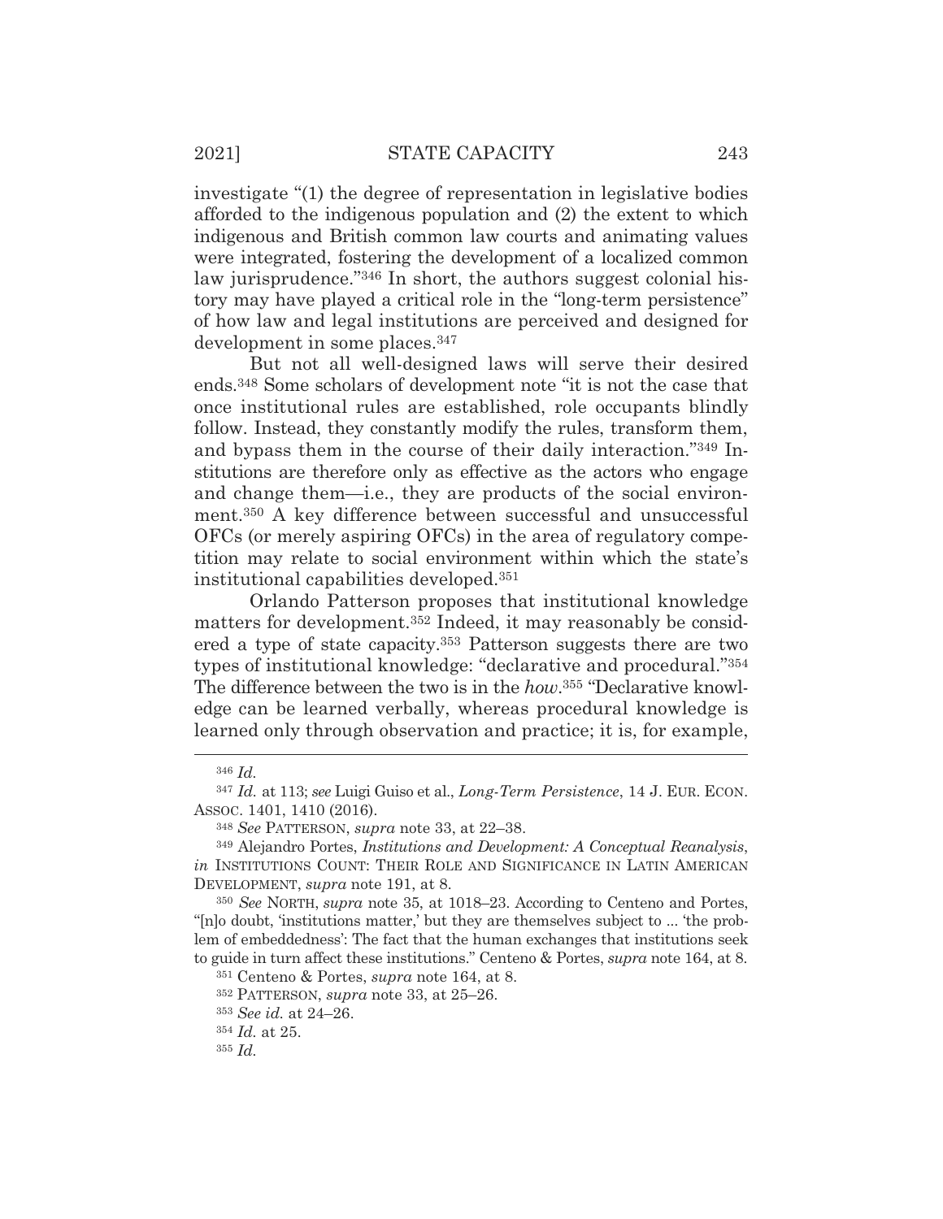investigate "(1) the degree of representation in legislative bodies afforded to the indigenous population and (2) the extent to which indigenous and British common law courts and animating values were integrated, fostering the development of a localized common law jurisprudence."[346] In short, the authors suggest colonial history may have played a critical role in the "long-term persistence" of how law and legal institutions are perceived and designed for development in some places.[347]

But not all well-designed laws will serve their desired ends.[348] Some scholars of development note "it is not the case that once institutional rules are established, role occupants blindly follow. Instead, they constantly modify the rules, transform them, and bypass them in the course of their daily interaction."[349] Institutions are therefore only as effective as the actors who engage and change them—i.e., they are products of the social environment.[350] A key difference between successful and unsuccessful OFCs (or merely aspiring OFCs) in the area of regulatory competition may relate to social environment within which the state's institutional capabilities developed.[351]

Orlando Patterson proposes that institutional knowledge matters for development.[352] Indeed, it may reasonably be considered a type of state capacity.[353] Patterson suggests there are two types of institutional knowledge: "declarative and procedural."[354] The difference between the two is in the *how*.[355] "Declarative knowledge can be learned verbally, whereas procedural knowledge is learned only through observation and practice; it is, for example,

---

[346] *Id.*

[347] *Id.* at 113; *see* Luigi Guiso et al., *Long-Term Persistence*, 14 J. EUR. ECON. ASSOC. 1401, 1410 (2016).

[348] *See* PATTERSON, *supra* note 33, at 22–38.

[349] Alejandro Portes, *Institutions and Development: A Conceptual Reanalysis*, *in* INSTITUTIONS COUNT: THEIR ROLE AND SIGNIFICANCE IN LATIN AMERICAN DEVELOPMENT, *supra* note 191, at 8.

[350] *See* NORTH, *supra* note 35, at 1018–23. According to Centeno and Portes, "[n]o doubt, 'institutions matter,' but they are themselves subject to ... 'the problem of embeddedness': The fact that the human exchanges that institutions seek to guide in turn affect these institutions." Centeno & Portes, *supra* note 164, at 8.

[351] Centeno & Portes, *supra* note 164, at 8.

[352] PATTERSON, *supra* note 33, at 25–26.

[353] *See id.* at 24–26.

[354] *Id.* at 25.

[355] *Id.*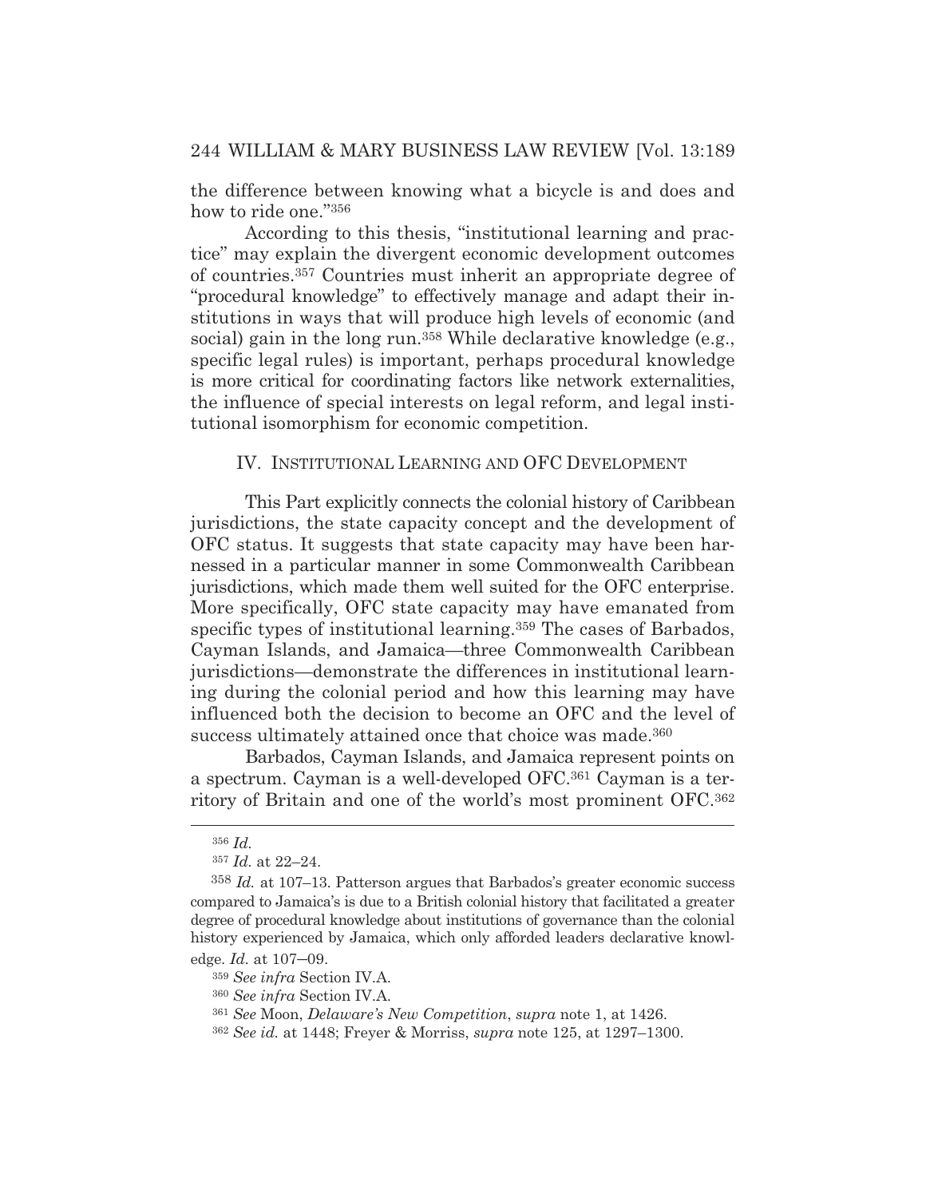the difference between knowing what a bicycle is and does and how to ride one."[356]

According to this thesis, "institutional learning and practice" may explain the divergent economic development outcomes of countries.[357] Countries must inherit an appropriate degree of "procedural knowledge" to effectively manage and adapt their institutions in ways that will produce high levels of economic (and social) gain in the long run.[358] While declarative knowledge (e.g., specific legal rules) is important, perhaps procedural knowledge is more critical for coordinating factors like network externalities, the influence of special interests on legal reform, and legal institutional isomorphism for economic competition.

## IV. INSTITUTIONAL LEARNING AND OFC DEVELOPMENT

This Part explicitly connects the colonial history of Caribbean jurisdictions, the state capacity concept and the development of OFC status. It suggests that state capacity may have been harnessed in a particular manner in some Commonwealth Caribbean jurisdictions, which made them well suited for the OFC enterprise. More specifically, OFC state capacity may have emanated from specific types of institutional learning.[359] The cases of Barbados, Cayman Islands, and Jamaica—three Commonwealth Caribbean jurisdictions—demonstrate the differences in institutional learning during the colonial period and how this learning may have influenced both the decision to become an OFC and the level of success ultimately attained once that choice was made.[360]

Barbados, Cayman Islands, and Jamaica represent points on a spectrum. Cayman is a well-developed OFC.[361] Cayman is a territory of Britain and one of the world's most prominent OFC.[362]

---

[356] *Id.*

[357] *Id.* at 22–24.

[358] *Id.* at 107–13. Patterson argues that Barbados's greater economic success compared to Jamaica's is due to a British colonial history that facilitated a greater degree of procedural knowledge about institutions of governance than the colonial history experienced by Jamaica, which only afforded leaders declarative knowledge. *Id.* at 107–09.

[359] *See infra* Section IV.A.

[360] *See infra* Section IV.A.

[361] *See* Moon, *Delaware's New Competition*, *supra* note 1, at 1426.

[362] *See id.* at 1448; Freyer & Morriss, *supra* note 125, at 1297–1300.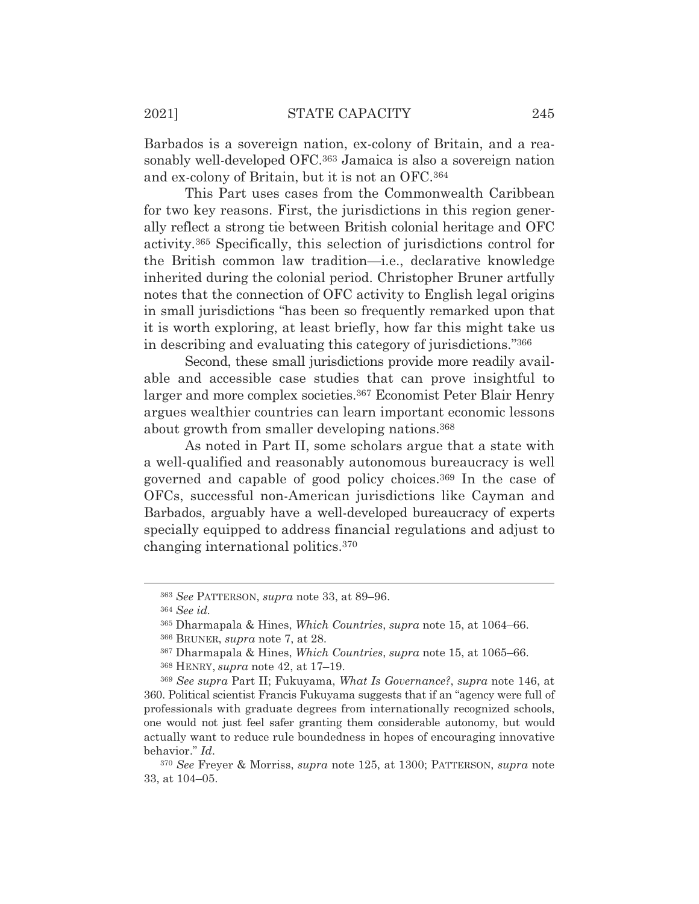Barbados is a sovereign nation, ex-colony of Britain, and a reasonably well-developed OFC.[363] Jamaica is also a sovereign nation and ex-colony of Britain, but it is not an OFC.[364]

This Part uses cases from the Commonwealth Caribbean for two key reasons. First, the jurisdictions in this region generally reflect a strong tie between British colonial heritage and OFC activity.[365] Specifically, this selection of jurisdictions control for the British common law tradition—i.e., declarative knowledge inherited during the colonial period. Christopher Bruner artfully notes that the connection of OFC activity to English legal origins in small jurisdictions "has been so frequently remarked upon that it is worth exploring, at least briefly, how far this might take us in describing and evaluating this category of jurisdictions."[366]

Second, these small jurisdictions provide more readily available and accessible case studies that can prove insightful to larger and more complex societies.[367] Economist Peter Blair Henry argues wealthier countries can learn important economic lessons about growth from smaller developing nations.[368]

As noted in Part II, some scholars argue that a state with a well-qualified and reasonably autonomous bureaucracy is well governed and capable of good policy choices.[369] In the case of OFCs, successful non-American jurisdictions like Cayman and Barbados, arguably have a well-developed bureaucracy of experts specially equipped to address financial regulations and adjust to changing international politics.[370]

---

[363] *See* PATTERSON, *supra* note 33, at 89–96.

[364] *See id.*

[365] Dharmapala & Hines, *Which Countries*, *supra* note 15, at 1064–66.

[366] BRUNER, *supra* note 7, at 28.

[367] Dharmapala & Hines, *Which Countries*, *supra* note 15, at 1065–66.

[368] HENRY, *supra* note 42, at 17–19.

[369] *See supra* Part II; Fukuyama, *What Is Governance?*, *supra* note 146, at 360. Political scientist Francis Fukuyama suggests that if an "agency were full of professionals with graduate degrees from internationally recognized schools, one would not just feel safer granting them considerable autonomy, but would actually want to reduce rule boundedness in hopes of encouraging innovative behavior." *Id.*

[370] *See* Freyer & Morriss, *supra* note 125, at 1300; PATTERSON, *supra* note 33, at 104–05.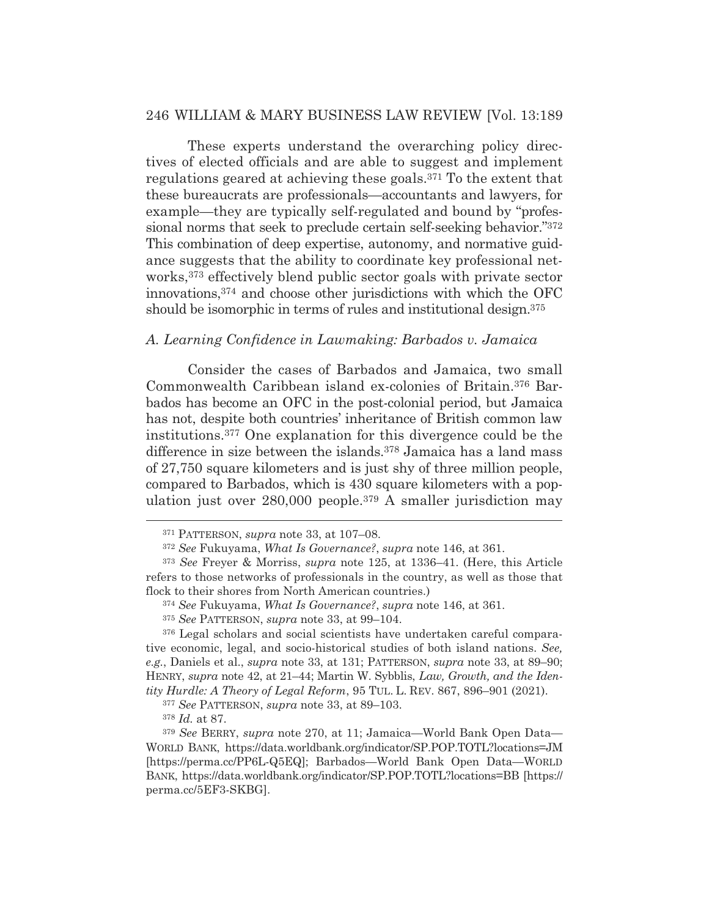These experts understand the overarching policy directives of elected officials and are able to suggest and implement regulations geared at achieving these goals.[371] To the extent that these bureaucrats are professionals—accountants and lawyers, for example—they are typically self-regulated and bound by "professional norms that seek to preclude certain self-seeking behavior."[372] This combination of deep expertise, autonomy, and normative guidance suggests that the ability to coordinate key professional networks,[373] effectively blend public sector goals with private sector innovations,[374] and choose other jurisdictions with which the OFC should be isomorphic in terms of rules and institutional design.[375]

### *A. Learning Confidence in Lawmaking: Barbados v. Jamaica*

Consider the cases of Barbados and Jamaica, two small Commonwealth Caribbean island ex-colonies of Britain.[376] Barbados has become an OFC in the post-colonial period, but Jamaica has not, despite both countries' inheritance of British common law institutions.[377] One explanation for this divergence could be the difference in size between the islands.[378] Jamaica has a land mass of 27,750 square kilometers and is just shy of three million people, compared to Barbados, which is 430 square kilometers with a population just over 280,000 people.[379] A smaller jurisdiction may

---

[371] PATTERSON, *supra* note 33, at 107–08.

[372] *See* Fukuyama, *What Is Governance?*, *supra* note 146, at 361.

[373] *See* Freyer & Morriss, *supra* note 125, at 1336–41. (Here, this Article refers to those networks of professionals in the country, as well as those that flock to their shores from North American countries.)

[374] *See* Fukuyama, *What Is Governance?*, *supra* note 146, at 361.

[375] *See* PATTERSON, *supra* note 33, at 99–104.

[376] Legal scholars and social scientists have undertaken careful comparative economic, legal, and socio-historical studies of both island nations. *See, e.g.*, Daniels et al., *supra* note 33, at 131; PATTERSON, *supra* note 33, at 89–90; HENRY, *supra* note 42, at 21–44; Martin W. Sybblis, *Law, Growth, and the Identity Hurdle: A Theory of Legal Reform*, 95 TUL. L. REV. 867, 896–901 (2021).

[377] *See* PATTERSON, *supra* note 33, at 89–103.

[378] *Id.* at 87.

[379] *See* BERRY, *supra* note 270, at 11; Jamaica—World Bank Open Data—WORLD BANK, https://data.worldbank.org/indicator/SP.POP.TOTL?locations=JM [https://perma.cc/PP6L-Q5EQ]; Barbados—World Bank Open Data—WORLD BANK, https://data.worldbank.org/indicator/SP.POP.TOTL?locations=BB [https://perma.cc/5EF3-SKBG].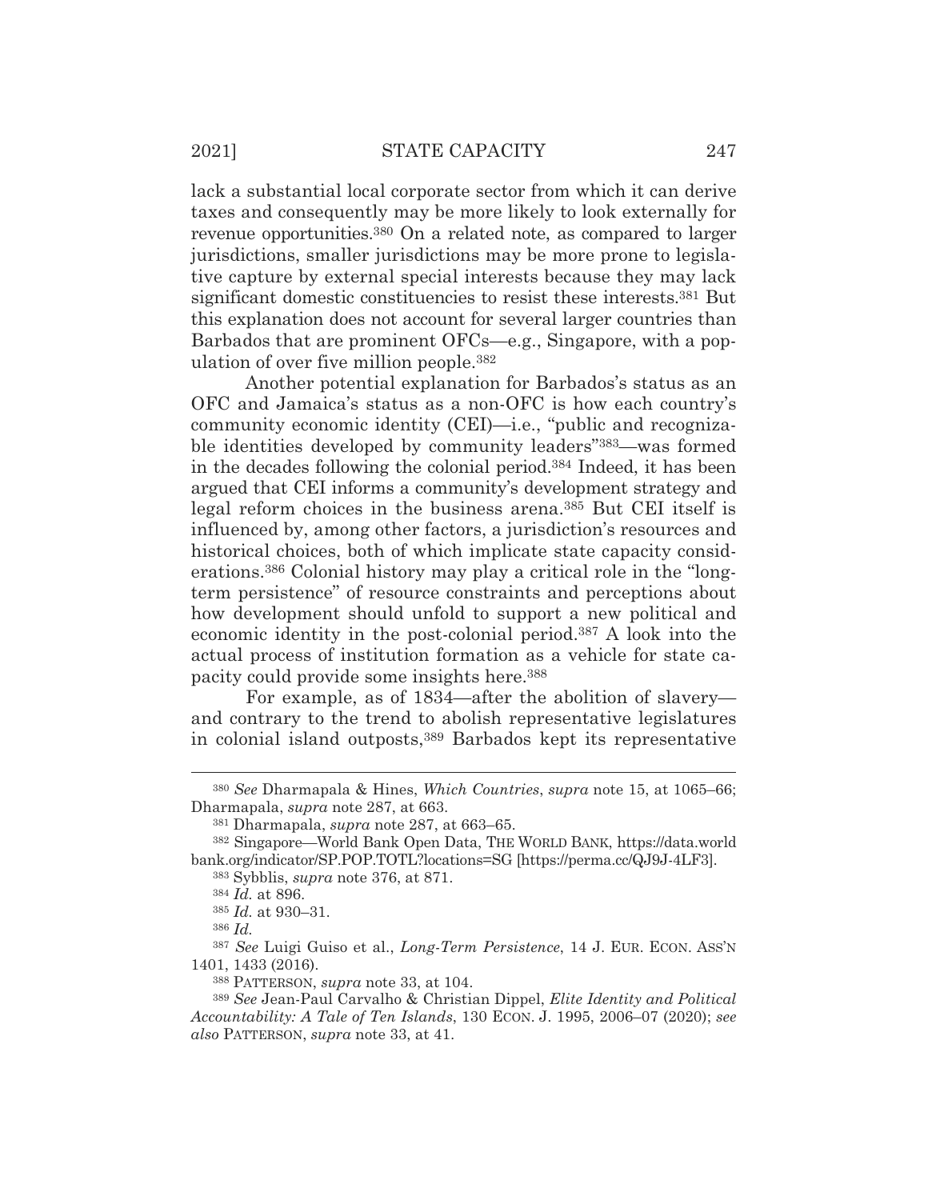lack a substantial local corporate sector from which it can derive taxes and consequently may be more likely to look externally for revenue opportunities.[380] On a related note, as compared to larger jurisdictions, smaller jurisdictions may be more prone to legislative capture by external special interests because they may lack significant domestic constituencies to resist these interests.[381] But this explanation does not account for several larger countries than Barbados that are prominent OFCs—e.g., Singapore, with a population of over five million people.[382]

Another potential explanation for Barbados's status as an OFC and Jamaica's status as a non-OFC is how each country's community economic identity (CEI)—i.e., "public and recognizable identities developed by community leaders"[383]—was formed in the decades following the colonial period.[384] Indeed, it has been argued that CEI informs a community's development strategy and legal reform choices in the business arena.[385] But CEI itself is influenced by, among other factors, a jurisdiction's resources and historical choices, both of which implicate state capacity considerations.[386] Colonial history may play a critical role in the "long-term persistence" of resource constraints and perceptions about how development should unfold to support a new political and economic identity in the post-colonial period.[387] A look into the actual process of institution formation as a vehicle for state capacity could provide some insights here.[388]

For example, as of 1834—after the abolition of slavery—and contrary to the trend to abolish representative legislatures in colonial island outposts,[389] Barbados kept its representative

---

[380] *See* Dharmapala & Hines, *Which Countries*, *supra* note 15, at 1065–66; Dharmapala, *supra* note 287, at 663.

[381] Dharmapala, *supra* note 287, at 663–65.

[382] Singapore—World Bank Open Data, THE WORLD BANK, https://data.worldbank.org/indicator/SP.POP.TOTL?locations=SG [https://perma.cc/QJ9J-4LF3].

[383] Sybblis, *supra* note 376, at 871.

[384] *Id.* at 896.

[385] *Id.* at 930–31.

[386] *Id.*

[387] *See* Luigi Guiso et al., *Long-Term Persistence*, 14 J. EUR. ECON. ASS'N 1401, 1433 (2016).

[388] PATTERSON, *supra* note 33, at 104.

[389] *See* Jean-Paul Carvalho & Christian Dippel, *Elite Identity and Political Accountability: A Tale of Ten Islands*, 130 ECON. J. 1995, 2006–07 (2020); *see also* PATTERSON, *supra* note 33, at 41.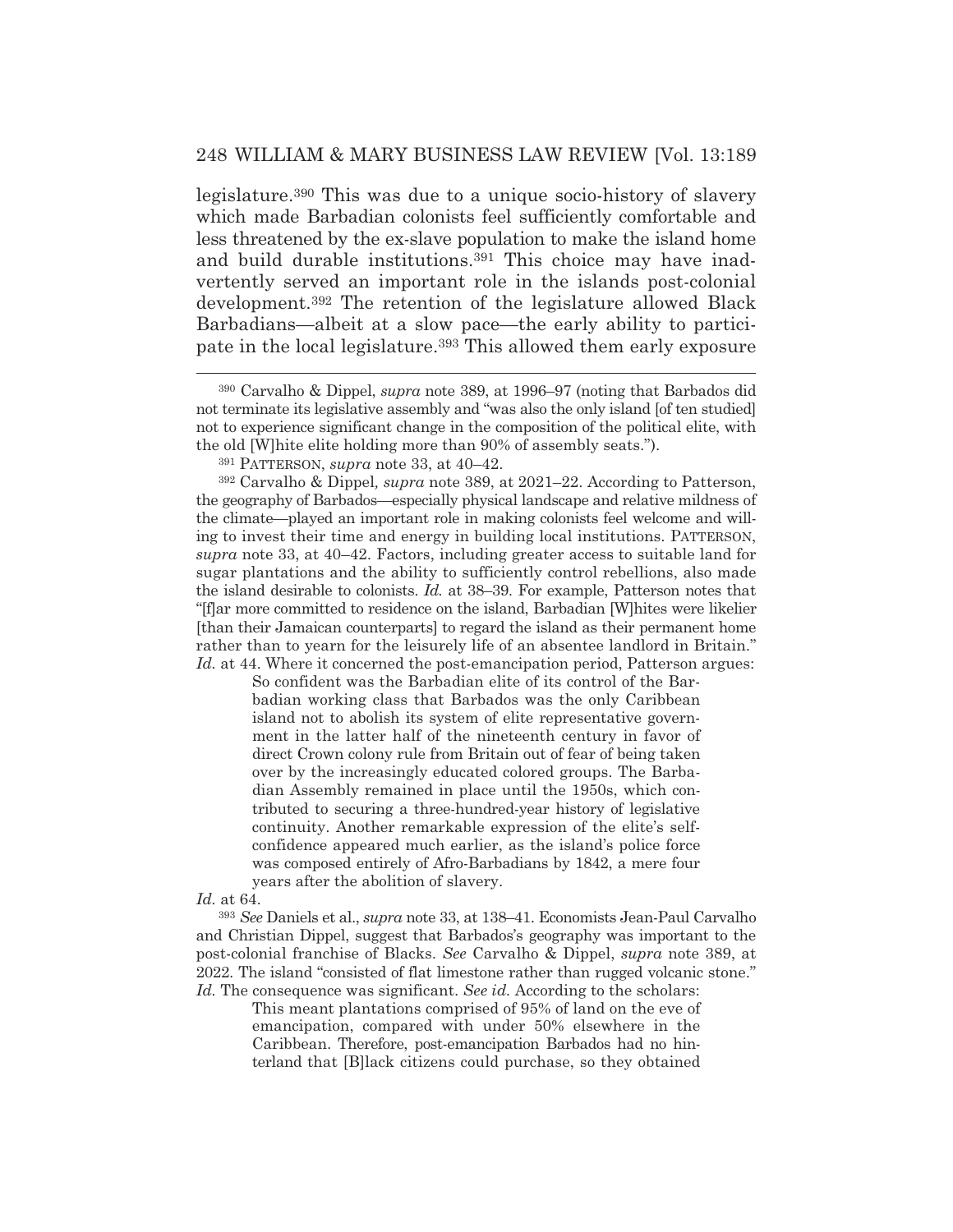legislature.[390] This was due to a unique socio-history of slavery which made Barbadian colonists feel sufficiently comfortable and less threatened by the ex-slave population to make the island home and build durable institutions.[391] This choice may have inadvertently served an important role in the islands post-colonial development.[392] The retention of the legislature allowed Black Barbadians—albeit at a slow pace—the early ability to participate in the local legislature.[393] This allowed them early exposure

---

[390] Carvalho & Dippel, *supra* note 389, at 1996–97 (noting that Barbados did not terminate its legislative assembly and "was also the only island [of ten studied] not to experience significant change in the composition of the political elite, with the old [W]hite elite holding more than 90% of assembly seats.").

[391] PATTERSON, *supra* note 33, at 40–42.

[392] Carvalho & Dippel*, supra* note 389, at 2021–22. According to Patterson, the geography of Barbados—especially physical landscape and relative mildness of the climate—played an important role in making colonists feel welcome and willing to invest their time and energy in building local institutions. PATTERSON, *supra* note 33, at 40–42. Factors, including greater access to suitable land for sugar plantations and the ability to sufficiently control rebellions, also made the island desirable to colonists. *Id.* at 38–39. For example, Patterson notes that "[f]ar more committed to residence on the island, Barbadian [W]hites were likelier [than their Jamaican counterparts] to regard the island as their permanent home rather than to yearn for the leisurely life of an absentee landlord in Britain." *Id.* at 44. Where it concerned the post-emancipation period, Patterson argues:

> So confident was the Barbadian elite of its control of the Barbadian working class that Barbados was the only Caribbean island not to abolish its system of elite representative government in the latter half of the nineteenth century in favor of direct Crown colony rule from Britain out of fear of being taken over by the increasingly educated colored groups. The Barbadian Assembly remained in place until the 1950s, which contributed to securing a three-hundred-year history of legislative continuity. Another remarkable expression of the elite's self-confidence appeared much earlier, as the island's police force was composed entirely of Afro-Barbadians by 1842, a mere four years after the abolition of slavery.

*Id.* at 64.

[393] *See* Daniels et al., *supra* note 33, at 138–41. Economists Jean-Paul Carvalho and Christian Dippel, suggest that Barbados's geography was important to the post-colonial franchise of Blacks. *See* Carvalho & Dippel, *supra* note 389, at 2022. The island "consisted of flat limestone rather than rugged volcanic stone." *Id.* The consequence was significant. *See id.* According to the scholars:

> This meant plantations comprised of 95% of land on the eve of emancipation, compared with under 50% elsewhere in the Caribbean. Therefore, post-emancipation Barbados had no hinterland that [B]lack citizens could purchase, so they obtained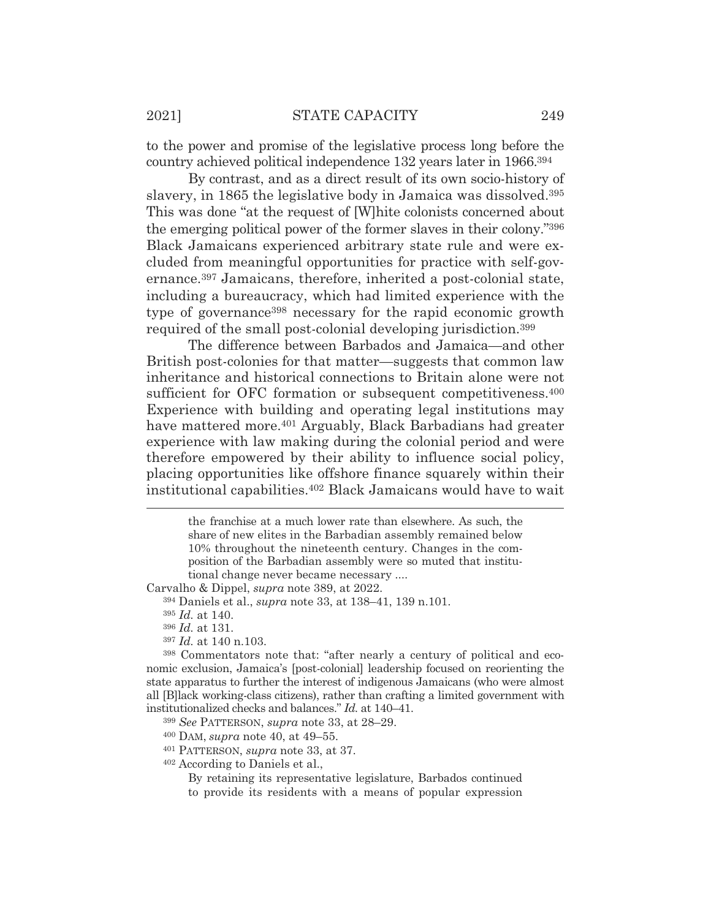to the power and promise of the legislative process long before the country achieved political independence 132 years later in 1966.[394]

By contrast, and as a direct result of its own socio-history of slavery, in 1865 the legislative body in Jamaica was dissolved.[395] This was done "at the request of [W]hite colonists concerned about the emerging political power of the former slaves in their colony."[396] Black Jamaicans experienced arbitrary state rule and were excluded from meaningful opportunities for practice with self-governance.[397] Jamaicans, therefore, inherited a post-colonial state, including a bureaucracy, which had limited experience with the type of governance[398] necessary for the rapid economic growth required of the small post-colonial developing jurisdiction.[399]

The difference between Barbados and Jamaica—and other British post-colonies for that matter—suggests that common law inheritance and historical connections to Britain alone were not sufficient for OFC formation or subsequent competitiveness.[400] Experience with building and operating legal institutions may have mattered more.[401] Arguably, Black Barbadians had greater experience with law making during the colonial period and were therefore empowered by their ability to influence social policy, placing opportunities like offshore finance squarely within their institutional capabilities.[402] Black Jamaicans would have to wait

---

> the franchise at a much lower rate than elsewhere. As such, the share of new elites in the Barbadian assembly remained below 10% throughout the nineteenth century. Changes in the composition of the Barbadian assembly were so muted that institutional change never became necessary ....

Carvalho & Dippel, *supra* note 389, at 2022.

[394] Daniels et al., *supra* note 33, at 138–41, 139 n.101.

[395] *Id.* at 140.

[396] *Id.* at 131.

[397] *Id.* at 140 n.103.

[398] Commentators note that: "after nearly a century of political and economic exclusion, Jamaica's [post-colonial] leadership focused on reorienting the state apparatus to further the interest of indigenous Jamaicans (who were almost all [B]lack working-class citizens), rather than crafting a limited government with institutionalized checks and balances." *Id.* at 140–41.

[399] *See* PATTERSON, *supra* note 33, at 28–29.

[400] DAM, *supra* note 40, at 49–55.

[401] PATTERSON, *supra* note 33, at 37.

[402] According to Daniels et al.,

> By retaining its representative legislature, Barbados continued to provide its residents with a means of popular expression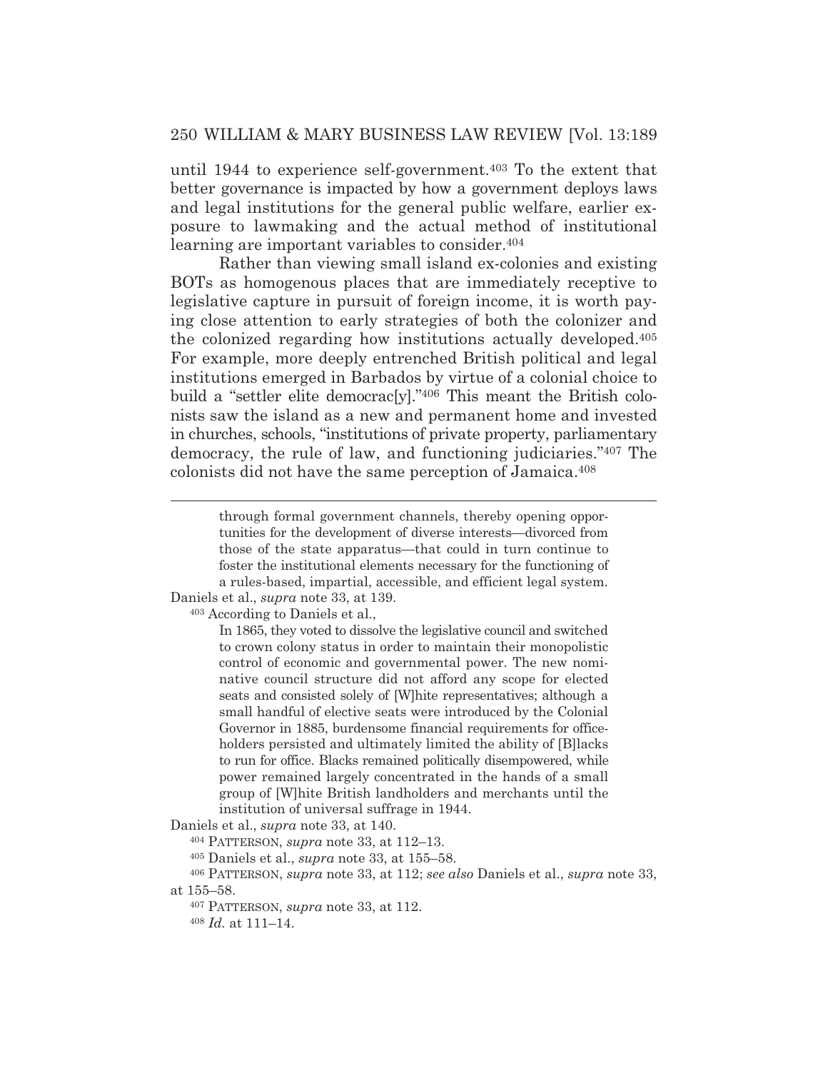until 1944 to experience self-government.[403] To the extent that better governance is impacted by how a government deploys laws and legal institutions for the general public welfare, earlier exposure to lawmaking and the actual method of institutional learning are important variables to consider.[404]

Rather than viewing small island ex-colonies and existing BOTs as homogenous places that are immediately receptive to legislative capture in pursuit of foreign income, it is worth paying close attention to early strategies of both the colonizer and the colonized regarding how institutions actually developed.[405] For example, more deeply entrenched British political and legal institutions emerged in Barbados by virtue of a colonial choice to build a "settler elite democrac[y]."[406] This meant the British colonists saw the island as a new and permanent home and invested in churches, schools, "institutions of private property, parliamentary democracy, the rule of law, and functioning judiciaries."[407] The colonists did not have the same perception of Jamaica.[408]

---

> through formal government channels, thereby opening opportunities for the development of diverse interests—divorced from those of the state apparatus—that could in turn continue to foster the institutional elements necessary for the functioning of a rules-based, impartial, accessible, and efficient legal system.

Daniels et al., *supra* note 33, at 139.

[403] According to Daniels et al.,

> In 1865, they voted to dissolve the legislative council and switched to crown colony status in order to maintain their monopolistic control of economic and governmental power. The new nominative council structure did not afford any scope for elected seats and consisted solely of [W]hite representatives; although a small handful of elective seats were introduced by the Colonial Governor in 1885, burdensome financial requirements for officeholders persisted and ultimately limited the ability of [B]lacks to run for office. Blacks remained politically disempowered, while power remained largely concentrated in the hands of a small group of [W]hite British landholders and merchants until the institution of universal suffrage in 1944.

Daniels et al., *supra* note 33, at 140.

[404] PATTERSON, *supra* note 33, at 112–13.

[405] Daniels et al., *supra* note 33, at 155–58.

[406] PATTERSON, *supra* note 33, at 112; *see also* Daniels et al., *supra* note 33, at 155–58.

[407] PATTERSON, *supra* note 33, at 112.

[408] *Id.* at 111–14.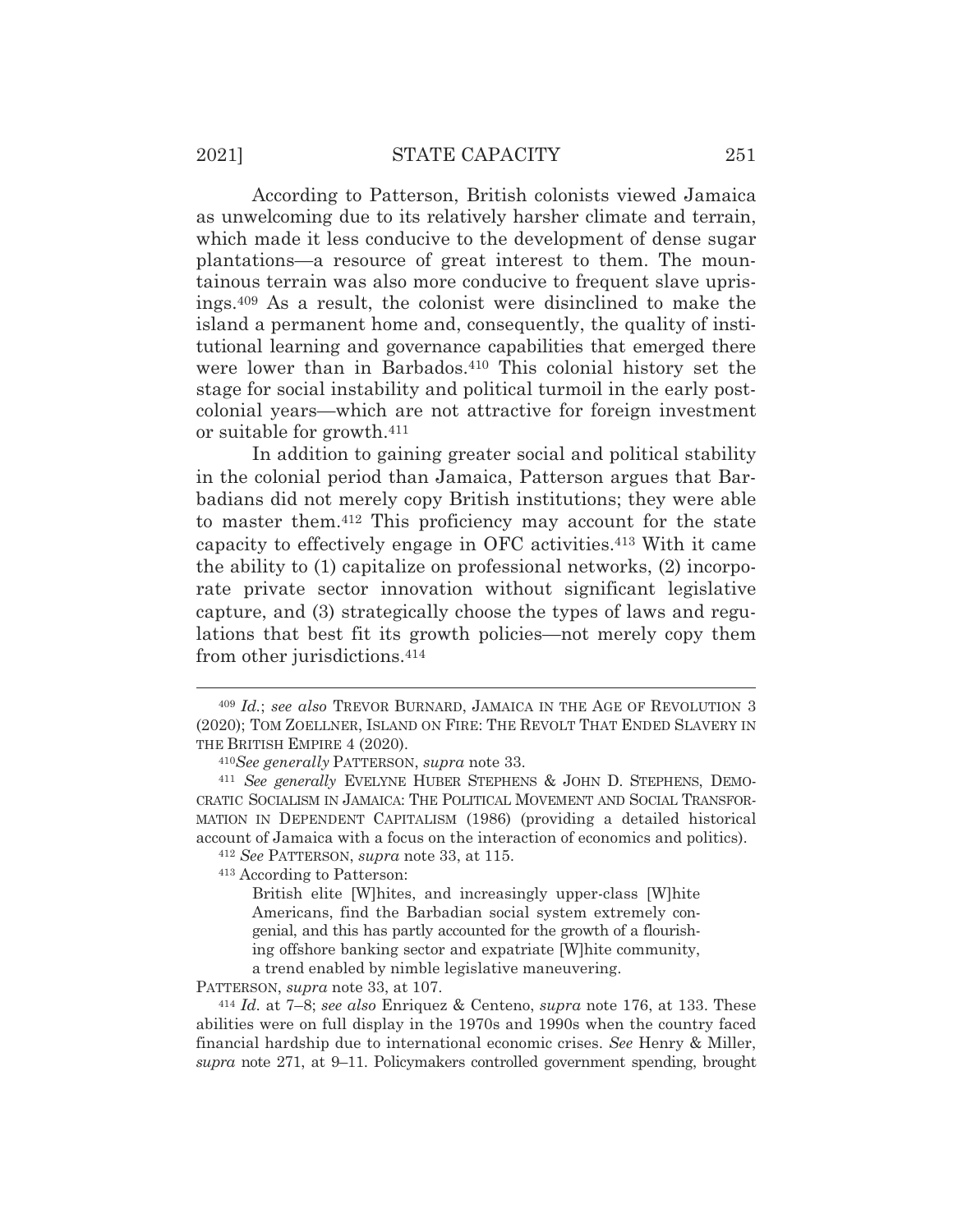According to Patterson, British colonists viewed Jamaica as unwelcoming due to its relatively harsher climate and terrain, which made it less conducive to the development of dense sugar plantations—a resource of great interest to them. The mountainous terrain was also more conducive to frequent slave uprisings.[409] As a result, the colonist were disinclined to make the island a permanent home and, consequently, the quality of institutional learning and governance capabilities that emerged there were lower than in Barbados.[410] This colonial history set the stage for social instability and political turmoil in the early post-colonial years—which are not attractive for foreign investment or suitable for growth.[411]

In addition to gaining greater social and political stability in the colonial period than Jamaica, Patterson argues that Barbadians did not merely copy British institutions; they were able to master them.[412] This proficiency may account for the state capacity to effectively engage in OFC activities.[413] With it came the ability to (1) capitalize on professional networks, (2) incorporate private sector innovation without significant legislative capture, and (3) strategically choose the types of laws and regulations that best fit its growth policies—not merely copy them from other jurisdictions.[414]

---

[409] *Id.*; *see also* TREVOR BURNARD, JAMAICA IN THE AGE OF REVOLUTION 3 (2020); TOM ZOELLNER, ISLAND ON FIRE: THE REVOLT THAT ENDED SLAVERY IN THE BRITISH EMPIRE 4 (2020).

[410] *See generally* PATTERSON, *supra* note 33.

[411] *See generally* EVELYNE HUBER STEPHENS & JOHN D. STEPHENS, DEMOCRATIC SOCIALISM IN JAMAICA: THE POLITICAL MOVEMENT AND SOCIAL TRANSFORMATION IN DEPENDENT CAPITALISM (1986) (providing a detailed historical account of Jamaica with a focus on the interaction of economics and politics).

[412] *See* PATTERSON, *supra* note 33, at 115.

[413] According to Patterson:

> British elite [W]hites, and increasingly upper-class [W]hite Americans, find the Barbadian social system extremely congenial, and this has partly accounted for the growth of a flourishing offshore banking sector and expatriate [W]hite community, a trend enabled by nimble legislative maneuvering.

PATTERSON, *supra* note 33, at 107.

[414] *Id.* at 7–8; *see also* Enriquez & Centeno, *supra* note 176, at 133. These abilities were on full display in the 1970s and 1990s when the country faced financial hardship due to international economic crises. *See* Henry & Miller, *supra* note 271, at 9–11. Policymakers controlled government spending, brought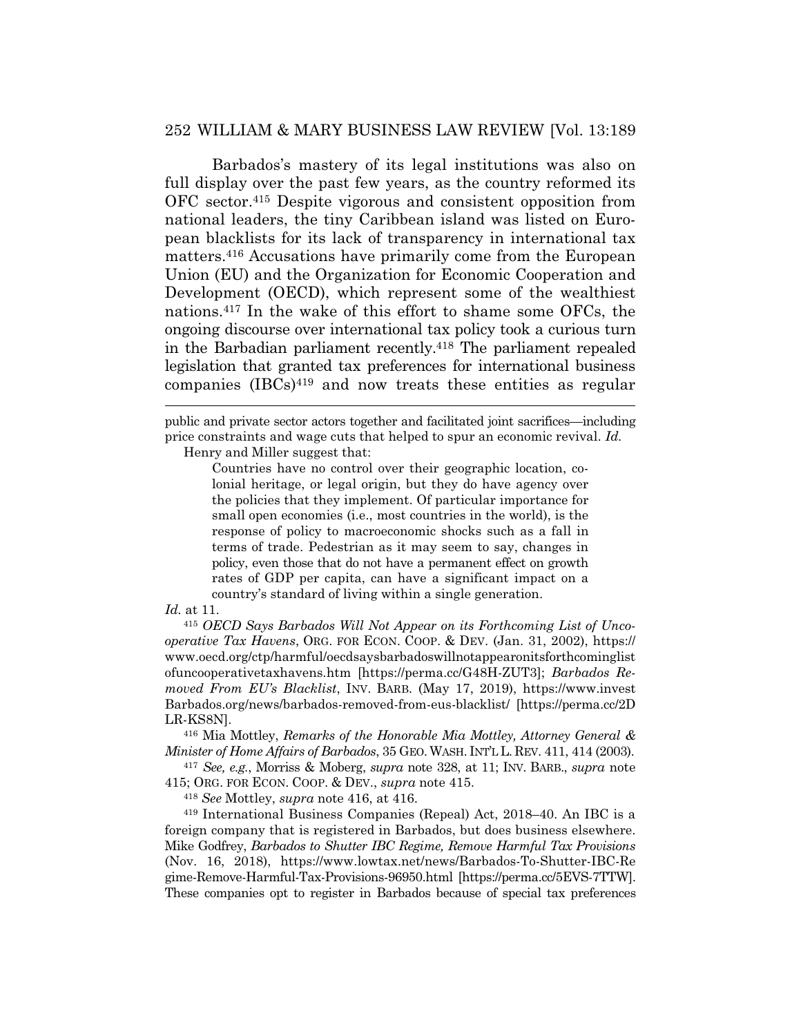Barbados's mastery of its legal institutions was also on full display over the past few years, as the country reformed its OFC sector.[415] Despite vigorous and consistent opposition from national leaders, the tiny Caribbean island was listed on European blacklists for its lack of transparency in international tax matters.[416] Accusations have primarily come from the European Union (EU) and the Organization for Economic Cooperation and Development (OECD), which represent some of the wealthiest nations.[417] In the wake of this effort to shame some OFCs, the ongoing discourse over international tax policy took a curious turn in the Barbadian parliament recently.[418] The parliament repealed legislation that granted tax preferences for international business companies (IBCs)[419] and now treats these entities as regular

---

public and private sector actors together and facilitated joint sacrifices—including price constraints and wage cuts that helped to spur an economic revival. *Id.*

Henry and Miller suggest that:

> Countries have no control over their geographic location, colonial heritage, or legal origin, but they do have agency over the policies that they implement. Of particular importance for small open economies (i.e., most countries in the world), is the response of policy to macroeconomic shocks such as a fall in terms of trade. Pedestrian as it may seem to say, changes in policy, even those that do not have a permanent effect on growth rates of GDP per capita, can have a significant impact on a country's standard of living within a single generation.

*Id.* at 11.

[415] *OECD Says Barbados Will Not Appear on its Forthcoming List of Uncooperative Tax Havens*, ORG. FOR ECON. COOP. & DEV. (Jan. 31, 2002), https://www.oecd.org/ctp/harmful/oecdsaysbarbadoswillnotappearonitsforthcominglistofuncooperativetaxhavens.htm [https://perma.cc/G48H-ZUT3]; *Barbados Removed From EU's Blacklist*, INV. BARB. (May 17, 2019), https://www.investBarbados.org/news/barbados-removed-from-eus-blacklist/ [https://perma.cc/2DLR-KS8N].

[416] Mia Mottley, *Remarks of the Honorable Mia Mottley, Attorney General & Minister of Home Affairs of Barbados*, 35 GEO. WASH. INT'L L. REV. 411, 414 (2003).

[417] *See, e.g.*, Morriss & Moberg, *supra* note 328, at 11; INV. BARB., *supra* note 415; ORG. FOR ECON. COOP. & DEV., *supra* note 415.

[418] *See* Mottley, *supra* note 416, at 416.

[419] International Business Companies (Repeal) Act, 2018–40. An IBC is a foreign company that is registered in Barbados, but does business elsewhere. Mike Godfrey, *Barbados to Shutter IBC Regime, Remove Harmful Tax Provisions* (Nov. 16, 2018), https://www.lowtax.net/news/Barbados-To-Shutter-IBC-Regime-Remove-Harmful-Tax-Provisions-96950.html [https://perma.cc/5EVS-7TTW]. These companies opt to register in Barbados because of special tax preferences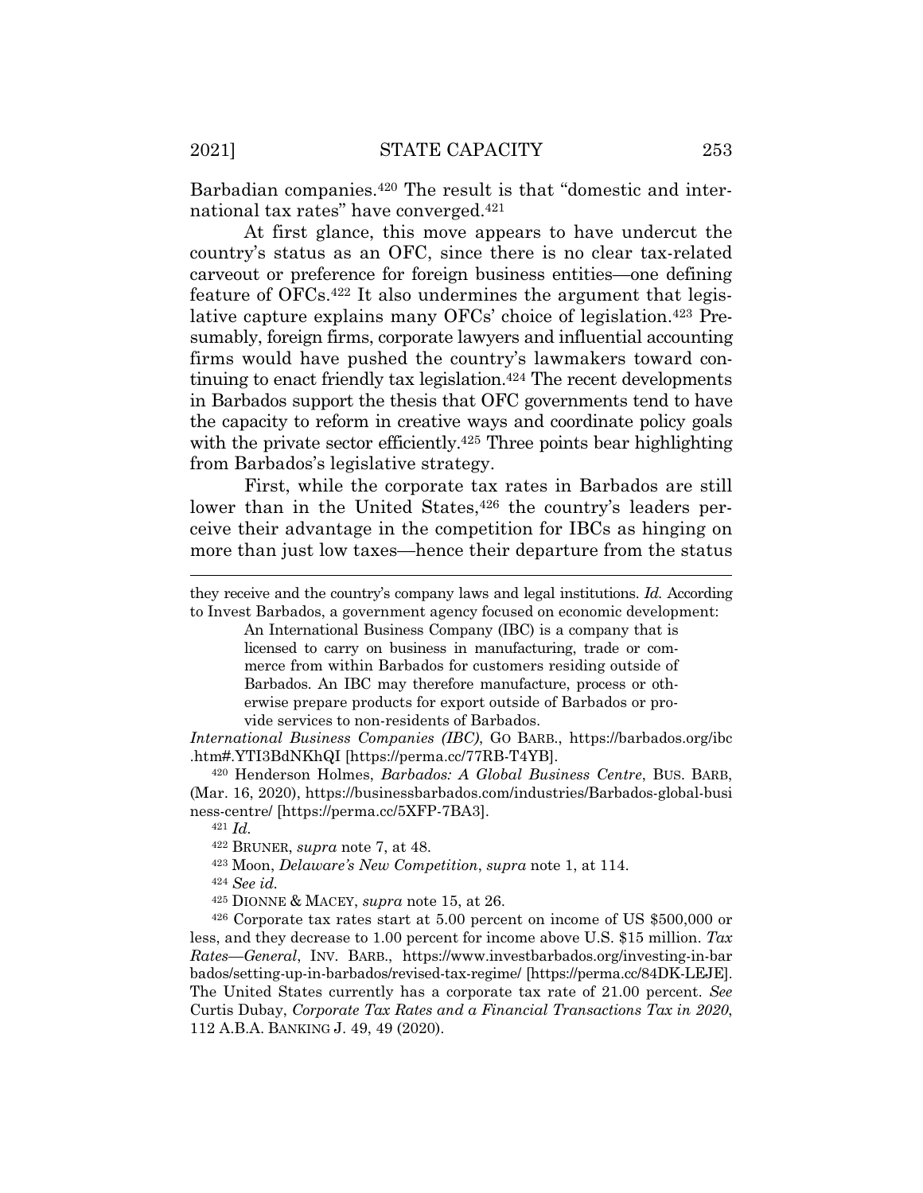Barbadian companies.[420] The result is that "domestic and international tax rates" have converged.[421]

At first glance, this move appears to have undercut the country's status as an OFC, since there is no clear tax-related carveout or preference for foreign business entities—one defining feature of OFCs.[422] It also undermines the argument that legislative capture explains many OFCs' choice of legislation.[423] Presumably, foreign firms, corporate lawyers and influential accounting firms would have pushed the country's lawmakers toward continuing to enact friendly tax legislation.[424] The recent developments in Barbados support the thesis that OFC governments tend to have the capacity to reform in creative ways and coordinate policy goals with the private sector efficiently.[425] Three points bear highlighting from Barbados's legislative strategy.

First, while the corporate tax rates in Barbados are still lower than in the United States,[426] the country's leaders perceive their advantage in the competition for IBCs as hinging on more than just low taxes—hence their departure from the status

---

they receive and the country's company laws and legal institutions. *Id.* According to Invest Barbados, a government agency focused on economic development:

> An International Business Company (IBC) is a company that is licensed to carry on business in manufacturing, trade or commerce from within Barbados for customers residing outside of Barbados. An IBC may therefore manufacture, process or otherwise prepare products for export outside of Barbados or provide services to non-residents of Barbados.

*International Business Companies (IBC)*, GO BARB., https://barbados.org/ibc.htm#.YTI3BdNKhQI [https://perma.cc/77RB-T4YB].

[420] Henderson Holmes, *Barbados: A Global Business Centre*, BUS. BARB, (Mar. 16, 2020), https://businessbarbados.com/industries/Barbados-global-business-centre/ [https://perma.cc/5XFP-7BA3].

[421] *Id.*

[422] BRUNER, *supra* note 7, at 48.

[423] Moon, *Delaware's New Competition*, *supra* note 1, at 114.

[424] *See id.*

[425] DIONNE & MACEY, *supra* note 15, at 26.

[426] Corporate tax rates start at 5.00 percent on income of US \$500,000 or less, and they decrease to 1.00 percent for income above U.S. \$15 million. *Tax Rates—General*, INV. BARB., https://www.investbarbados.org/investing-in-barbados/setting-up-in-barbados/revised-tax-regime/ [https://perma.cc/84DK-LEJE]. The United States currently has a corporate tax rate of 21.00 percent. *See* Curtis Dubay, *Corporate Tax Rates and a Financial Transactions Tax in 2020*, 112 A.B.A. BANKING J. 49, 49 (2020).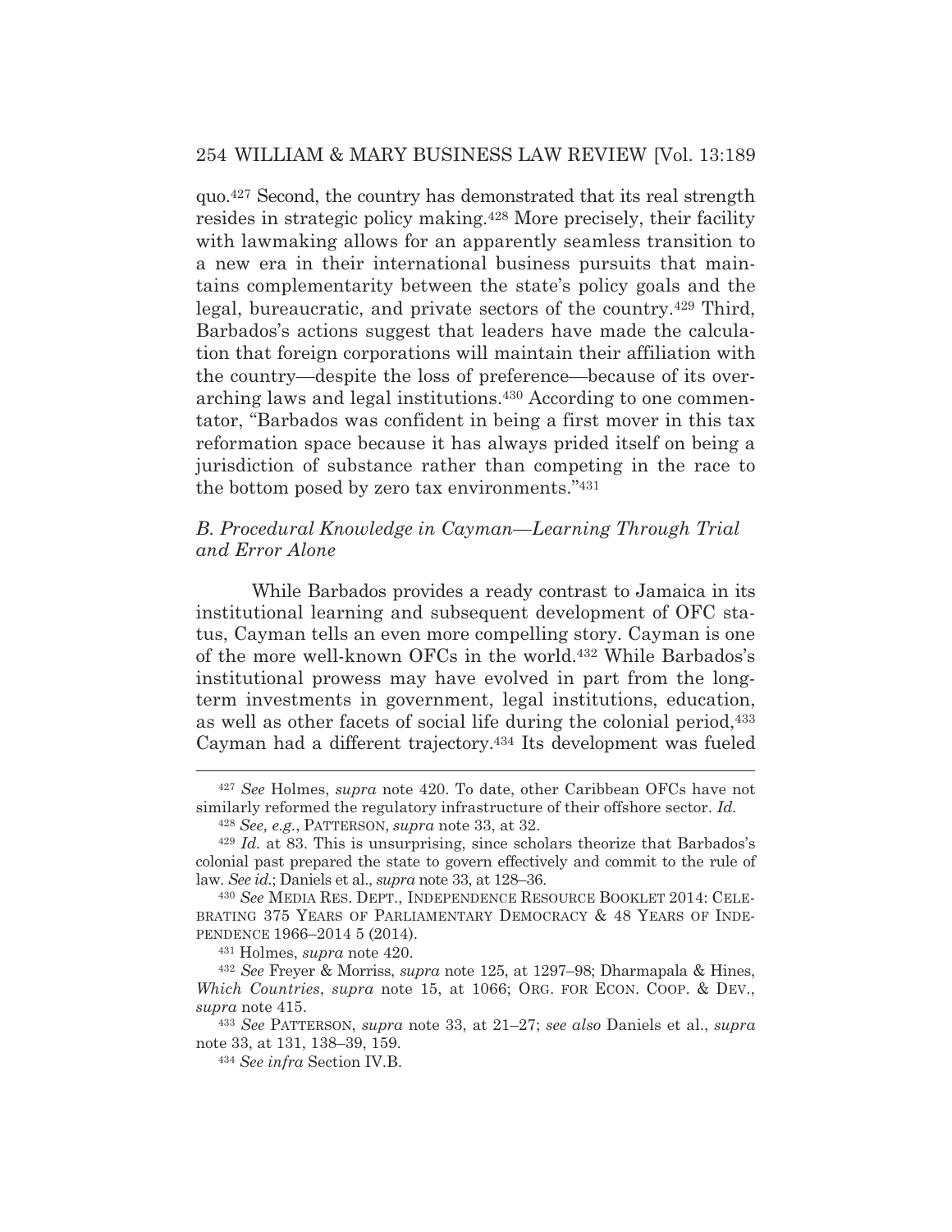quo.[427] Second, the country has demonstrated that its real strength resides in strategic policy making.[428] More precisely, their facility with lawmaking allows for an apparently seamless transition to a new era in their international business pursuits that maintains complementarity between the state's policy goals and the legal, bureaucratic, and private sectors of the country.[429] Third, Barbados's actions suggest that leaders have made the calculation that foreign corporations will maintain their affiliation with the country—despite the loss of preference—because of its overarching laws and legal institutions.[430] According to one commentator, "Barbados was confident in being a first mover in this tax reformation space because it has always prided itself on being a jurisdiction of substance rather than competing in the race to the bottom posed by zero tax environments."[431]

### *B. Procedural Knowledge in Cayman—Learning Through Trial and Error Alone*

While Barbados provides a ready contrast to Jamaica in its institutional learning and subsequent development of OFC status, Cayman tells an even more compelling story. Cayman is one of the more well-known OFCs in the world.[432] While Barbados's institutional prowess may have evolved in part from the long-term investments in government, legal institutions, education, as well as other facets of social life during the colonial period,[433] Cayman had a different trajectory.[434] Its development was fueled

---

[427] *See* Holmes, *supra* note 420. To date, other Caribbean OFCs have not similarly reformed the regulatory infrastructure of their offshore sector. *Id.*

[428] *See, e.g.*, PATTERSON, *supra* note 33, at 32.

[429] *Id.* at 83. This is unsurprising, since scholars theorize that Barbados's colonial past prepared the state to govern effectively and commit to the rule of law. *See id.*; Daniels et al., *supra* note 33, at 128–36.

[430] *See* MEDIA RES. DEPT., INDEPENDENCE RESOURCE BOOKLET 2014: CELEBRATING 375 YEARS OF PARLIAMENTARY DEMOCRACY & 48 YEARS OF INDEPENDENCE 1966–2014 5 (2014).

[431] Holmes, *supra* note 420.

[432] *See* Freyer & Morriss, *supra* note 125, at 1297–98; Dharmapala & Hines, *Which Countries*, *supra* note 15, at 1066; ORG. FOR ECON. COOP. & DEV., *supra* note 415.

[433] *See* PATTERSON, *supra* note 33, at 21–27; *see also* Daniels et al., *supra* note 33, at 131, 138–39, 159.

[434] *See infra* Section IV.B.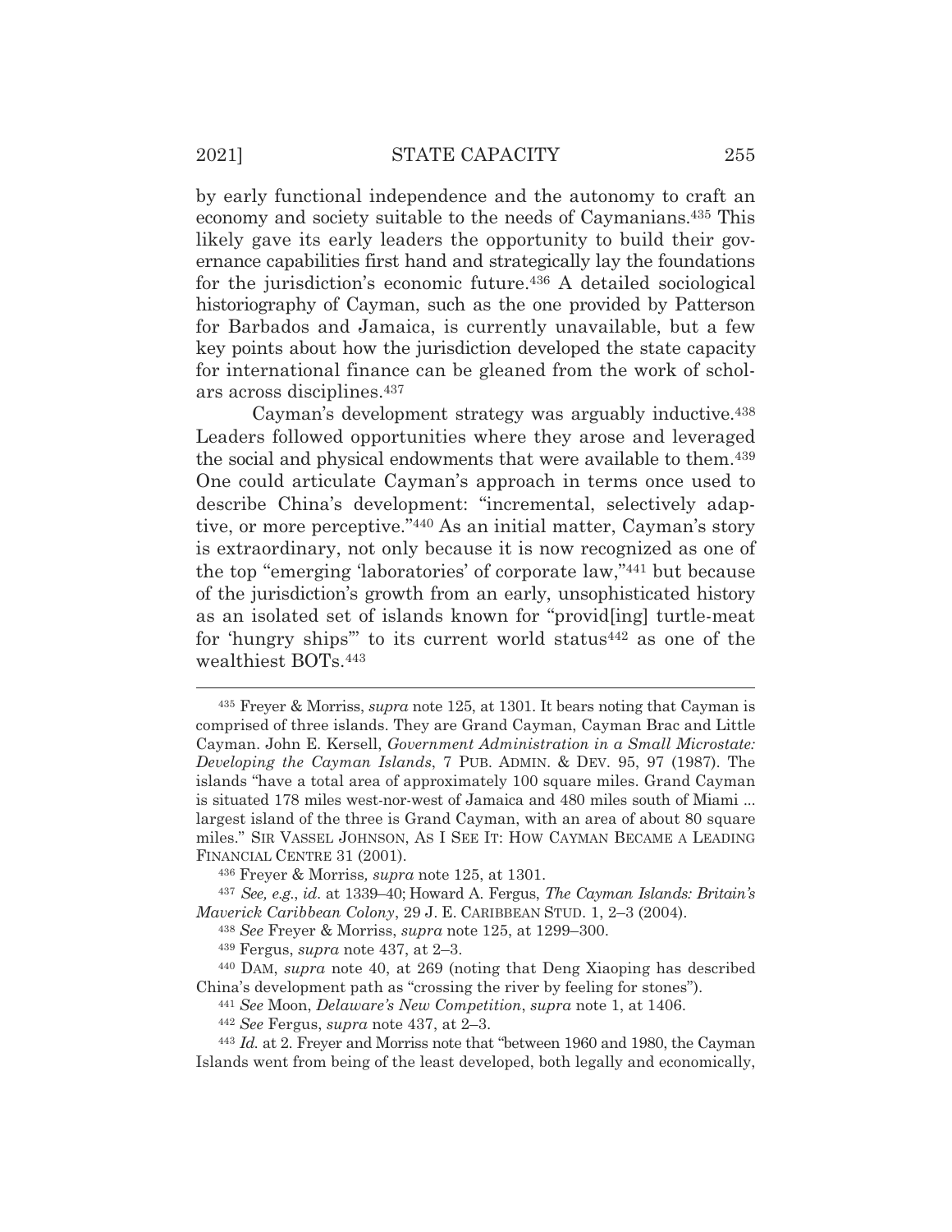by early functional independence and the autonomy to craft an economy and society suitable to the needs of Caymanians.[435] This likely gave its early leaders the opportunity to build their governance capabilities first hand and strategically lay the foundations for the jurisdiction's economic future.[436] A detailed sociological historiography of Cayman, such as the one provided by Patterson for Barbados and Jamaica, is currently unavailable, but a few key points about how the jurisdiction developed the state capacity for international finance can be gleaned from the work of scholars across disciplines.[437]

Cayman's development strategy was arguably inductive.[438] Leaders followed opportunities where they arose and leveraged the social and physical endowments that were available to them.[439] One could articulate Cayman's approach in terms once used to describe China's development: "incremental, selectively adaptive, or more perceptive."[440] As an initial matter, Cayman's story is extraordinary, not only because it is now recognized as one of the top "emerging 'laboratories' of corporate law,"[441] but because of the jurisdiction's growth from an early, unsophisticated history as an isolated set of islands known for "provid[ing] turtle-meat for 'hungry ships'" to its current world status[442] as one of the wealthiest BOTs.[443]

---

[435] Freyer & Morriss, *supra* note 125, at 1301. It bears noting that Cayman is comprised of three islands. They are Grand Cayman, Cayman Brac and Little Cayman. John E. Kersell, *Government Administration in a Small Microstate: Developing the Cayman Islands*, 7 PUB. ADMIN. & DEV. 95, 97 (1987). The islands "have a total area of approximately 100 square miles. Grand Cayman is situated 178 miles west-nor-west of Jamaica and 480 miles south of Miami ... largest island of the three is Grand Cayman, with an area of about 80 square miles." SIR VASSEL JOHNSON, AS I SEE IT: HOW CAYMAN BECAME A LEADING FINANCIAL CENTRE 31 (2001).

[436] Freyer & Morriss, *supra* note 125, at 1301.

[437] *See, e.g.*, *id.* at 1339–40; Howard A. Fergus, *The Cayman Islands: Britain's Maverick Caribbean Colony*, 29 J. E. CARIBBEAN STUD. 1, 2–3 (2004).

[438] *See* Freyer & Morriss, *supra* note 125, at 1299–300.

[439] Fergus, *supra* note 437, at 2–3.

[440] DAM, *supra* note 40, at 269 (noting that Deng Xiaoping has described China's development path as "crossing the river by feeling for stones").

[441] *See* Moon, *Delaware's New Competition*, *supra* note 1, at 1406.

[442] *See* Fergus, *supra* note 437, at 2–3.

[443] *Id.* at 2. Freyer and Morriss note that "between 1960 and 1980, the Cayman Islands went from being of the least developed, both legally and economically,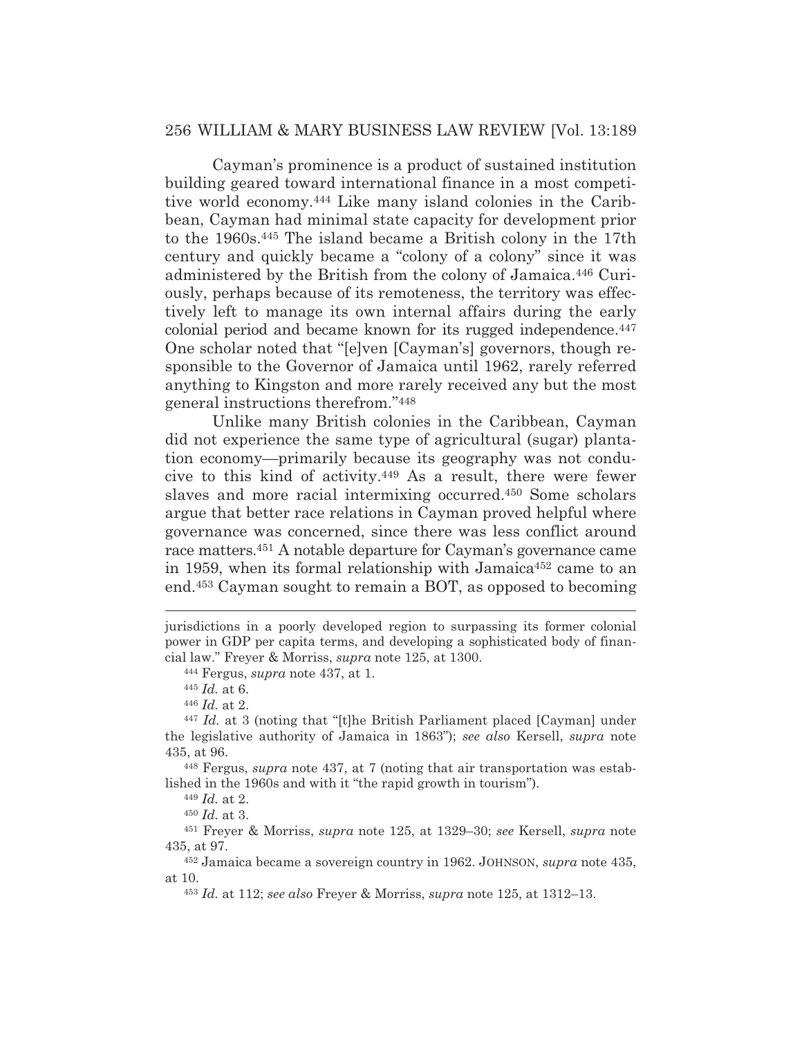Cayman's prominence is a product of sustained institution building geared toward international finance in a most competitive world economy.[444] Like many island colonies in the Caribbean, Cayman had minimal state capacity for development prior to the 1960s.[445] The island became a British colony in the 17th century and quickly became a "colony of a colony" since it was administered by the British from the colony of Jamaica.[446] Curiously, perhaps because of its remoteness, the territory was effectively left to manage its own internal affairs during the early colonial period and became known for its rugged independence.[447] One scholar noted that "[e]ven [Cayman's] governors, though responsible to the Governor of Jamaica until 1962, rarely referred anything to Kingston and more rarely received any but the most general instructions therefrom."[448]

Unlike many British colonies in the Caribbean, Cayman did not experience the same type of agricultural (sugar) plantation economy—primarily because its geography was not conducive to this kind of activity.[449] As a result, there were fewer slaves and more racial intermixing occurred.[450] Some scholars argue that better race relations in Cayman proved helpful where governance was concerned, since there was less conflict around race matters.[451] A notable departure for Cayman's governance came in 1959, when its formal relationship with Jamaica[452] came to an end.[453] Cayman sought to remain a BOT, as opposed to becoming

---

jurisdictions in a poorly developed region to surpassing its former colonial power in GDP per capita terms, and developing a sophisticated body of financial law." Freyer & Morriss, *supra* note 125, at 1300.

[444] Fergus, *supra* note 437, at 1.

[445] *Id.* at 6.

[446] *Id.* at 2.

[447] *Id.* at 3 (noting that "[t]he British Parliament placed [Cayman] under the legislative authority of Jamaica in 1863"); *see also* Kersell, *supra* note 435, at 96.

[448] Fergus, *supra* note 437, at 7 (noting that air transportation was established in the 1960s and with it "the rapid growth in tourism").

[449] *Id.* at 2.

[450] *Id.* at 3.

[451] Freyer & Morriss, *supra* note 125, at 1329–30; *see* Kersell, *supra* note 435, at 97.

[452] Jamaica became a sovereign country in 1962. JOHNSON, *supra* note 435, at 10.

[453] *Id.* at 112; *see also* Freyer & Morriss, *supra* note 125, at 1312–13.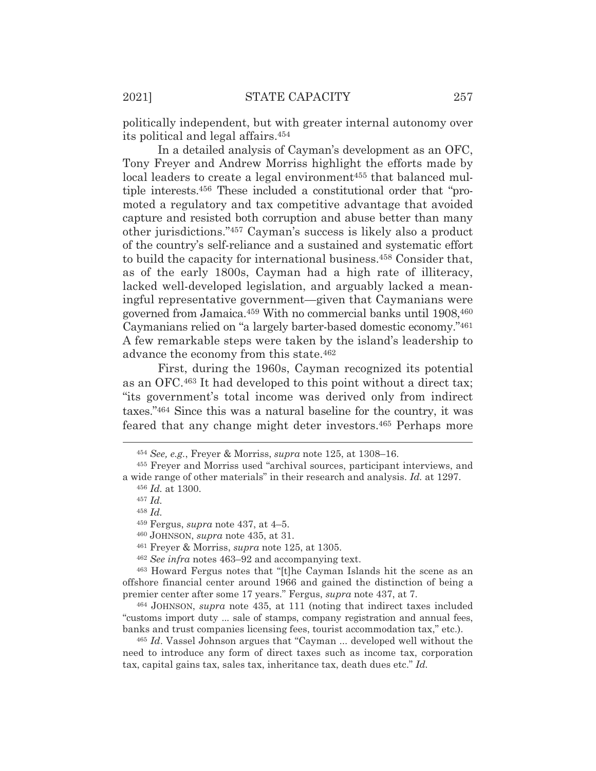politically independent, but with greater internal autonomy over its political and legal affairs.[454]

In a detailed analysis of Cayman's development as an OFC, Tony Freyer and Andrew Morriss highlight the efforts made by local leaders to create a legal environment[455] that balanced multiple interests.[456] These included a constitutional order that "promoted a regulatory and tax competitive advantage that avoided capture and resisted both corruption and abuse better than many other jurisdictions."[457] Cayman's success is likely also a product of the country's self-reliance and a sustained and systematic effort to build the capacity for international business.[458] Consider that, as of the early 1800s, Cayman had a high rate of illiteracy, lacked well-developed legislation, and arguably lacked a meaningful representative government—given that Caymanians were governed from Jamaica.[459] With no commercial banks until 1908,[460] Caymanians relied on "a largely barter-based domestic economy."[461] A few remarkable steps were taken by the island's leadership to advance the economy from this state.[462]

First, during the 1960s, Cayman recognized its potential as an OFC.[463] It had developed to this point without a direct tax; "its government's total income was derived only from indirect taxes."[464] Since this was a natural baseline for the country, it was feared that any change might deter investors.[465] Perhaps more

---

[454] *See, e.g.*, Freyer & Morriss, *supra* note 125, at 1308–16.

[455] Freyer and Morriss used "archival sources, participant interviews, and a wide range of other materials" in their research and analysis. *Id.* at 1297.

[456] *Id.* at 1300.

[457] *Id.*

[458] *Id.*

[459] Fergus, *supra* note 437, at 4–5.

[460] JOHNSON, *supra* note 435, at 31.

[461] Freyer & Morriss, *supra* note 125, at 1305.

[462] *See infra* notes 463–92 and accompanying text.

[463] Howard Fergus notes that "[t]he Cayman Islands hit the scene as an offshore financial center around 1966 and gained the distinction of being a premier center after some 17 years." Fergus, *supra* note 437, at 7.

[464] JOHNSON, *supra* note 435, at 111 (noting that indirect taxes included "customs import duty ... sale of stamps, company registration and annual fees, banks and trust companies licensing fees, tourist accommodation tax," etc.).

[465] *Id*. Vassel Johnson argues that "Cayman ... developed well without the need to introduce any form of direct taxes such as income tax, corporation tax, capital gains tax, sales tax, inheritance tax, death dues etc." *Id.*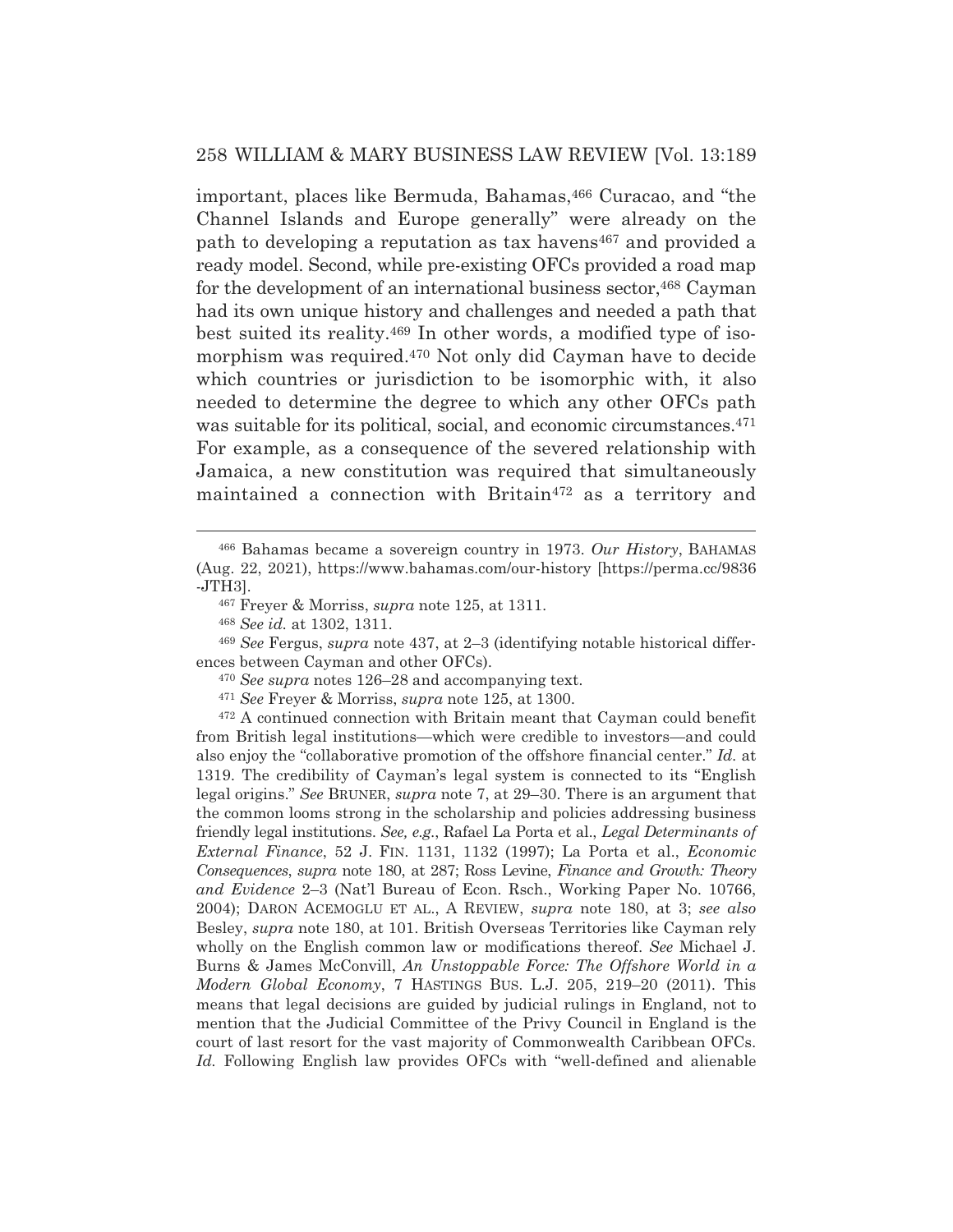important, places like Bermuda, Bahamas,[466] Curacao, and "the Channel Islands and Europe generally" were already on the path to developing a reputation as tax havens[467] and provided a ready model. Second, while pre-existing OFCs provided a road map for the development of an international business sector,[468] Cayman had its own unique history and challenges and needed a path that best suited its reality.[469] In other words, a modified type of isomorphism was required.[470] Not only did Cayman have to decide which countries or jurisdiction to be isomorphic with, it also needed to determine the degree to which any other OFCs path was suitable for its political, social, and economic circumstances.[471] For example, as a consequence of the severed relationship with Jamaica, a new constitution was required that simultaneously maintained a connection with Britain[472] as a territory and

---

[466] Bahamas became a sovereign country in 1973. *Our History*, BAHAMAS (Aug. 22, 2021), https://www.bahamas.com/our-history [https://perma.cc/9836-JTH3].

[467] Freyer & Morriss, *supra* note 125, at 1311.

[468] *See id.* at 1302, 1311.

[469] *See* Fergus, *supra* note 437, at 2–3 (identifying notable historical differences between Cayman and other OFCs).

[470] *See supra* notes 126–28 and accompanying text.

[471] *See* Freyer & Morriss, *supra* note 125, at 1300.

[472] A continued connection with Britain meant that Cayman could benefit from British legal institutions—which were credible to investors—and could also enjoy the "collaborative promotion of the offshore financial center." *Id.* at 1319. The credibility of Cayman's legal system is connected to its "English legal origins." *See* BRUNER, *supra* note 7, at 29–30. There is an argument that the common looms strong in the scholarship and policies addressing business friendly legal institutions. *See, e.g.*, Rafael La Porta et al., *Legal Determinants of External Finance*, 52 J. FIN. 1131, 1132 (1997); La Porta et al., *Economic Consequences*, *supra* note 180, at 287; Ross Levine, *Finance and Growth: Theory and Evidence* 2–3 (Nat'l Bureau of Econ. Rsch., Working Paper No. 10766, 2004); DARON ACEMOGLU ET AL., A REVIEW, *supra* note 180, at 3; *see also* Besley, *supra* note 180, at 101. British Overseas Territories like Cayman rely wholly on the English common law or modifications thereof. *See* Michael J. Burns & James McConvill, *An Unstoppable Force: The Offshore World in a Modern Global Economy*, 7 HASTINGS BUS. L.J. 205, 219–20 (2011). This means that legal decisions are guided by judicial rulings in England, not to mention that the Judicial Committee of the Privy Council in England is the court of last resort for the vast majority of Commonwealth Caribbean OFCs. *Id.* Following English law provides OFCs with "well-defined and alienable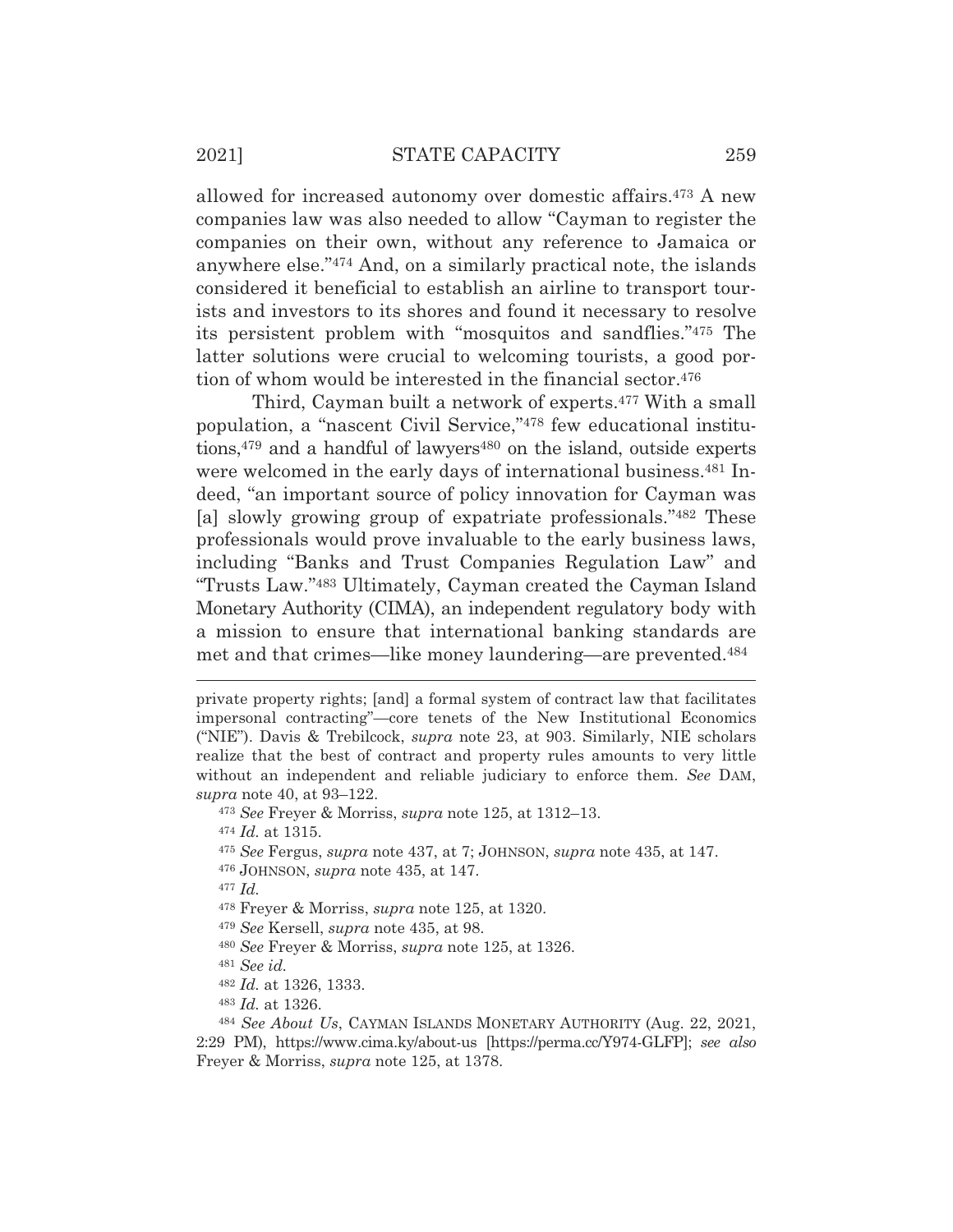allowed for increased autonomy over domestic affairs.[473] A new companies law was also needed to allow "Cayman to register the companies on their own, without any reference to Jamaica or anywhere else."[474] And, on a similarly practical note, the islands considered it beneficial to establish an airline to transport tourists and investors to its shores and found it necessary to resolve its persistent problem with "mosquitos and sandflies."[475] The latter solutions were crucial to welcoming tourists, a good portion of whom would be interested in the financial sector.[476]

Third, Cayman built a network of experts.[477] With a small population, a "nascent Civil Service,"[478] few educational institutions,[479] and a handful of lawyers[480] on the island, outside experts were welcomed in the early days of international business.[481] Indeed, "an important source of policy innovation for Cayman was [a] slowly growing group of expatriate professionals."[482] These professionals would prove invaluable to the early business laws, including "Banks and Trust Companies Regulation Law" and "Trusts Law."[483] Ultimately, Cayman created the Cayman Island Monetary Authority (CIMA), an independent regulatory body with a mission to ensure that international banking standards are met and that crimes—like money laundering—are prevented.[484]

---

private property rights; [and] a formal system of contract law that facilitates impersonal contracting"—core tenets of the New Institutional Economics ("NIE"). Davis & Trebilcock, *supra* note 23, at 903. Similarly, NIE scholars realize that the best of contract and property rules amounts to very little without an independent and reliable judiciary to enforce them. *See* DAM, *supra* note 40, at 93–122.

[473] *See* Freyer & Morriss, *supra* note 125, at 1312–13.

[474] *Id.* at 1315.

[475] *See* Fergus, *supra* note 437, at 7; JOHNSON, *supra* note 435, at 147.

[476] JOHNSON, *supra* note 435, at 147.

[477] *Id.*

[478] Freyer & Morriss, *supra* note 125, at 1320.

[479] *See* Kersell, *supra* note 435, at 98.

[480] *See* Freyer & Morriss, *supra* note 125, at 1326.

[481] *See id.*

[482] *Id.* at 1326, 1333.

[483] *Id.* at 1326.

[484] *See About Us*, CAYMAN ISLANDS MONETARY AUTHORITY (Aug. 22, 2021, 2:29 PM), https://www.cima.ky/about-us [https://perma.cc/Y974-GLFP]; *see also* Freyer & Morriss, *supra* note 125, at 1378.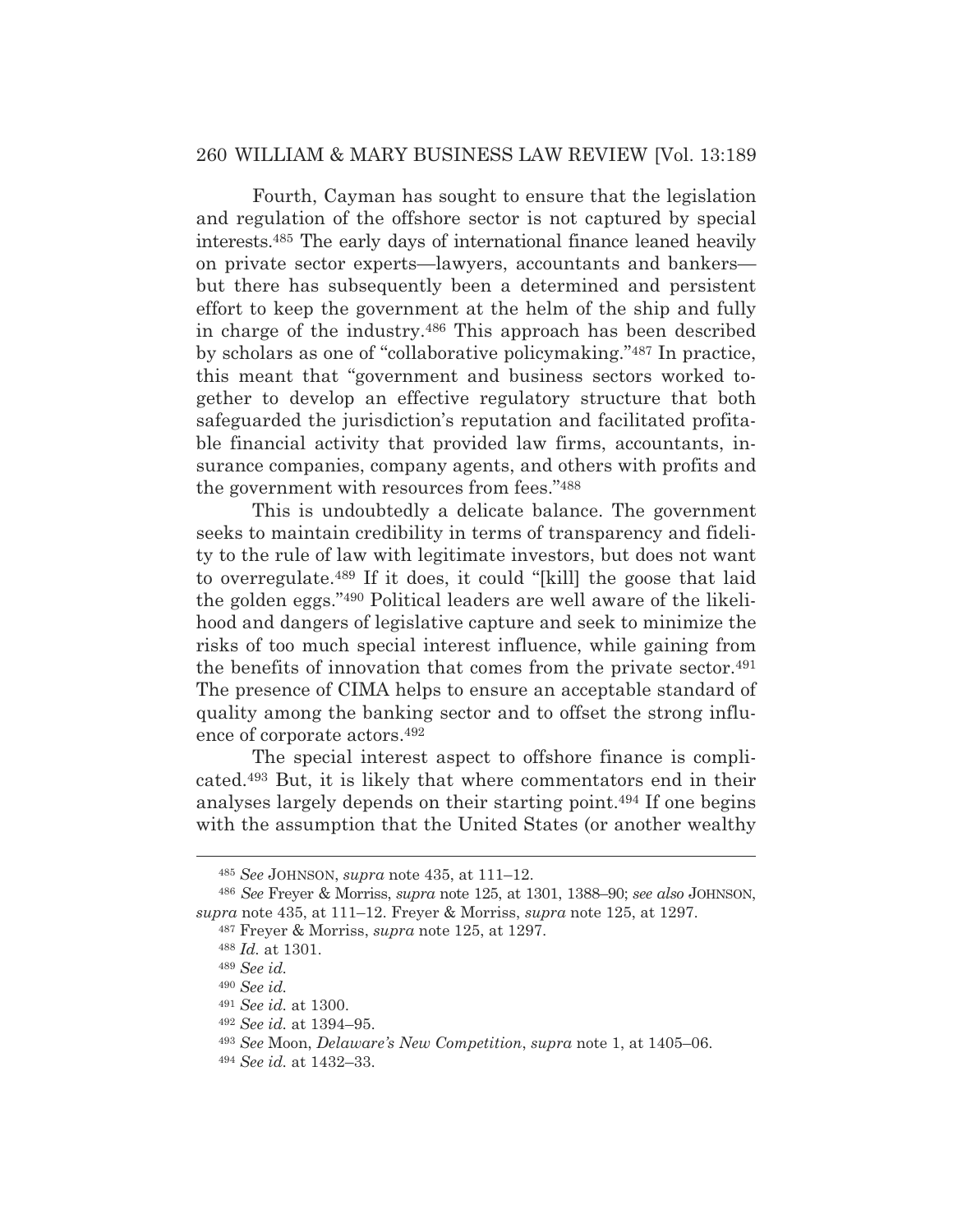Fourth, Cayman has sought to ensure that the legislation and regulation of the offshore sector is not captured by special interests.[485] The early days of international finance leaned heavily on private sector experts—lawyers, accountants and bankers—but there has subsequently been a determined and persistent effort to keep the government at the helm of the ship and fully in charge of the industry.[486] This approach has been described by scholars as one of "collaborative policymaking."[487] In practice, this meant that "government and business sectors worked together to develop an effective regulatory structure that both safeguarded the jurisdiction's reputation and facilitated profitable financial activity that provided law firms, accountants, insurance companies, company agents, and others with profits and the government with resources from fees."[488]

This is undoubtedly a delicate balance. The government seeks to maintain credibility in terms of transparency and fidelity to the rule of law with legitimate investors, but does not want to overregulate.[489] If it does, it could "[kill] the goose that laid the golden eggs."[490] Political leaders are well aware of the likelihood and dangers of legislative capture and seek to minimize the risks of too much special interest influence, while gaining from the benefits of innovation that comes from the private sector.[491] The presence of CIMA helps to ensure an acceptable standard of quality among the banking sector and to offset the strong influence of corporate actors.[492]

The special interest aspect to offshore finance is complicated.[493] But, it is likely that where commentators end in their analyses largely depends on their starting point.[494] If one begins with the assumption that the United States (or another wealthy

---

[485] *See* JOHNSON, *supra* note 435, at 111–12.

[486] *See* Freyer & Morriss, *supra* note 125, at 1301, 1388–90; *see also* JOHNSON, *supra* note 435, at 111–12. Freyer & Morriss, *supra* note 125, at 1297.

[487] Freyer & Morriss, *supra* note 125, at 1297.

[488] *Id.* at 1301.

[489] *See id.*

[490] *See id.*

[491] *See id.* at 1300.

[492] *See id.* at 1394–95.

[493] *See* Moon, *Delaware's New Competition*, *supra* note 1, at 1405–06.

[494] *See id.* at 1432–33.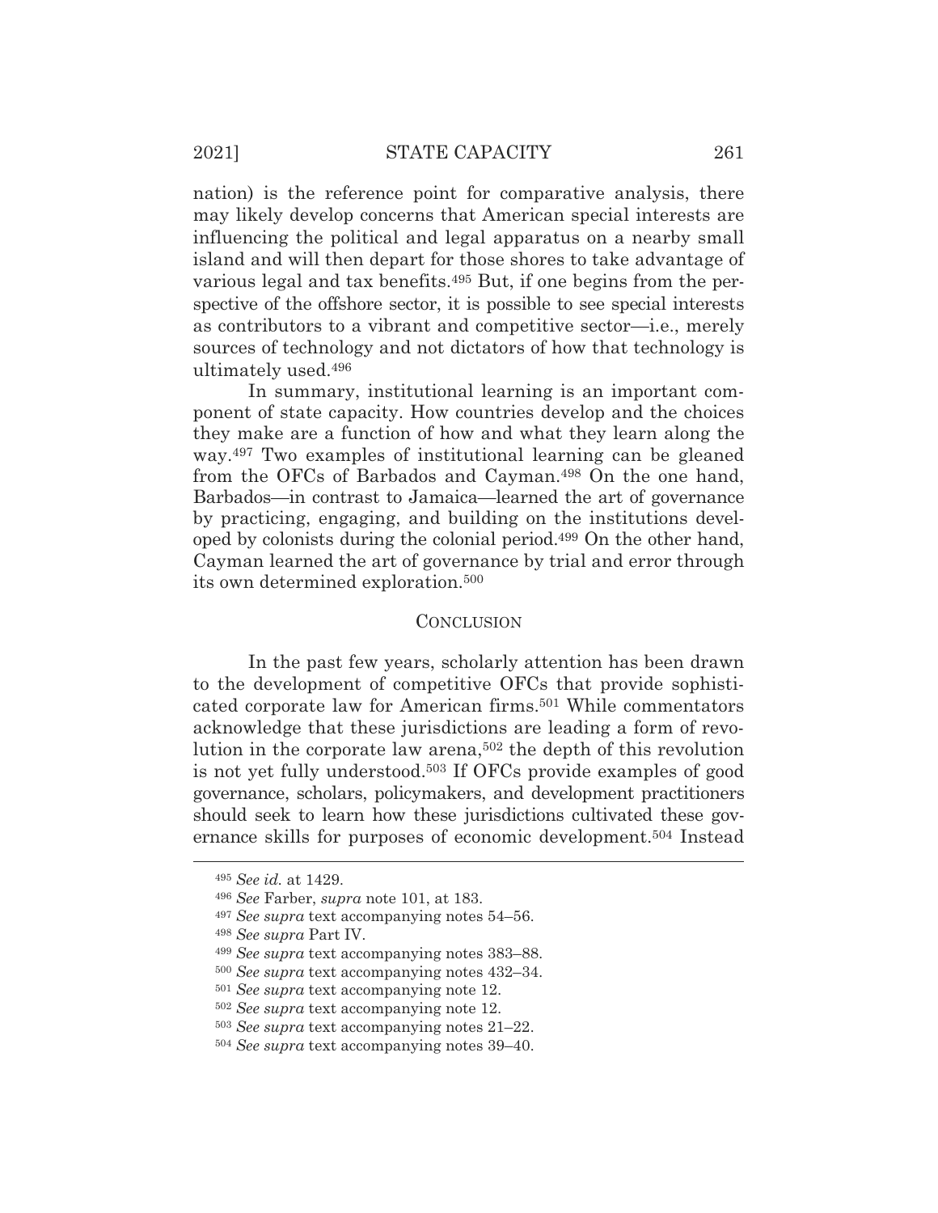nation) is the reference point for comparative analysis, there may likely develop concerns that American special interests are influencing the political and legal apparatus on a nearby small island and will then depart for those shores to take advantage of various legal and tax benefits.[495] But, if one begins from the perspective of the offshore sector, it is possible to see special interests as contributors to a vibrant and competitive sector—i.e., merely sources of technology and not dictators of how that technology is ultimately used.[496]

In summary, institutional learning is an important component of state capacity. How countries develop and the choices they make are a function of how and what they learn along the way.[497] Two examples of institutional learning can be gleaned from the OFCs of Barbados and Cayman.[498] On the one hand, Barbados—in contrast to Jamaica—learned the art of governance by practicing, engaging, and building on the institutions developed by colonists during the colonial period.[499] On the other hand, Cayman learned the art of governance by trial and error through its own determined exploration.[500]

## CONCLUSION

In the past few years, scholarly attention has been drawn to the development of competitive OFCs that provide sophisticated corporate law for American firms.[501] While commentators acknowledge that these jurisdictions are leading a form of revolution in the corporate law arena,[502] the depth of this revolution is not yet fully understood.[503] If OFCs provide examples of good governance, scholars, policymakers, and development practitioners should seek to learn how these jurisdictions cultivated these governance skills for purposes of economic development.[504] Instead

---

[495] *See id.* at 1429.

[496] *See* Farber, *supra* note 101, at 183.

[497] *See supra* text accompanying notes 54–56.

[498] *See supra* Part IV.

[499] *See supra* text accompanying notes 383–88.

[500] *See supra* text accompanying notes 432–34.

[501] *See supra* text accompanying note 12.

[502] *See supra* text accompanying note 12.

[503] *See supra* text accompanying notes 21–22.

[504] *See supra* text accompanying notes 39–40.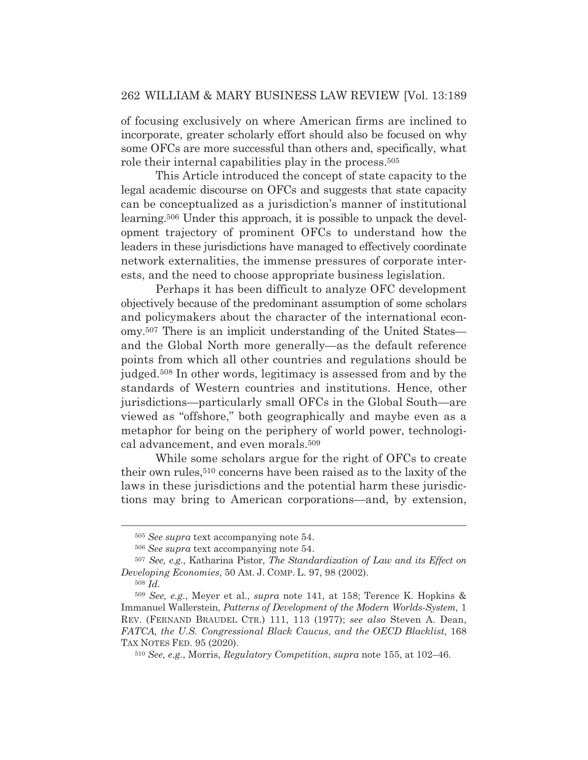of focusing exclusively on where American firms are inclined to incorporate, greater scholarly effort should also be focused on why some OFCs are more successful than others and, specifically, what role their internal capabilities play in the process.[505]

This Article introduced the concept of state capacity to the legal academic discourse on OFCs and suggests that state capacity can be conceptualized as a jurisdiction's manner of institutional learning.[506] Under this approach, it is possible to unpack the development trajectory of prominent OFCs to understand how the leaders in these jurisdictions have managed to effectively coordinate network externalities, the immense pressures of corporate interests, and the need to choose appropriate business legislation.

Perhaps it has been difficult to analyze OFC development objectively because of the predominant assumption of some scholars and policymakers about the character of the international economy.[507] There is an implicit understanding of the United States—and the Global North more generally—as the default reference points from which all other countries and regulations should be judged.[508] In other words, legitimacy is assessed from and by the standards of Western countries and institutions. Hence, other jurisdictions—particularly small OFCs in the Global South—are viewed as "offshore," both geographically and maybe even as a metaphor for being on the periphery of world power, technological advancement, and even morals.[509]

While some scholars argue for the right of OFCs to create their own rules,[510] concerns have been raised as to the laxity of the laws in these jurisdictions and the potential harm these jurisdictions may bring to American corporations—and, by extension,

---

[505] *See supra* text accompanying note 54.

[506] *See supra* text accompanying note 54.

[507] *See, e.g.*, Katharina Pistor, *The Standardization of Law and its Effect on Developing Economies*, 50 AM. J. COMP. L. 97, 98 (2002).

[508] *Id.*

[509] *See, e.g.*, Meyer et al., *supra* note 141, at 158; Terence K. Hopkins & Immanuel Wallerstein, *Patterns of Development of the Modern Worlds-System*, 1 REV. (FERNAND BRAUDEL CTR.) 111, 113 (1977); *see also* Steven A. Dean, *FATCA, the U.S. Congressional Black Caucus, and the OECD Blacklist*, 168 TAX NOTES FED. 95 (2020).

[510] *See, e.g.*, Morris, *Regulatory Competition*, *supra* note 155, at 102–46.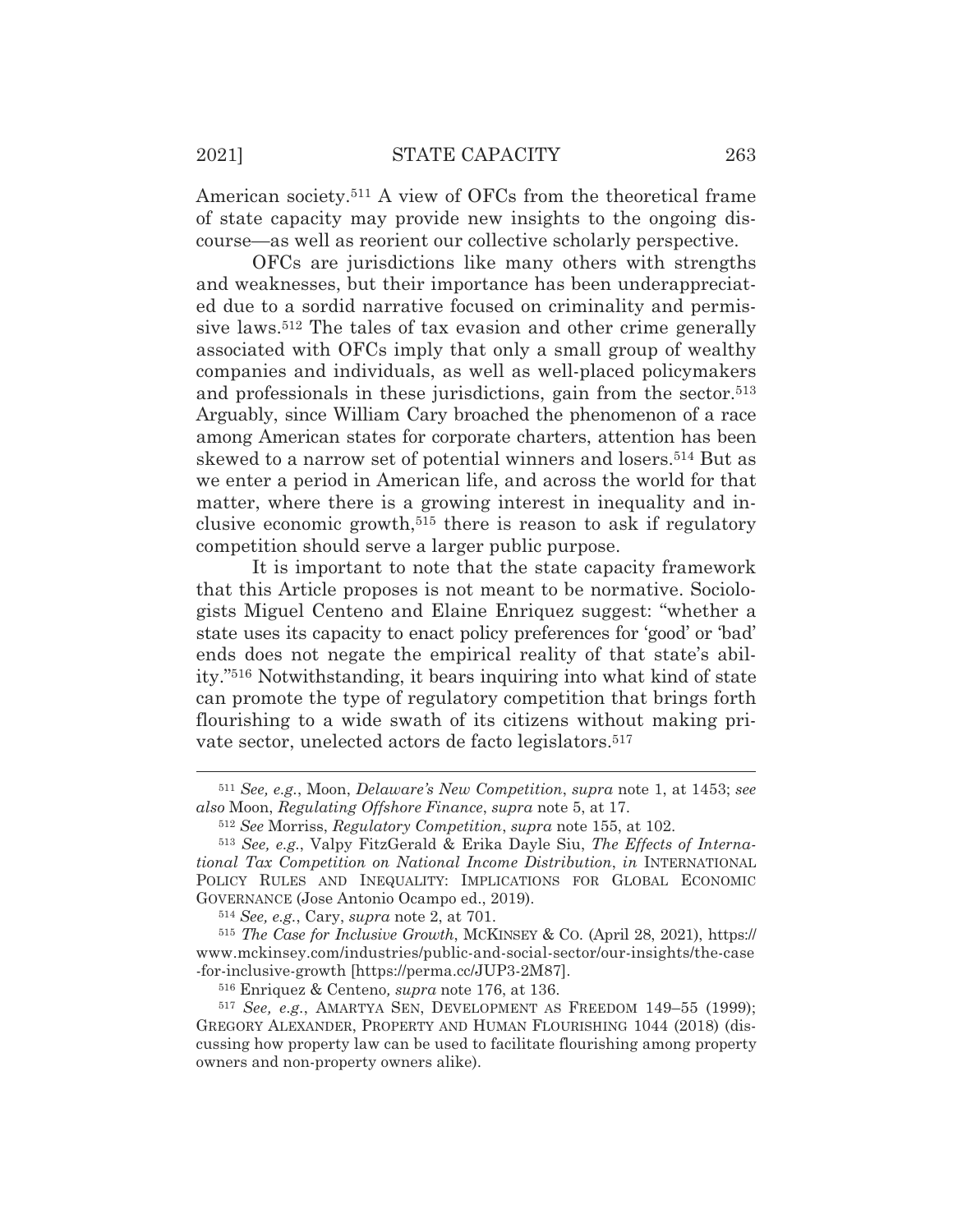American society.[511] A view of OFCs from the theoretical frame of state capacity may provide new insights to the ongoing discourse—as well as reorient our collective scholarly perspective.

OFCs are jurisdictions like many others with strengths and weaknesses, but their importance has been underappreciated due to a sordid narrative focused on criminality and permissive laws.[512] The tales of tax evasion and other crime generally associated with OFCs imply that only a small group of wealthy companies and individuals, as well as well-placed policymakers and professionals in these jurisdictions, gain from the sector.[513] Arguably, since William Cary broached the phenomenon of a race among American states for corporate charters, attention has been skewed to a narrow set of potential winners and losers.[514] But as we enter a period in American life, and across the world for that matter, where there is a growing interest in inequality and inclusive economic growth,[515] there is reason to ask if regulatory competition should serve a larger public purpose.

It is important to note that the state capacity framework that this Article proposes is not meant to be normative. Sociologists Miguel Centeno and Elaine Enriquez suggest: "whether a state uses its capacity to enact policy preferences for 'good' or 'bad' ends does not negate the empirical reality of that state's ability."[516] Notwithstanding, it bears inquiring into what kind of state can promote the type of regulatory competition that brings forth flourishing to a wide swath of its citizens without making private sector, unelected actors de facto legislators.[517]

---

[511] *See, e.g.*, Moon, *Delaware's New Competition*, *supra* note 1, at 1453; *see also* Moon, *Regulating Offshore Finance*, *supra* note 5, at 17.

[512] *See* Morriss, *Regulatory Competition*, *supra* note 155, at 102.

[513] *See, e.g.*, Valpy FitzGerald & Erika Dayle Siu, *The Effects of International Tax Competition on National Income Distribution*, *in* INTERNATIONAL POLICY RULES AND INEQUALITY: IMPLICATIONS FOR GLOBAL ECONOMIC GOVERNANCE (Jose Antonio Ocampo ed., 2019).

[514] *See, e.g.*, Cary, *supra* note 2, at 701.

[515] *The Case for Inclusive Growth*, MCKINSEY & CO. (April 28, 2021), https://www.mckinsey.com/industries/public-and-social-sector/our-insights/the-case-for-inclusive-growth [https://perma.cc/JUP3-2M87].

[516] Enriquez & Centeno*, supra* note 176, at 136.

[517] *See, e.g.*, AMARTYA SEN, DEVELOPMENT AS FREEDOM 149–55 (1999); GREGORY ALEXANDER, PROPERTY AND HUMAN FLOURISHING 1044 (2018) (discussing how property law can be used to facilitate flourishing among property owners and non-property owners alike).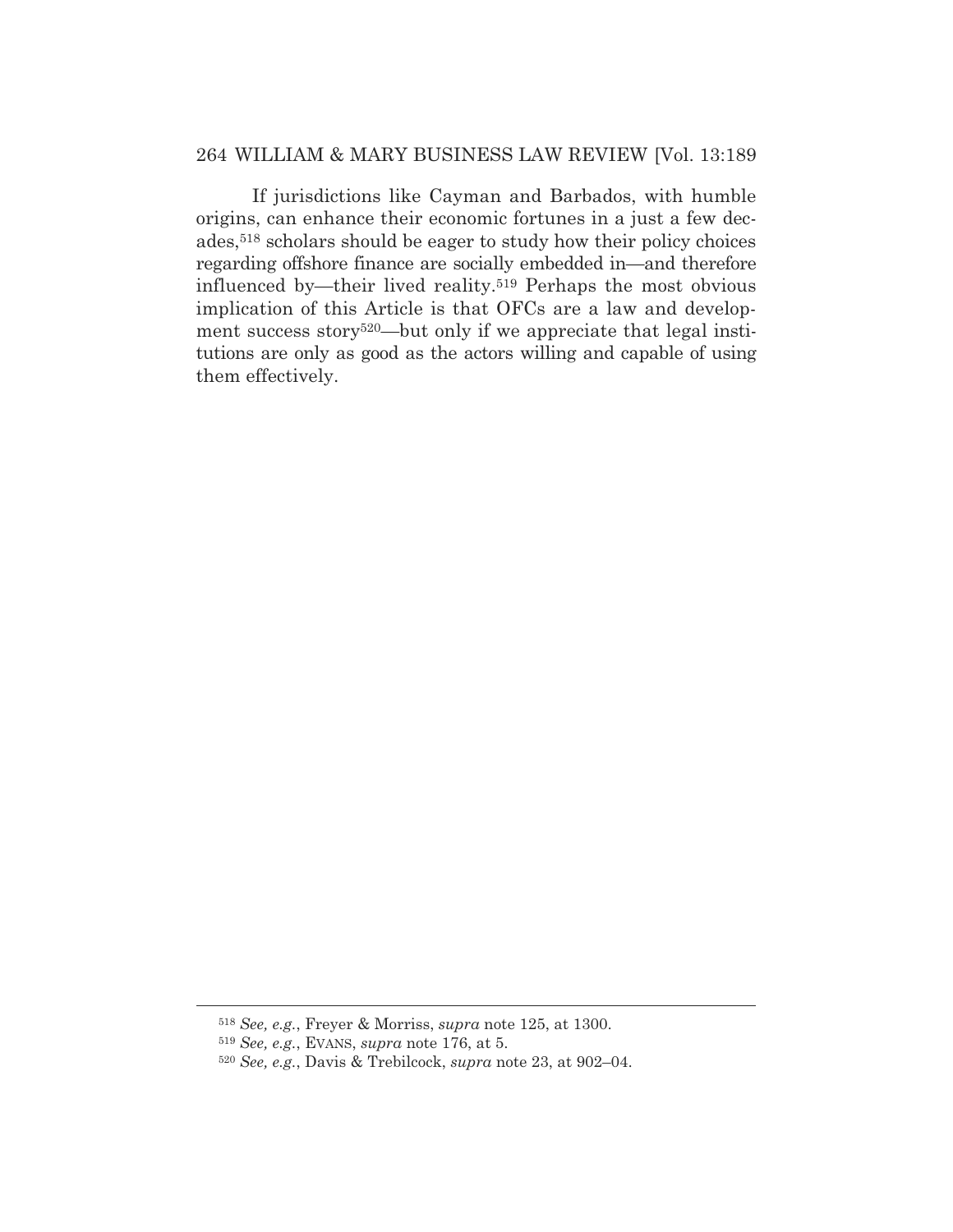If jurisdictions like Cayman and Barbados, with humble origins, can enhance their economic fortunes in a just a few decades,[518] scholars should be eager to study how their policy choices regarding offshore finance are socially embedded in—and therefore influenced by—their lived reality.[519] Perhaps the most obvious implication of this Article is that OFCs are a law and development success story[520]—but only if we appreciate that legal institutions are only as good as the actors willing and capable of using them effectively.

---

[518] *See, e.g.*, Freyer & Morriss, *supra* note 125, at 1300.

[519] *See, e.g.*, EVANS, *supra* note 176, at 5.

[520] *See, e.g.*, Davis & Trebilcock, *supra* note 23, at 902–04.